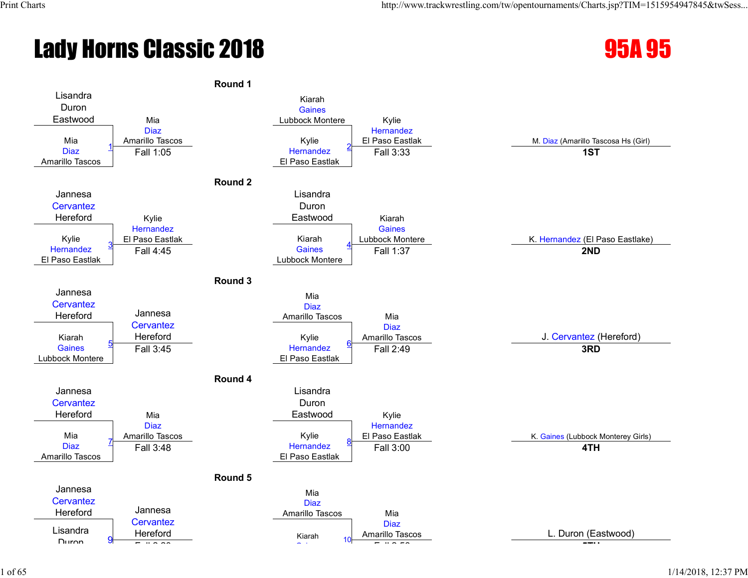# Lady Horns Classic 2018

## 95A 95

### Round 1

| Wrestler 1 | Wrestler 2 | Bout | Winner | Result |
|---|---|---|---|---|
| Lisandra Duron, Eastwood | Mia Diaz, Amarillo Tascos | 1 | Mia Diaz, Amarillo Tascos | Fall 1:05 |
| Kiarah Gaines, Lubbock Montere | Kylie Hernandez, El Paso Eastlak | 2 | Kylie Hernandez, El Paso Eastlak | Fall 3:33 |

### Round 2

| Wrestler 1 | Wrestler 2 | Bout | Winner | Result |
|---|---|---|---|---|
| Jannesa Cervantez, Hereford | Kylie Hernandez, El Paso Eastlak | 3 | Kylie Hernandez, El Paso Eastlak | Fall 4:45 |
| Lisandra Duron, Eastwood | Kiarah Gaines, Lubbock Montere | 4 | Kiarah Gaines, Lubbock Montere | Fall 1:37 |

### Round 3

| Wrestler 1 | Wrestler 2 | Bout | Winner | Result |
|---|---|---|---|---|
| Jannesa Cervantez, Hereford | Kiarah Gaines, Lubbock Montere | 5 | Jannesa Cervantez, Hereford | Fall 3:45 |
| Mia Diaz, Amarillo Tascos | Kylie Hernandez, El Paso Eastlak | 6 | Mia Diaz, Amarillo Tascos | Fall 2:49 |

### Round 4

| Wrestler 1 | Wrestler 2 | Bout | Winner | Result |
|---|---|---|---|---|
| Jannesa Cervantez, Hereford | Mia Diaz, Amarillo Tascos | 7 | Mia Diaz, Amarillo Tascos | Fall 3:48 |
| Lisandra Duron, Eastwood | Kylie Hernandez, El Paso Eastlak | 8 | Kylie Hernandez, El Paso Eastlak | Fall 3:00 |

### Round 5

| Wrestler 1 | Wrestler 2 | Bout | Winner | Result |
|---|---|---|---|---|
| Jannesa Cervantez, Hereford | Lisandra Duron | 9 | Jannesa Cervantez, Hereford | |
| Mia Diaz, Amarillo Tascos | Kiarah | 10 | Mia Diaz, Amarillo Tascos | |

### Placements

| Place | Wrestler |
|---|---|
| 1ST | M. Diaz (Amarillo Tascosa Hs (Girl)) |
| 2ND | K. Hernandez (El Paso Eastlake) |
| 3RD | J. Cervantez (Hereford) |
| 4TH | K. Gaines (Lubbock Monterey Girls) |
| 5TH | L. Duron (Eastwood) |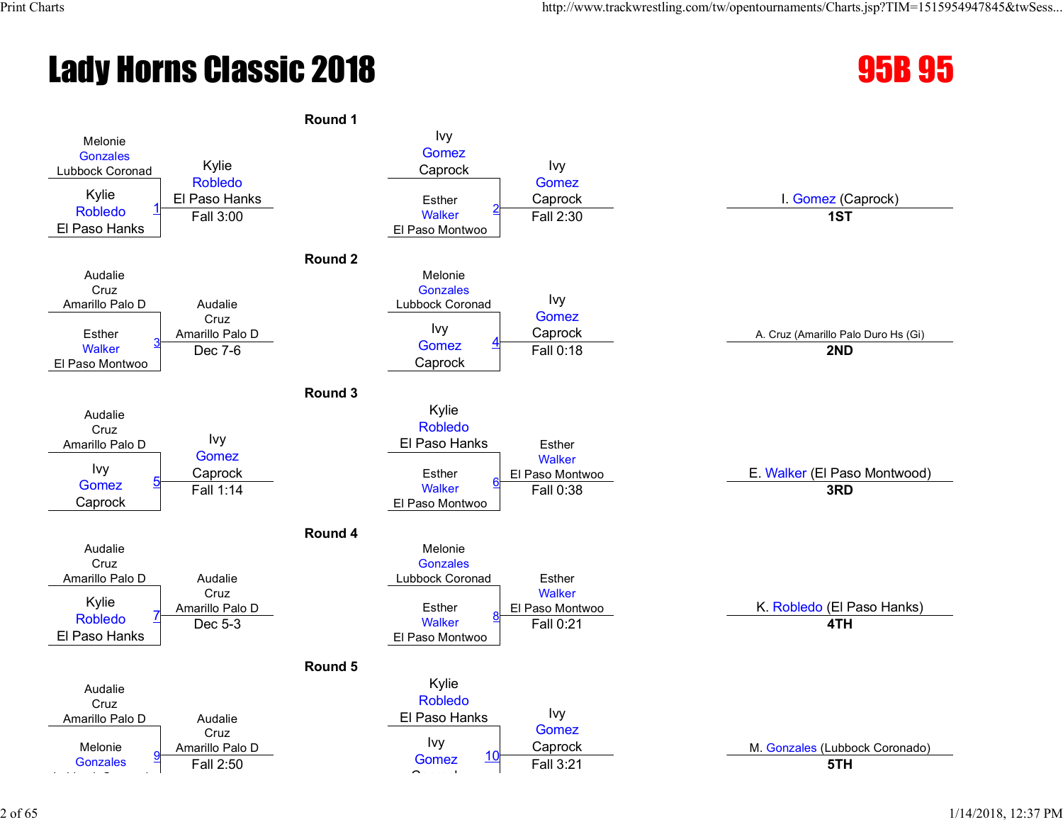# Lady Horns Classic 2018

## 95B 95

### Round 1

| Wrestler 1 | Wrestler 2 | Bout | Winner | Result |
|---|---|---|---|---|
| Melonie Gonzales, Lubbock Coronad | Kylie Robledo, El Paso Hanks | 1 | Kylie Robledo, El Paso Hanks | Fall 3:00 |
| Ivy Gomez, Caprock | Esther Walker, El Paso Montwoo | 2 | Ivy Gomez, Caprock | Fall 2:30 |

### Round 2

| Wrestler 1 | Wrestler 2 | Bout | Winner | Result |
|---|---|---|---|---|
| Audalie Cruz, Amarillo Palo D | Esther Walker, El Paso Montwoo | 3 | Audalie Cruz, Amarillo Palo D | Dec 7-6 |
| Melonie Gonzales, Lubbock Coronad | Ivy Gomez, Caprock | 4 | Ivy Gomez, Caprock | Fall 0:18 |

### Round 3

| Wrestler 1 | Wrestler 2 | Bout | Winner | Result |
|---|---|---|---|---|
| Audalie Cruz, Amarillo Palo D | Ivy Gomez, Caprock | 5 | Ivy Gomez, Caprock | Fall 1:14 |
| Kylie Robledo, El Paso Hanks | Esther Walker, El Paso Montwoo | 6 | Esther Walker, El Paso Montwoo | Fall 0:38 |

### Round 4

| Wrestler 1 | Wrestler 2 | Bout | Winner | Result |
|---|---|---|---|---|
| Audalie Cruz, Amarillo Palo D | Kylie Robledo, El Paso Hanks | 7 | Audalie Cruz, Amarillo Palo D | Dec 5-3 |
| Melonie Gonzales, Lubbock Coronad | Esther Walker, El Paso Montwoo | 8 | Esther Walker, El Paso Montwoo | Fall 0:21 |

### Round 5

| Wrestler 1 | Wrestler 2 | Bout | Winner | Result |
|---|---|---|---|---|
| Audalie Cruz, Amarillo Palo D | Melonie Gonzales, Lubbock Coronad | 9 | Audalie Cruz, Amarillo Palo D | Fall 2:50 |
| Kylie Robledo, El Paso Hanks | Ivy Gomez, Caprock | 10 | Ivy Gomez, Caprock | Fall 3:21 |

### Placings

| Place | Wrestler |
|---|---|
| 1ST | I. Gomez (Caprock) |
| 2ND | A. Cruz (Amarillo Palo Duro Hs (Gi) |
| 3RD | E. Walker (El Paso Montwood) |
| 4TH | K. Robledo (El Paso Hanks) |
| 5TH | M. Gonzales (Lubbock Coronado) |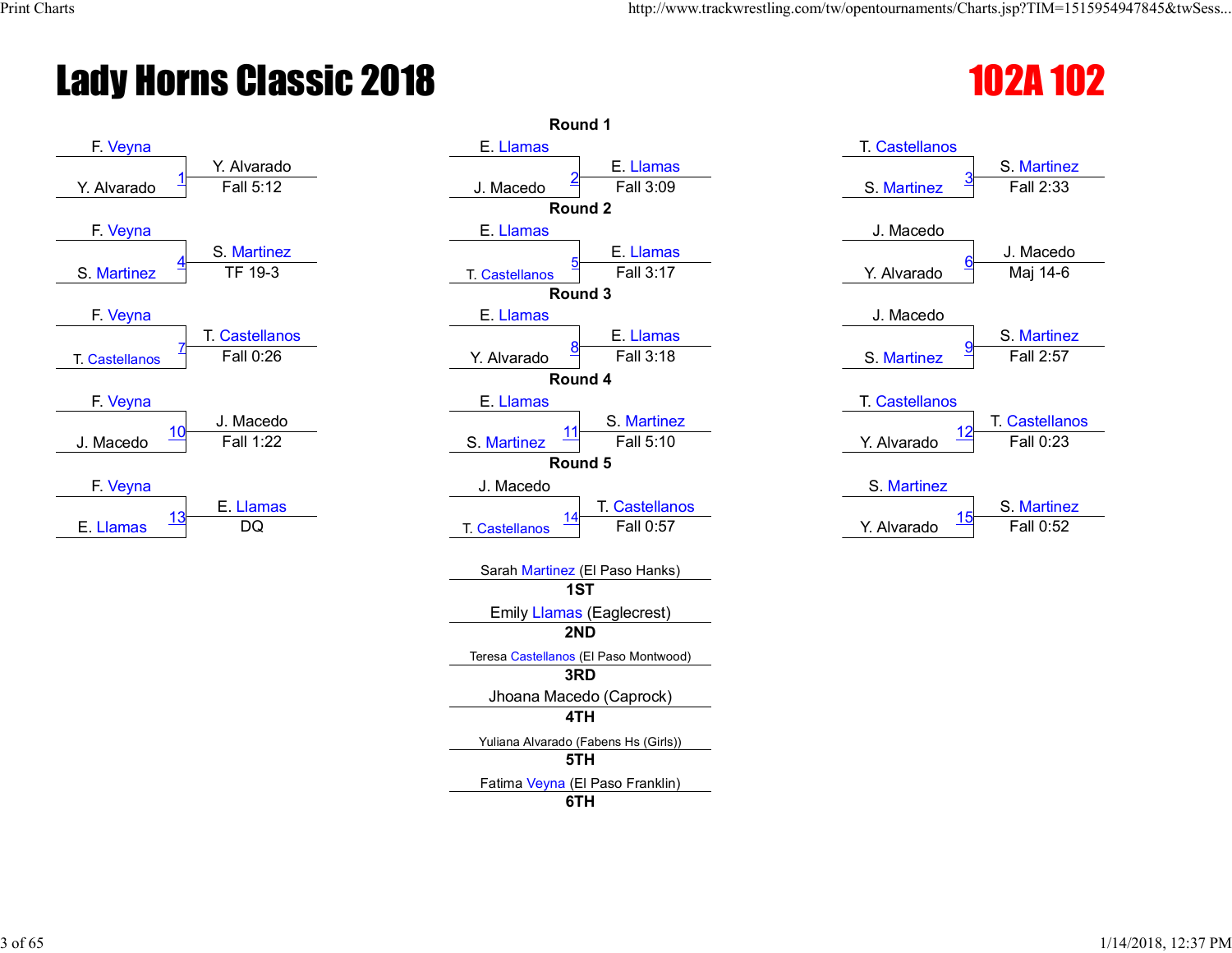# Lady Horns Classic 2018

## 102A 102

### Round 1

| Bout | Wrestler 1 | Wrestler 2 | Winner | Result |
|---|---|---|---|---|
| 1 | F. Veyna | Y. Alvarado | Y. Alvarado | Fall 5:12 |
| 2 | E. Llamas | J. Macedo | E. Llamas | Fall 3:09 |
| 3 | T. Castellanos | S. Martinez | S. Martinez | Fall 2:33 |

### Round 2

| Bout | Wrestler 1 | Wrestler 2 | Winner | Result |
|---|---|---|---|---|
| 4 | F. Veyna | S. Martinez | S. Martinez | TF 19-3 |
| 5 | E. Llamas | T. Castellanos | E. Llamas | Fall 3:17 |
| 6 | J. Macedo | Y. Alvarado | J. Macedo | Maj 14-6 |

### Round 3

| Bout | Wrestler 1 | Wrestler 2 | Winner | Result |
|---|---|---|---|---|
| 7 | F. Veyna | T. Castellanos | T. Castellanos | Fall 0:26 |
| 8 | E. Llamas | Y. Alvarado | E. Llamas | Fall 3:18 |
| 9 | J. Macedo | S. Martinez | S. Martinez | Fall 2:57 |

### Round 4

| Bout | Wrestler 1 | Wrestler 2 | Winner | Result |
|---|---|---|---|---|
| 10 | F. Veyna | J. Macedo | J. Macedo | Fall 1:22 |
| 11 | E. Llamas | S. Martinez | S. Martinez | Fall 5:10 |
| 12 | T. Castellanos | Y. Alvarado | T. Castellanos | Fall 0:23 |

### Round 5

| Bout | Wrestler 1 | Wrestler 2 | Winner | Result |
|---|---|---|---|---|
| 13 | F. Veyna | E. Llamas | E. Llamas | DQ |
| 14 | J. Macedo | T. Castellanos | T. Castellanos | Fall 0:57 |
| 15 | S. Martinez | Y. Alvarado | S. Martinez | Fall 0:52 |

### Placements

| Place | Wrestler |
|---|---|
| 1ST | Sarah Martinez (El Paso Hanks) |
| 2ND | Emily Llamas (Eaglecrest) |
| 3RD | Teresa Castellanos (El Paso Montwood) |
| 4TH | Jhoana Macedo (Caprock) |
| 5TH | Yuliana Alvarado (Fabens Hs (Girls)) |
| 6TH | Fatima Veyna (El Paso Franklin) |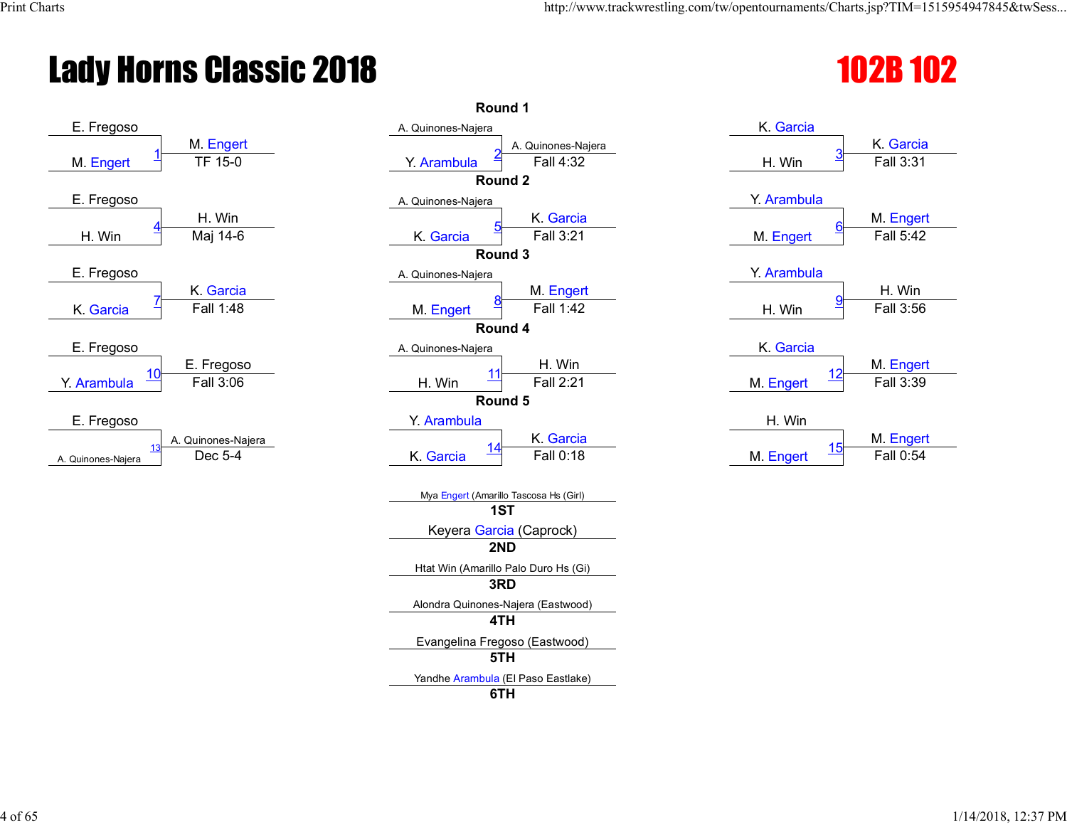# Lady Horns Classic 2018

## 102B 102

### Round 1

| Match | Wrestler 1 | Wrestler 2 | Winner | Result |
|---|---|---|---|---|
| 1 | E. Fregoso | M. Engert | M. Engert | TF 15-0 |
| 2 | A. Quinones-Najera | Y. Arambula | A. Quinones-Najera | Fall 4:32 |
| 3 | K. Garcia | H. Win | K. Garcia | Fall 3:31 |

### Round 2

| Match | Wrestler 1 | Wrestler 2 | Winner | Result |
|---|---|---|---|---|
| 4 | E. Fregoso | H. Win | H. Win | Maj 14-6 |
| 5 | A. Quinones-Najera | K. Garcia | K. Garcia | Fall 3:21 |
| 6 | Y. Arambula | M. Engert | M. Engert | Fall 5:42 |

### Round 3

| Match | Wrestler 1 | Wrestler 2 | Winner | Result |
|---|---|---|---|---|
| 7 | E. Fregoso | K. Garcia | K. Garcia | Fall 1:48 |
| 8 | A. Quinones-Najera | M. Engert | M. Engert | Fall 1:42 |
| 9 | Y. Arambula | H. Win | H. Win | Fall 3:56 |

### Round 4

| Match | Wrestler 1 | Wrestler 2 | Winner | Result |
|---|---|---|---|---|
| 10 | E. Fregoso | Y. Arambula | E. Fregoso | Fall 3:06 |
| 11 | A. Quinones-Najera | H. Win | H. Win | Fall 2:21 |
| 12 | K. Garcia | M. Engert | M. Engert | Fall 3:39 |

### Round 5

| Match | Wrestler 1 | Wrestler 2 | Winner | Result |
|---|---|---|---|---|
| 13 | E. Fregoso | A. Quinones-Najera | A. Quinones-Najera | Dec 5-4 |
| 14 | Y. Arambula | K. Garcia | K. Garcia | Fall 0:18 |
| 15 | H. Win | M. Engert | M. Engert | Fall 0:54 |

### Placings

| Place | Wrestler |
|---|---|
| 1ST | Mya Engert (Amarillo Tascosa Hs (Girl) |
| 2ND | Keyera Garcia (Caprock) |
| 3RD | Htat Win (Amarillo Palo Duro Hs (Gi) |
| 4TH | Alondra Quinones-Najera (Eastwood) |
| 5TH | Evangelina Fregoso (Eastwood) |
| 6TH | Yandhe Arambula (El Paso Eastlake) |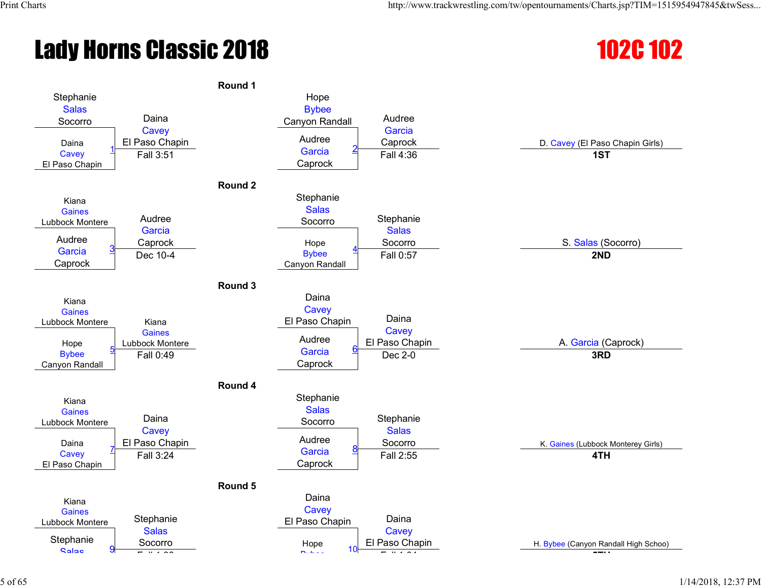# Lady Horns Classic 2018

## 102C 102

### Round 1

| Wrestler 1 | Wrestler 2 | Bout | Winner | Result |
|---|---|---|---|---|
| Stephanie Salas, Socorro | Daina Cavey, El Paso Chapin | 1 | Daina Cavey, El Paso Chapin | Fall 3:51 |
| Hope Bybee, Canyon Randall | Audree Garcia, Caprock | 2 | Audree Garcia, Caprock | Fall 4:36 |

### Round 2

| Wrestler 1 | Wrestler 2 | Bout | Winner | Result |
|---|---|---|---|---|
| Kiana Gaines, Lubbock Montere | Audree Garcia, Caprock | 3 | Audree Garcia, Caprock | Dec 10-4 |
| Stephanie Salas, Socorro | Hope Bybee, Canyon Randall | 4 | Stephanie Salas, Socorro | Fall 0:57 |

### Round 3

| Wrestler 1 | Wrestler 2 | Bout | Winner | Result |
|---|---|---|---|---|
| Kiana Gaines, Lubbock Montere | Hope Bybee, Canyon Randall | 5 | Kiana Gaines, Lubbock Montere | Fall 0:49 |
| Daina Cavey, El Paso Chapin | Audree Garcia, Caprock | 6 | Daina Cavey, El Paso Chapin | Dec 2-0 |

### Round 4

| Wrestler 1 | Wrestler 2 | Bout | Winner | Result |
|---|---|---|---|---|
| Kiana Gaines, Lubbock Montere | Daina Cavey, El Paso Chapin | 7 | Daina Cavey, El Paso Chapin | Fall 3:24 |
| Stephanie Salas, Socorro | Audree Garcia, Caprock | 8 | Stephanie Salas, Socorro | Fall 2:55 |

### Round 5

| Wrestler 1 | Wrestler 2 | Bout | Winner | Result |
|---|---|---|---|---|
| Kiana Gaines, Lubbock Montere | Stephanie Salas | 9 | Stephanie Salas, Socorro | |
| Daina Cavey, El Paso Chapin | Hope | 10 | Daina Cavey, El Paso Chapin | |

### Placement

| Place | Wrestler |
|---|---|
| 1ST | D. Cavey (El Paso Chapin Girls) |
| 2ND | S. Salas (Socorro) |
| 3RD | A. Garcia (Caprock) |
| 4TH | K. Gaines (Lubbock Monterey Girls) |
| | H. Bybee (Canyon Randall High Schoo) |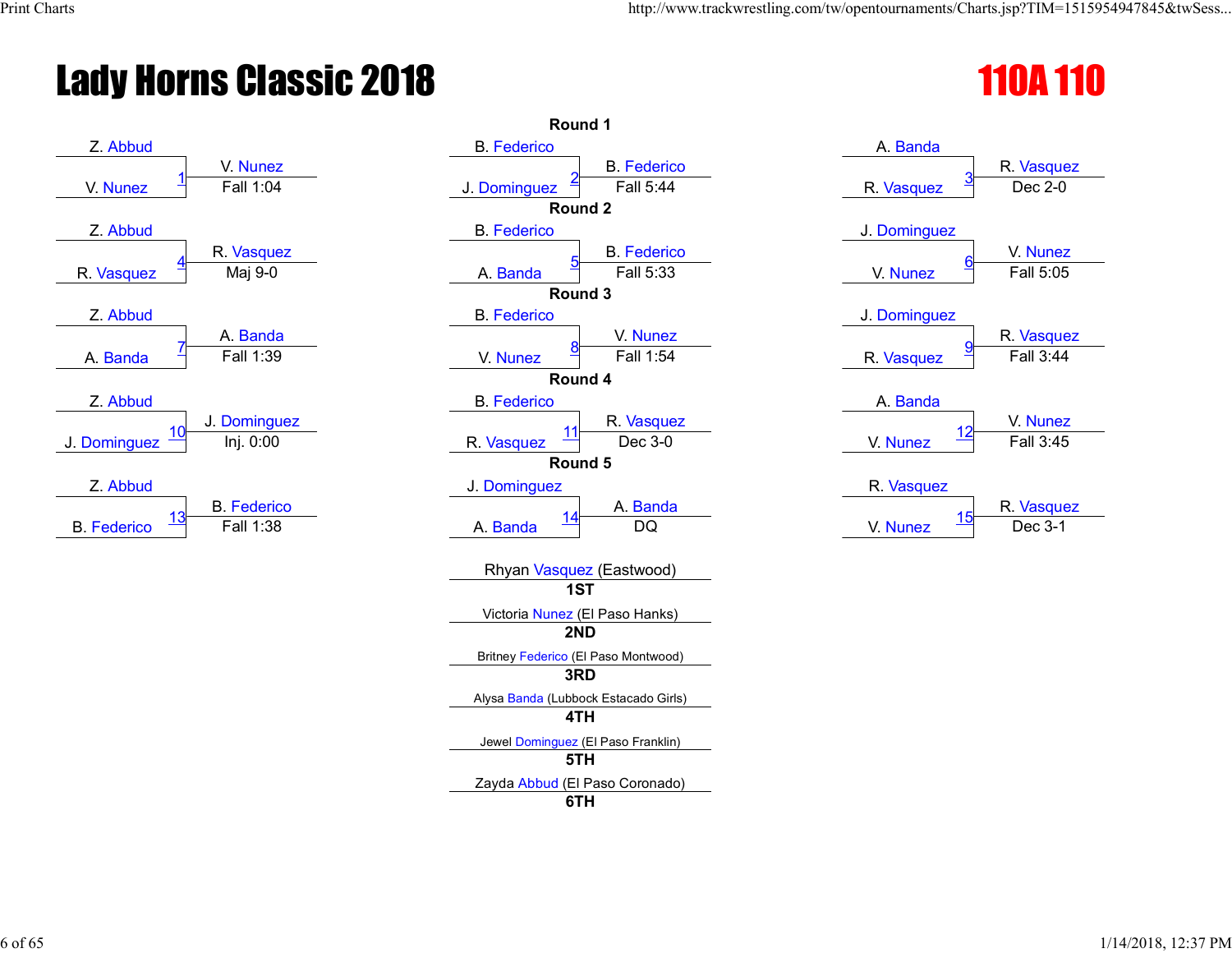# Lady Horns Classic 2018

## 110A 110

### Round 1

| Bout | Wrestler 1 | Wrestler 2 | Winner | Result |
|---|---|---|---|---|
| 1 | Z. Abbud | V. Nunez | V. Nunez | Fall 1:04 |
| 2 | B. Federico | J. Dominguez | B. Federico | Fall 5:44 |
| 3 | A. Banda | R. Vasquez | R. Vasquez | Dec 2-0 |

### Round 2

| Bout | Wrestler 1 | Wrestler 2 | Winner | Result |
|---|---|---|---|---|
| 4 | Z. Abbud | R. Vasquez | R. Vasquez | Maj 9-0 |
| 5 | B. Federico | A. Banda | B. Federico | Fall 5:33 |
| 6 | J. Dominguez | V. Nunez | V. Nunez | Fall 5:05 |

### Round 3

| Bout | Wrestler 1 | Wrestler 2 | Winner | Result |
|---|---|---|---|---|
| 7 | Z. Abbud | A. Banda | A. Banda | Fall 1:39 |
| 8 | B. Federico | V. Nunez | V. Nunez | Fall 1:54 |
| 9 | J. Dominguez | R. Vasquez | R. Vasquez | Fall 3:44 |

### Round 4

| Bout | Wrestler 1 | Wrestler 2 | Winner | Result |
|---|---|---|---|---|
| 10 | Z. Abbud | J. Dominguez | J. Dominguez | Inj. 0:00 |
| 11 | B. Federico | R. Vasquez | R. Vasquez | Dec 3-0 |
| 12 | A. Banda | V. Nunez | V. Nunez | Fall 3:45 |

### Round 5

| Bout | Wrestler 1 | Wrestler 2 | Winner | Result |
|---|---|---|---|---|
| 13 | Z. Abbud | B. Federico | B. Federico | Fall 1:38 |
| 14 | J. Dominguez | A. Banda | A. Banda | DQ |
| 15 | R. Vasquez | V. Nunez | R. Vasquez | Dec 3-1 |

### Placements

| Place | Wrestler |
|---|---|
| 1ST | Rhyan Vasquez (Eastwood) |
| 2ND | Victoria Nunez (El Paso Hanks) |
| 3RD | Britney Federico (El Paso Montwood) |
| 4TH | Alysa Banda (Lubbock Estacado Girls) |
| 5TH | Jewel Dominguez (El Paso Franklin) |
| 6TH | Zayda Abbud (El Paso Coronado) |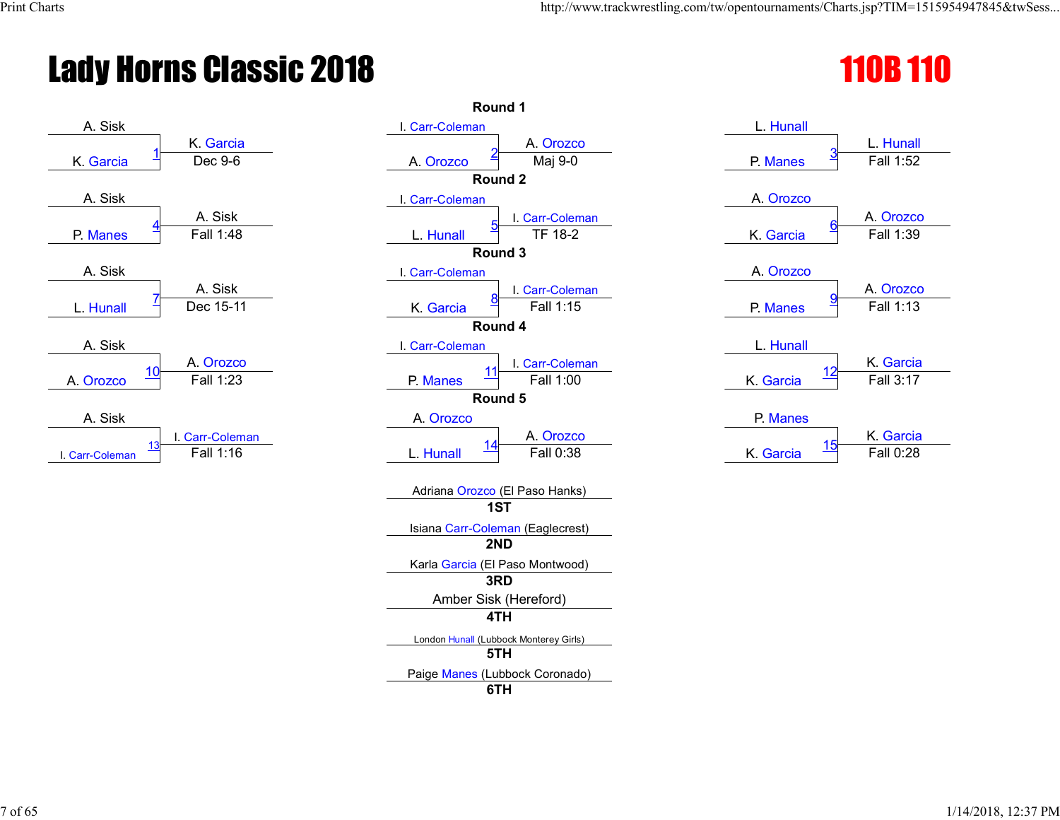# Lady Horns Classic 2018

## 110B 110

### Round 1

| Bout | Wrestler 1 | Wrestler 2 | Winner | Result |
|---|---|---|---|---|
| 1 | A. Sisk | K. Garcia | K. Garcia | Dec 9-6 |
| 2 | I. Carr-Coleman | A. Orozco | A. Orozco | Maj 9-0 |
| 3 | L. Hunall | P. Manes | L. Hunall | Fall 1:52 |

### Round 2

| Bout | Wrestler 1 | Wrestler 2 | Winner | Result |
|---|---|---|---|---|
| 4 | A. Sisk | P. Manes | A. Sisk | Fall 1:48 |
| 5 | I. Carr-Coleman | L. Hunall | I. Carr-Coleman | TF 18-2 |
| 6 | A. Orozco | K. Garcia | A. Orozco | Fall 1:39 |

### Round 3

| Bout | Wrestler 1 | Wrestler 2 | Winner | Result |
|---|---|---|---|---|
| 7 | A. Sisk | L. Hunall | A. Sisk | Dec 15-11 |
| 8 | I. Carr-Coleman | K. Garcia | I. Carr-Coleman | Fall 1:15 |
| 9 | A. Orozco | P. Manes | A. Orozco | Fall 1:13 |

### Round 4

| Bout | Wrestler 1 | Wrestler 2 | Winner | Result |
|---|---|---|---|---|
| 10 | A. Sisk | A. Orozco | A. Orozco | Fall 1:23 |
| 11 | I. Carr-Coleman | P. Manes | I. Carr-Coleman | Fall 1:00 |
| 12 | L. Hunall | K. Garcia | K. Garcia | Fall 3:17 |

### Round 5

| Bout | Wrestler 1 | Wrestler 2 | Winner | Result |
|---|---|---|---|---|
| 13 | A. Sisk | I. Carr-Coleman | I. Carr-Coleman | Fall 1:16 |
| 14 | A. Orozco | L. Hunall | A. Orozco | Fall 0:38 |
| 15 | P. Manes | K. Garcia | K. Garcia | Fall 0:28 |

### Placements

| Place | Wrestler |
|---|---|
| 1ST | Adriana Orozco (El Paso Hanks) |
| 2ND | Isiana Carr-Coleman (Eaglecrest) |
| 3RD | Karla Garcia (El Paso Montwood) |
| 4TH | Amber Sisk (Hereford) |
| 5TH | London Hunall (Lubbock Monterey Girls) |
| 6TH | Paige Manes (Lubbock Coronado) |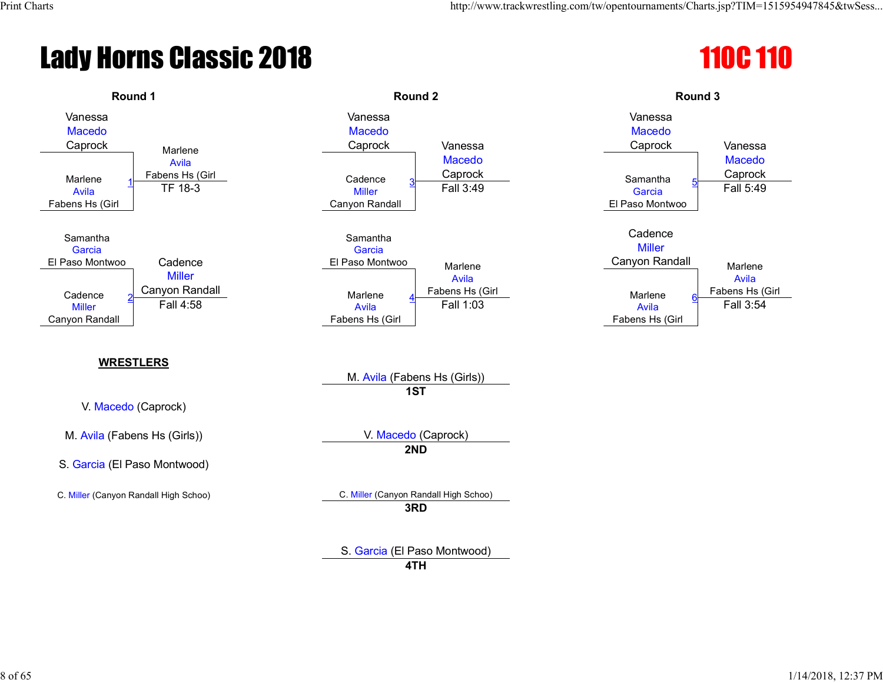# Lady Horns Classic 2018

## 110C 110

### Round 1

| Match | Wrestler 1 | Wrestler 2 | Winner | Result |
| --- | --- | --- | --- | --- |
| 1 | Vanessa Macedo, Caprock | Marlene Avila, Fabens Hs (Girl | Marlene Avila, Fabens Hs (Girl | TF 18-3 |
| 2 | Samantha Garcia, El Paso Montwoo | Cadence Miller, Canyon Randall | Cadence Miller, Canyon Randall | Fall 4:58 |

### Round 2

| Match | Wrestler 1 | Wrestler 2 | Winner | Result |
| --- | --- | --- | --- | --- |
| 3 | Vanessa Macedo, Caprock | Cadence Miller, Canyon Randall | Vanessa Macedo, Caprock | Fall 3:49 |
| 4 | Samantha Garcia, El Paso Montwoo | Marlene Avila, Fabens Hs (Girl | Marlene Avila, Fabens Hs (Girl | Fall 1:03 |

### Round 3

| Match | Wrestler 1 | Wrestler 2 | Winner | Result |
| --- | --- | --- | --- | --- |
| 5 | Vanessa Macedo, Caprock | Samantha Garcia, El Paso Montwoo | Vanessa Macedo, Caprock | Fall 5:49 |
| 6 | Cadence Miller, Canyon Randall | Marlene Avila, Fabens Hs (Girl | Marlene Avila, Fabens Hs (Girl | Fall 3:54 |

**WRESTLERS**

V. Macedo (Caprock)

M. Avila (Fabens Hs (Girls))

S. Garcia (El Paso Montwood)

C. Miller (Canyon Randall High Schoo)

**Placements**

M. Avila (Fabens Hs (Girls)) — **1ST**

V. Macedo (Caprock) — **2ND**

C. Miller (Canyon Randall High Schoo) — **3RD**

S. Garcia (El Paso Montwood) — **4TH**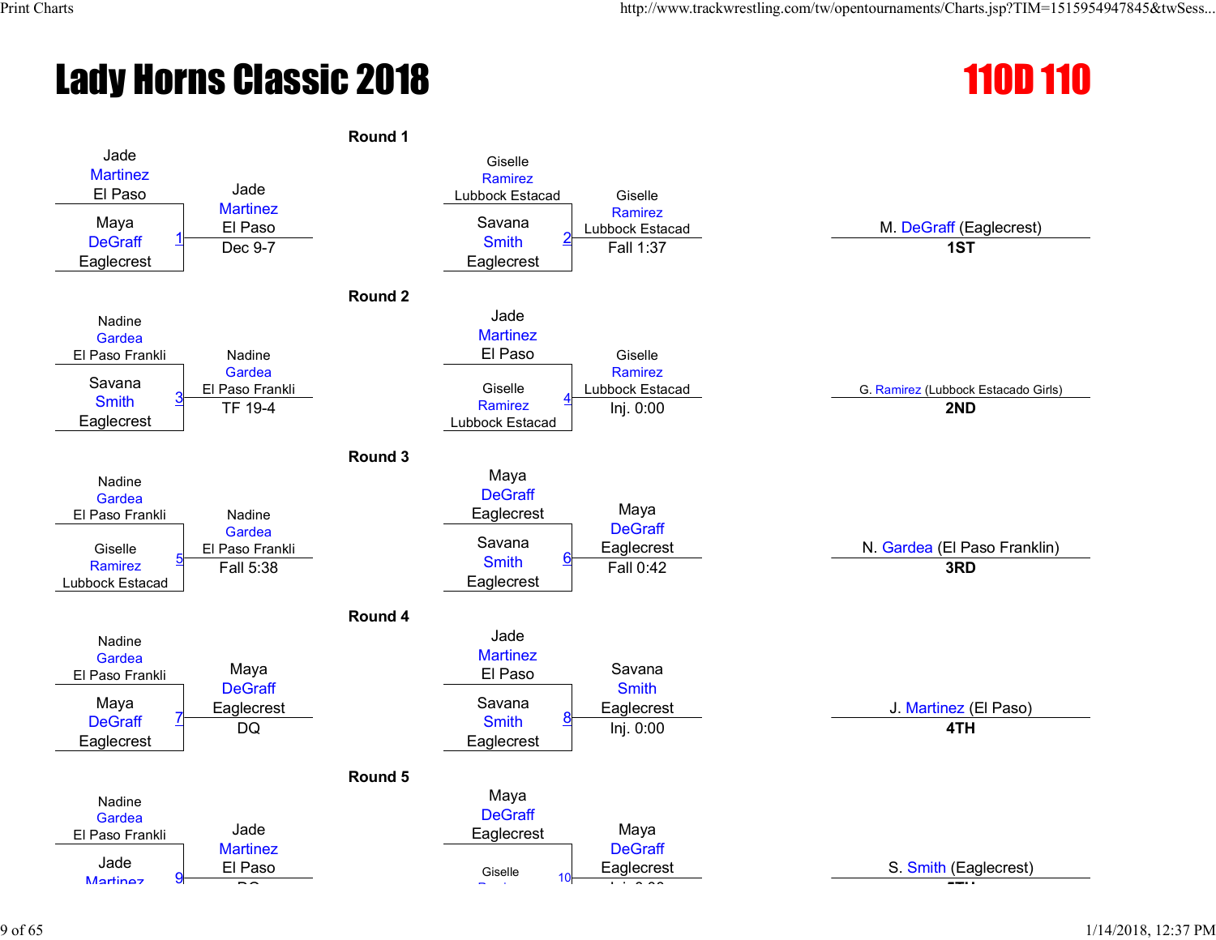# Lady Horns Classic 2018

## 110D 110

### Round 1

| Match | Wrestler 1 | Wrestler 2 | Winner | Result |
|---|---|---|---|---|
| 1 | Jade Martinez, El Paso | Maya DeGraff, Eaglecrest | Jade Martinez, El Paso | Dec 9-7 |
| 2 | Giselle Ramirez, Lubbock Estacad | Savana Smith, Eaglecrest | Giselle Ramirez, Lubbock Estacad | Fall 1:37 |

### Round 2

| Match | Wrestler 1 | Wrestler 2 | Winner | Result |
|---|---|---|---|---|
| 3 | Nadine Gardea, El Paso Frankli | Savana Smith, Eaglecrest | Nadine Gardea, El Paso Frankli | TF 19-4 |
| 4 | Jade Martinez, El Paso | Giselle Ramirez, Lubbock Estacad | Giselle Ramirez, Lubbock Estacad | Inj. 0:00 |

### Round 3

| Match | Wrestler 1 | Wrestler 2 | Winner | Result |
|---|---|---|---|---|
| 5 | Nadine Gardea, El Paso Frankli | Giselle Ramirez, Lubbock Estacad | Nadine Gardea, El Paso Frankli | Fall 5:38 |
| 6 | Maya DeGraff, Eaglecrest | Savana Smith, Eaglecrest | Maya DeGraff, Eaglecrest | Fall 0:42 |

### Round 4

| Match | Wrestler 1 | Wrestler 2 | Winner | Result |
|---|---|---|---|---|
| 7 | Nadine Gardea, El Paso Frankli | Maya DeGraff, Eaglecrest | Maya DeGraff, Eaglecrest | DQ |
| 8 | Jade Martinez, El Paso | Savana Smith, Eaglecrest | Savana Smith, Eaglecrest | Inj. 0:00 |

### Round 5

| Match | Wrestler 1 | Wrestler 2 | Winner | Result |
|---|---|---|---|---|
| 9 | Nadine Gardea, El Paso Frankli | Jade Martinez | Jade Martinez, El Paso | DQ |
| 10 | Maya DeGraff, Eaglecrest | Giselle | Maya DeGraff, Eaglecrest | |

### Placements

| Place | Wrestler |
|---|---|
| 1ST | M. DeGraff (Eaglecrest) |
| 2ND | G. Ramirez (Lubbock Estacado Girls) |
| 3RD | N. Gardea (El Paso Franklin) |
| 4TH | J. Martinez (El Paso) |
| 5TH | S. Smith (Eaglecrest) |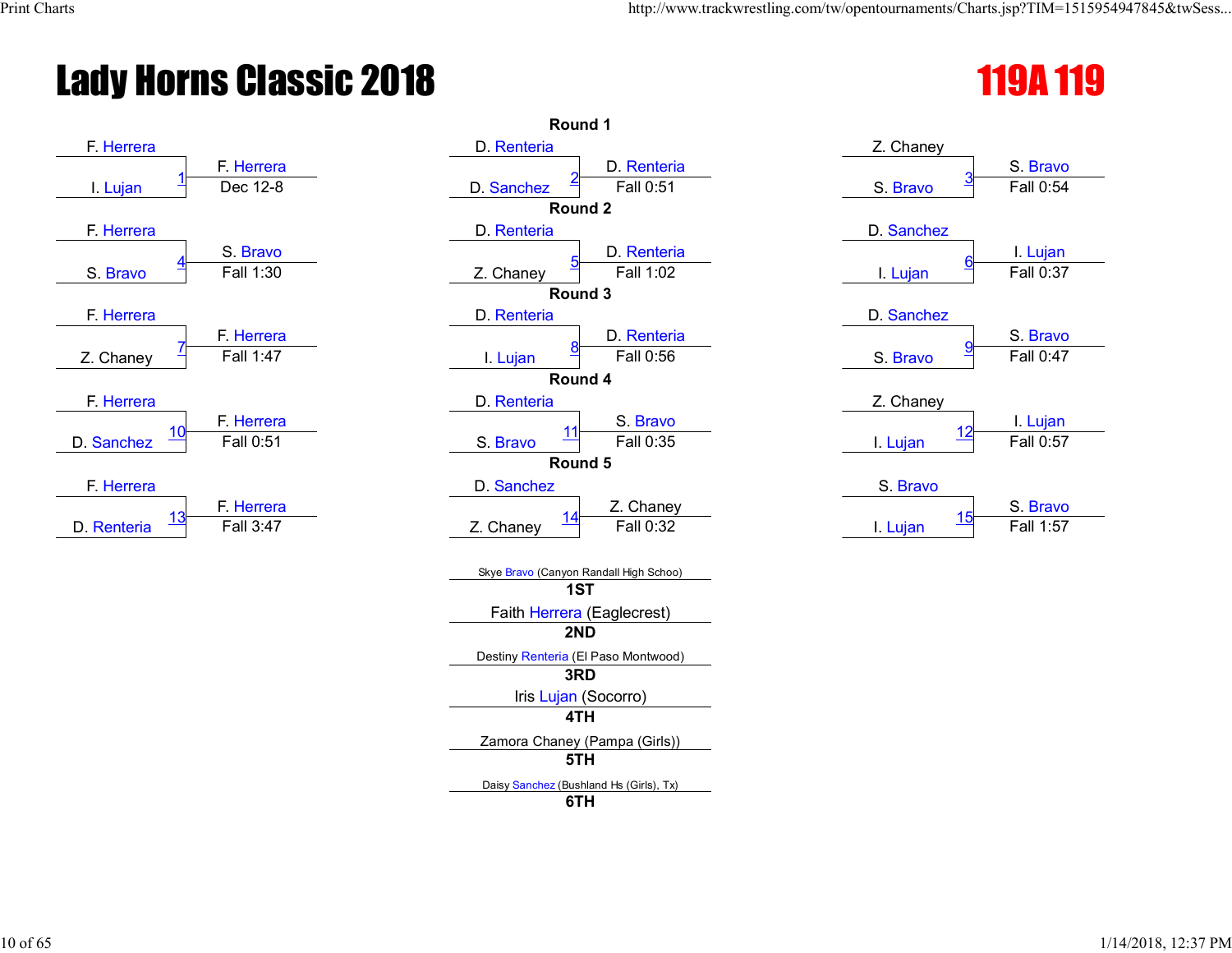# Lady Horns Classic 2018

## 119A 119

### Round 1

| Match | Wrestler 1 | Wrestler 2 | Winner | Result |
|---|---|---|---|---|
| 1 | F. Herrera | I. Lujan | F. Herrera | Dec 12-8 |
| 2 | D. Renteria | D. Sanchez | D. Renteria | Fall 0:51 |
| 3 | Z. Chaney | S. Bravo | S. Bravo | Fall 0:54 |

### Round 2

| Match | Wrestler 1 | Wrestler 2 | Winner | Result |
|---|---|---|---|---|
| 4 | F. Herrera | S. Bravo | S. Bravo | Fall 1:30 |
| 5 | D. Renteria | Z. Chaney | D. Renteria | Fall 1:02 |
| 6 | D. Sanchez | I. Lujan | I. Lujan | Fall 0:37 |

### Round 3

| Match | Wrestler 1 | Wrestler 2 | Winner | Result |
|---|---|---|---|---|
| 7 | F. Herrera | Z. Chaney | F. Herrera | Fall 1:47 |
| 8 | D. Renteria | I. Lujan | D. Renteria | Fall 0:56 |
| 9 | D. Sanchez | S. Bravo | S. Bravo | Fall 0:47 |

### Round 4

| Match | Wrestler 1 | Wrestler 2 | Winner | Result |
|---|---|---|---|---|
| 10 | F. Herrera | D. Sanchez | F. Herrera | Fall 0:51 |
| 11 | D. Renteria | S. Bravo | S. Bravo | Fall 0:35 |
| 12 | Z. Chaney | I. Lujan | I. Lujan | Fall 0:57 |

### Round 5

| Match | Wrestler 1 | Wrestler 2 | Winner | Result |
|---|---|---|---|---|
| 13 | F. Herrera | D. Renteria | F. Herrera | Fall 3:47 |
| 14 | D. Sanchez | Z. Chaney | Z. Chaney | Fall 0:32 |
| 15 | S. Bravo | I. Lujan | S. Bravo | Fall 1:57 |

### Placements

| Place | Wrestler |
|---|---|
| 1ST | Skye Bravo (Canyon Randall High Schoo) |
| 2ND | Faith Herrera (Eaglecrest) |
| 3RD | Destiny Renteria (El Paso Montwood) |
| 4TH | Iris Lujan (Socorro) |
| 5TH | Zamora Chaney (Pampa (Girls)) |
| 6TH | Daisy Sanchez (Bushland Hs (Girls), Tx) |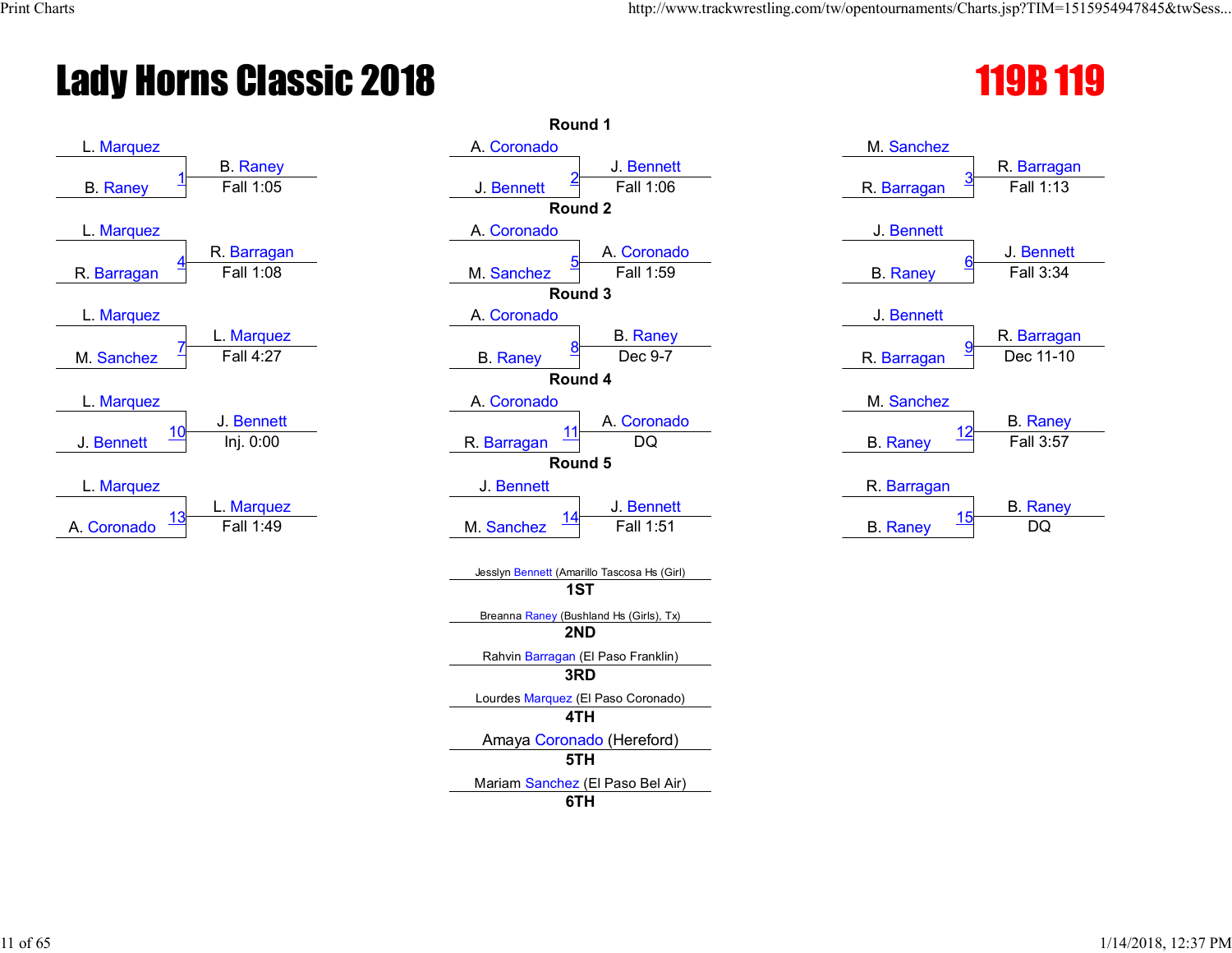# Lady Horns Classic 2018

## 119B 119

| Round | Bout | Wrestler 1 | Wrestler 2 | Winner | Result |
|---|---|---|---|---|---|
| Round 1 | 1 | L. Marquez | B. Raney | B. Raney | Fall 1:05 |
| Round 1 | 2 | A. Coronado | J. Bennett | J. Bennett | Fall 1:06 |
| Round 1 | 3 | M. Sanchez | R. Barragan | R. Barragan | Fall 1:13 |
| Round 2 | 4 | L. Marquez | R. Barragan | R. Barragan | Fall 1:08 |
| Round 2 | 5 | A. Coronado | M. Sanchez | A. Coronado | Fall 1:59 |
| Round 2 | 6 | J. Bennett | B. Raney | J. Bennett | Fall 3:34 |
| Round 3 | 7 | L. Marquez | M. Sanchez | L. Marquez | Fall 4:27 |
| Round 3 | 8 | A. Coronado | B. Raney | B. Raney | Dec 9-7 |
| Round 3 | 9 | J. Bennett | R. Barragan | R. Barragan | Dec 11-10 |
| Round 4 | 10 | L. Marquez | J. Bennett | J. Bennett | Inj. 0:00 |
| Round 4 | 11 | A. Coronado | R. Barragan | A. Coronado | DQ |
| Round 4 | 12 | M. Sanchez | B. Raney | B. Raney | Fall 3:57 |
| Round 5 | 13 | L. Marquez | A. Coronado | L. Marquez | Fall 1:49 |
| Round 5 | 14 | J. Bennett | M. Sanchez | J. Bennett | Fall 1:51 |
| Round 5 | 15 | R. Barragan | B. Raney | B. Raney | DQ |

| Place | Wrestler |
|---|---|
| 1ST | Jesslyn Bennett (Amarillo Tascosa Hs (Girl) |
| 2ND | Breanna Raney (Bushland Hs (Girls), Tx) |
| 3RD | Rahvin Barragan (El Paso Franklin) |
| 4TH | Lourdes Marquez (El Paso Coronado) |
| 5TH | Amaya Coronado (Hereford) |
| 6TH | Mariam Sanchez (El Paso Bel Air) |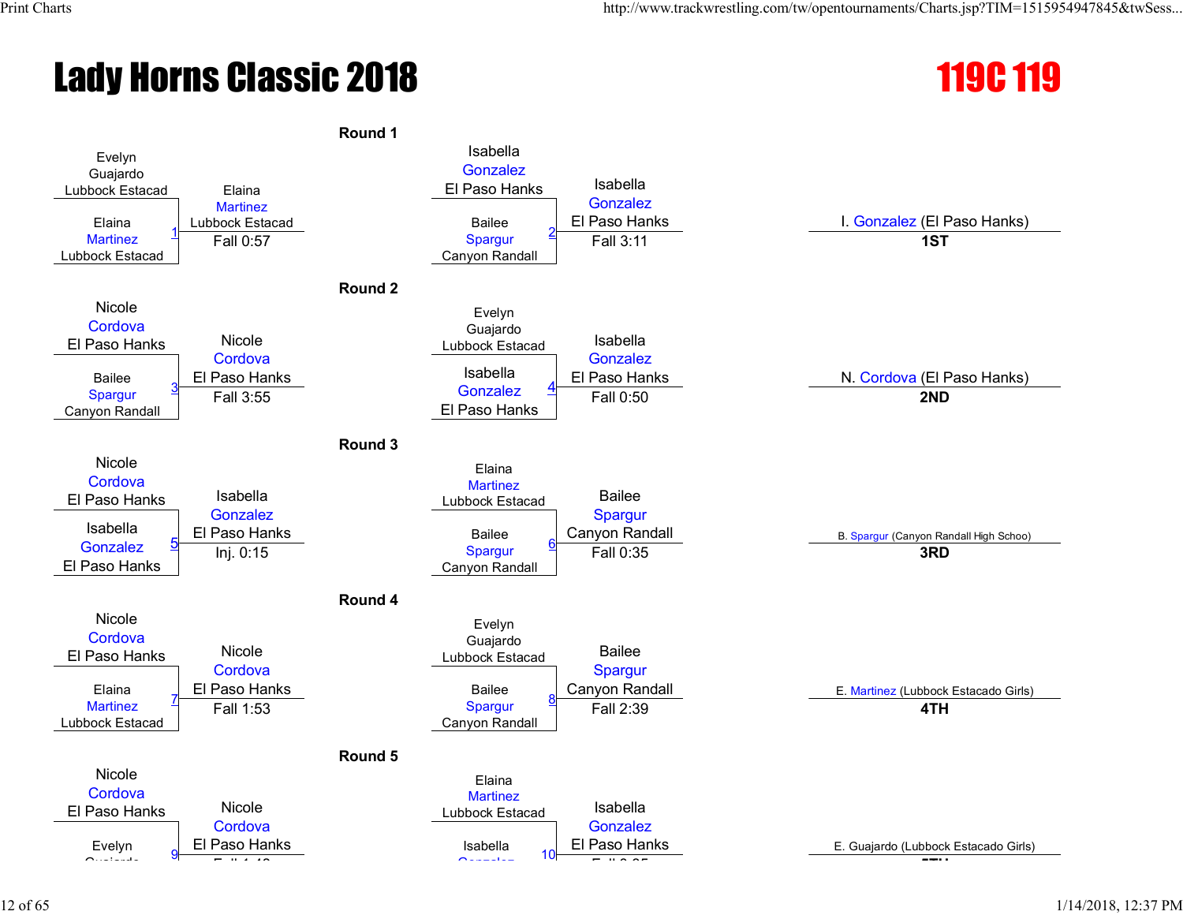# Lady Horns Classic 2018

## 119C 119

### Round 1

| Bout | Wrestler 1 | Wrestler 2 | Winner | Result |
|---|---|---|---|---|
| 1 | Evelyn Guajardo (Lubbock Estacad) | Elaina Martinez (Lubbock Estacad) | Elaina Martinez (Lubbock Estacad) | Fall 0:57 |
| 2 | Isabella Gonzalez (El Paso Hanks) | Bailee Spargur (Canyon Randall) | Isabella Gonzalez (El Paso Hanks) | Fall 3:11 |

### Round 2

| Bout | Wrestler 1 | Wrestler 2 | Winner | Result |
|---|---|---|---|---|
| 3 | Nicole Cordova (El Paso Hanks) | Bailee Spargur (Canyon Randall) | Nicole Cordova (El Paso Hanks) | Fall 3:55 |
| 4 | Evelyn Guajardo (Lubbock Estacad) | Isabella Gonzalez (El Paso Hanks) | Isabella Gonzalez (El Paso Hanks) | Fall 0:50 |

### Round 3

| Bout | Wrestler 1 | Wrestler 2 | Winner | Result |
|---|---|---|---|---|
| 5 | Nicole Cordova (El Paso Hanks) | Isabella Gonzalez (El Paso Hanks) | Isabella Gonzalez (El Paso Hanks) | Inj. 0:15 |
| 6 | Elaina Martinez (Lubbock Estacad) | Bailee Spargur (Canyon Randall) | Bailee Spargur (Canyon Randall) | Fall 0:35 |

### Round 4

| Bout | Wrestler 1 | Wrestler 2 | Winner | Result |
|---|---|---|---|---|
| 7 | Nicole Cordova (El Paso Hanks) | Elaina Martinez (Lubbock Estacad) | Nicole Cordova (El Paso Hanks) | Fall 1:53 |
| 8 | Evelyn Guajardo (Lubbock Estacad) | Bailee Spargur (Canyon Randall) | Bailee Spargur (Canyon Randall) | Fall 2:39 |

### Round 5

| Bout | Wrestler 1 | Wrestler 2 | Winner | Result |
|---|---|---|---|---|
| 9 | Nicole Cordova (El Paso Hanks) | Evelyn Guajardo | Nicole Cordova (El Paso Hanks) | |
| 10 | Elaina Martinez (Lubbock Estacad) | Isabella Gonzalez | Isabella Gonzalez (El Paso Hanks) | |

### Placements

- I. Gonzalez (El Paso Hanks) — **1ST**
- N. Cordova (El Paso Hanks) — **2ND**
- B. Spargur (Canyon Randall High Schoo) — **3RD**
- E. Martinez (Lubbock Estacado Girls) — **4TH**
- E. Guajardo (Lubbock Estacado Girls)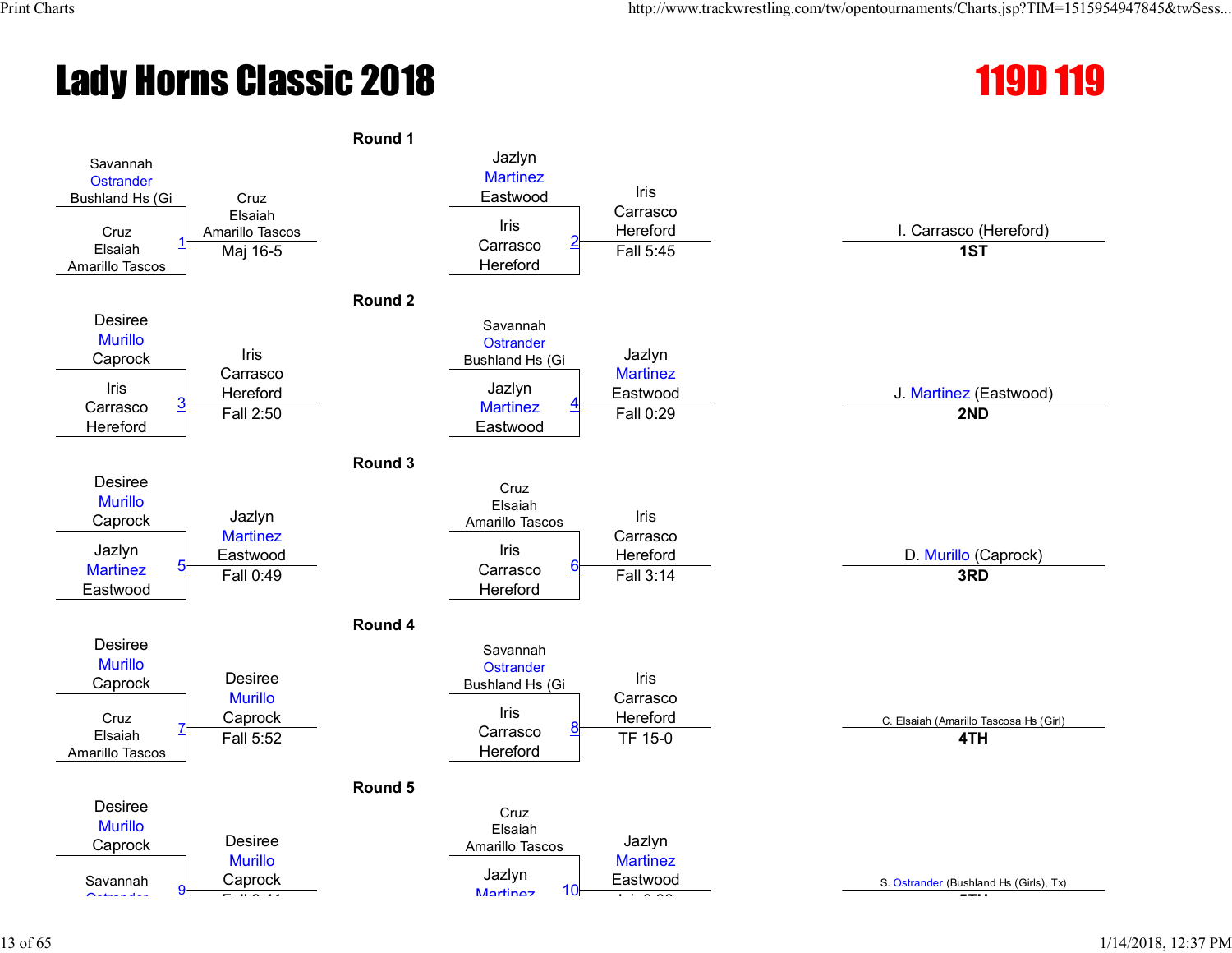# Lady Horns Classic 2018

## 119D 119

### Round 1

| Match | Wrestler 1 | Wrestler 2 | Winner | Result |
|---|---|---|---|---|
| 1 | Savannah Ostrander, Bushland Hs (Gi | Cruz Elsaiah, Amarillo Tascos | Cruz Elsaiah, Amarillo Tascos | Maj 16-5 |
| 2 | Jazlyn Martinez, Eastwood | Iris Carrasco, Hereford | Iris Carrasco, Hereford | Fall 5:45 |

### Round 2

| Match | Wrestler 1 | Wrestler 2 | Winner | Result |
|---|---|---|---|---|
| 3 | Desiree Murillo, Caprock | Iris Carrasco, Hereford | Iris Carrasco, Hereford | Fall 2:50 |
| 4 | Savannah Ostrander, Bushland Hs (Gi | Jazlyn Martinez, Eastwood | Jazlyn Martinez, Eastwood | Fall 0:29 |

### Round 3

| Match | Wrestler 1 | Wrestler 2 | Winner | Result |
|---|---|---|---|---|
| 5 | Desiree Murillo, Caprock | Jazlyn Martinez, Eastwood | Jazlyn Martinez, Eastwood | Fall 0:49 |
| 6 | Cruz Elsaiah, Amarillo Tascos | Iris Carrasco, Hereford | Iris Carrasco, Hereford | Fall 3:14 |

### Round 4

| Match | Wrestler 1 | Wrestler 2 | Winner | Result |
|---|---|---|---|---|
| 7 | Desiree Murillo, Caprock | Cruz Elsaiah, Amarillo Tascos | Desiree Murillo, Caprock | Fall 5:52 |
| 8 | Savannah Ostrander, Bushland Hs (Gi | Iris Carrasco, Hereford | Iris Carrasco, Hereford | TF 15-0 |

### Round 5

| Match | Wrestler 1 | Wrestler 2 | Winner | Result |
|---|---|---|---|---|
| 9 | Desiree Murillo, Caprock | Savannah Ostrander | Desiree Murillo, Caprock | |
| 10 | Cruz Elsaiah, Amarillo Tascos | Jazlyn Martinez | Jazlyn Martinez, Eastwood | |

### Placements

| Place | Wrestler |
|---|---|
| 1ST | I. Carrasco (Hereford) |
| 2ND | J. Martinez (Eastwood) |
| 3RD | D. Murillo (Caprock) |
| 4TH | C. Elsaiah (Amarillo Tascosa Hs (Girl) |
| 5TH | S. Ostrander (Bushland Hs (Girls), Tx) |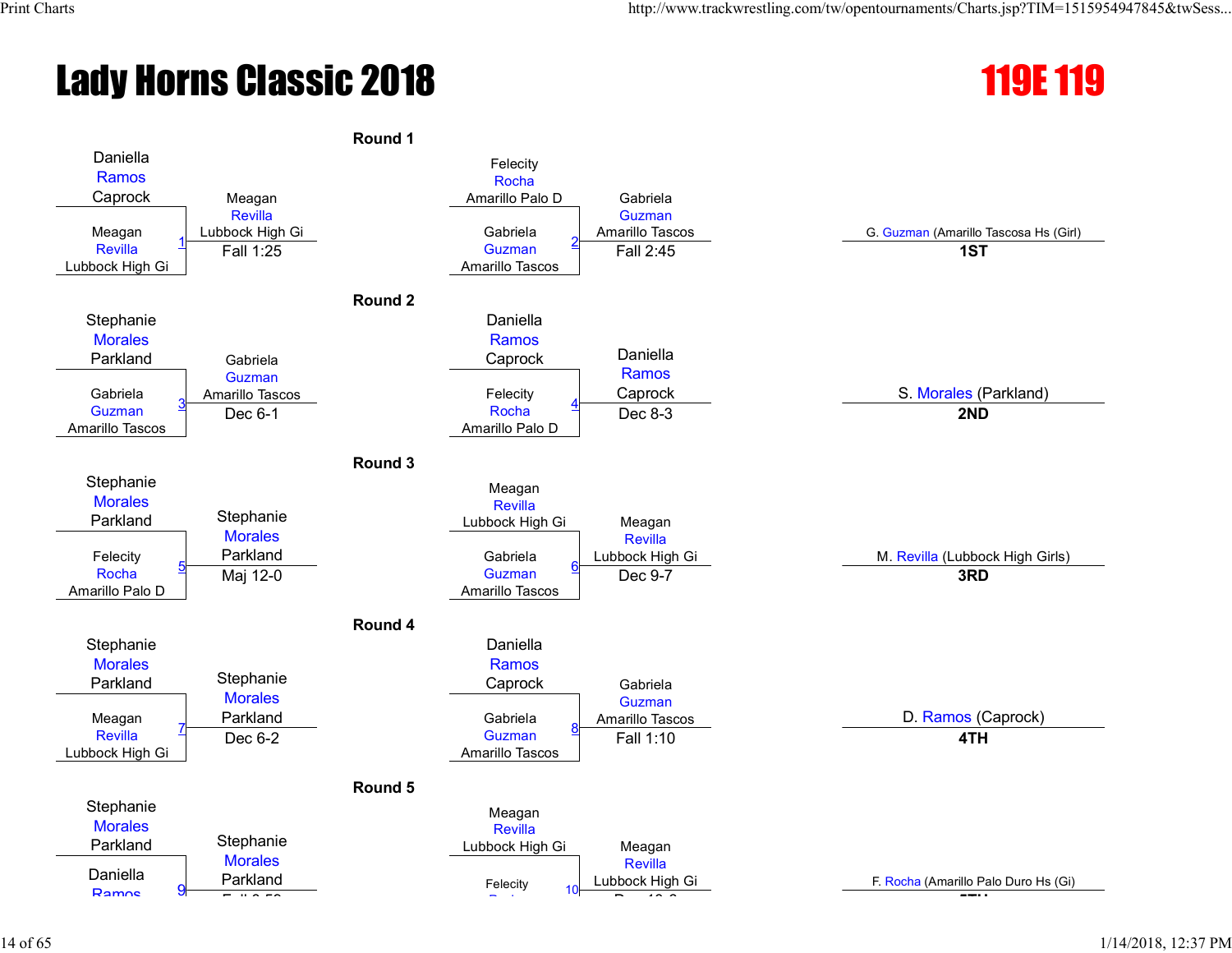# Lady Horns Classic 2018

## 119E 119

### Round 1

| Match | Wrestler 1 | Wrestler 2 | Winner | Result |
|---|---|---|---|---|
| 1 | Daniella Ramos (Caprock) | Meagan Revilla (Lubbock High Gi) | Meagan Revilla (Lubbock High Gi) | Fall 1:25 |
| 2 | Felecity Rocha (Amarillo Palo D) | Gabriela Guzman (Amarillo Tascos) | Gabriela Guzman (Amarillo Tascos) | Fall 2:45 |

### Round 2

| Match | Wrestler 1 | Wrestler 2 | Winner | Result |
|---|---|---|---|---|
| 3 | Stephanie Morales (Parkland) | Gabriela Guzman (Amarillo Tascos) | Gabriela Guzman (Amarillo Tascos) | Dec 6-1 |
| 4 | Daniella Ramos (Caprock) | Felecity Rocha (Amarillo Palo D) | Daniella Ramos (Caprock) | Dec 8-3 |

### Round 3

| Match | Wrestler 1 | Wrestler 2 | Winner | Result |
|---|---|---|---|---|
| 5 | Stephanie Morales (Parkland) | Felecity Rocha (Amarillo Palo D) | Stephanie Morales (Parkland) | Maj 12-0 |
| 6 | Meagan Revilla (Lubbock High Gi) | Gabriela Guzman (Amarillo Tascos) | Meagan Revilla (Lubbock High Gi) | Dec 9-7 |

### Round 4

| Match | Wrestler 1 | Wrestler 2 | Winner | Result |
|---|---|---|---|---|
| 7 | Stephanie Morales (Parkland) | Meagan Revilla (Lubbock High Gi) | Stephanie Morales (Parkland) | Dec 6-2 |
| 8 | Daniella Ramos (Caprock) | Gabriela Guzman (Amarillo Tascos) | Gabriela Guzman (Amarillo Tascos) | Fall 1:10 |

### Round 5

| Match | Wrestler 1 | Wrestler 2 | Winner | Result |
|---|---|---|---|---|
| 9 | Stephanie Morales (Parkland) | Daniella Ramos | Stephanie Morales (Parkland) | |
| 10 | Meagan Revilla (Lubbock High Gi) | Felecity | Meagan Revilla (Lubbock High Gi) | |

### Placings

| Place | Wrestler |
|---|---|
| 1ST | G. Guzman (Amarillo Tascosa Hs (Girl) |
| 2ND | S. Morales (Parkland) |
| 3RD | M. Revilla (Lubbock High Girls) |
| 4TH | D. Ramos (Caprock) |
| | F. Rocha (Amarillo Palo Duro Hs (Gi) |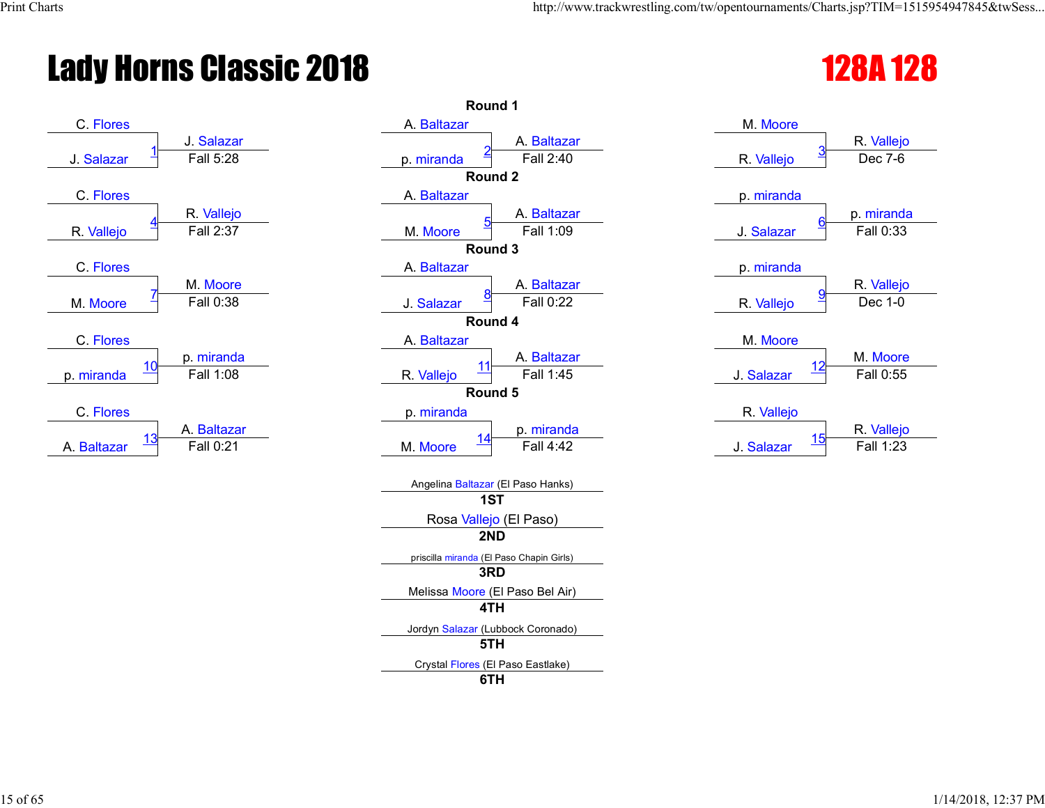# Lady Horns Classic 2018

## 128A 128

### Round 1

| Match | Wrestler 1 | Wrestler 2 | Winner | Result |
|---|---|---|---|---|
| 1 | C. Flores | J. Salazar | J. Salazar | Fall 5:28 |
| 2 | A. Baltazar | p. miranda | A. Baltazar | Fall 2:40 |
| 3 | M. Moore | R. Vallejo | R. Vallejo | Dec 7-6 |

### Round 2

| Match | Wrestler 1 | Wrestler 2 | Winner | Result |
|---|---|---|---|---|
| 4 | C. Flores | R. Vallejo | R. Vallejo | Fall 2:37 |
| 5 | A. Baltazar | M. Moore | A. Baltazar | Fall 1:09 |
| 6 | p. miranda | J. Salazar | p. miranda | Fall 0:33 |

### Round 3

| Match | Wrestler 1 | Wrestler 2 | Winner | Result |
|---|---|---|---|---|
| 7 | C. Flores | M. Moore | M. Moore | Fall 0:38 |
| 8 | A. Baltazar | J. Salazar | A. Baltazar | Fall 0:22 |
| 9 | p. miranda | R. Vallejo | R. Vallejo | Dec 1-0 |

### Round 4

| Match | Wrestler 1 | Wrestler 2 | Winner | Result |
|---|---|---|---|---|
| 10 | C. Flores | p. miranda | p. miranda | Fall 1:08 |
| 11 | A. Baltazar | R. Vallejo | A. Baltazar | Fall 1:45 |
| 12 | M. Moore | J. Salazar | M. Moore | Fall 0:55 |

### Round 5

| Match | Wrestler 1 | Wrestler 2 | Winner | Result |
|---|---|---|---|---|
| 13 | C. Flores | A. Baltazar | A. Baltazar | Fall 0:21 |
| 14 | p. miranda | M. Moore | p. miranda | Fall 4:42 |
| 15 | R. Vallejo | J. Salazar | R. Vallejo | Fall 1:23 |

### Placements

| Place | Wrestler |
|---|---|
| 1ST | Angelina Baltazar (El Paso Hanks) |
| 2ND | Rosa Vallejo (El Paso) |
| 3RD | priscilla miranda (El Paso Chapin Girls) |
| 4TH | Melissa Moore (El Paso Bel Air) |
| 5TH | Jordyn Salazar (Lubbock Coronado) |
| 6TH | Crystal Flores (El Paso Eastlake) |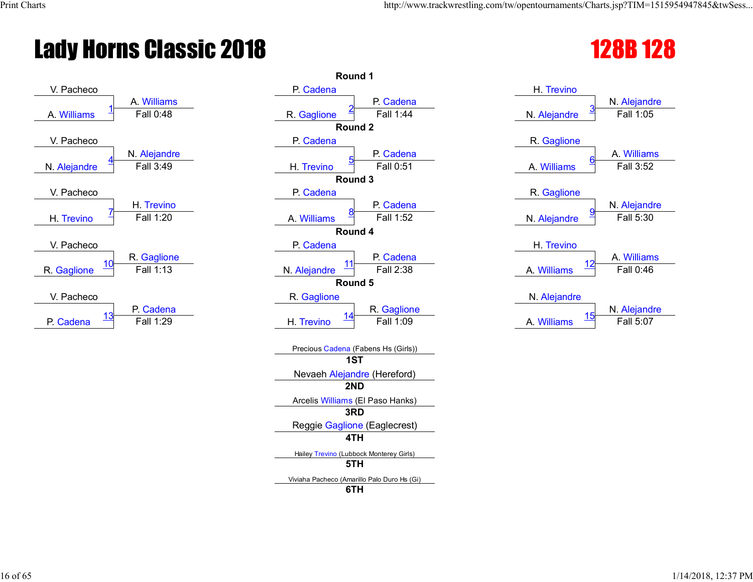# Lady Horns Classic 2018

## 128B 128

### Round 1

| Match | Wrestler 1 | Wrestler 2 | Winner | Result |
|---|---|---|---|---|
| 1 | V. Pacheco | A. Williams | A. Williams | Fall 0:48 |
| 2 | P. Cadena | R. Gaglione | P. Cadena | Fall 1:44 |
| 3 | H. Trevino | N. Alejandre | N. Alejandre | Fall 1:05 |

### Round 2

| Match | Wrestler 1 | Wrestler 2 | Winner | Result |
|---|---|---|---|---|
| 4 | V. Pacheco | N. Alejandre | N. Alejandre | Fall 3:49 |
| 5 | P. Cadena | H. Trevino | P. Cadena | Fall 0:51 |
| 6 | R. Gaglione | A. Williams | A. Williams | Fall 3:52 |

### Round 3

| Match | Wrestler 1 | Wrestler 2 | Winner | Result |
|---|---|---|---|---|
| 7 | V. Pacheco | H. Trevino | H. Trevino | Fall 1:20 |
| 8 | P. Cadena | A. Williams | P. Cadena | Fall 1:52 |
| 9 | R. Gaglione | N. Alejandre | N. Alejandre | Fall 5:30 |

### Round 4

| Match | Wrestler 1 | Wrestler 2 | Winner | Result |
|---|---|---|---|---|
| 10 | V. Pacheco | R. Gaglione | R. Gaglione | Fall 1:13 |
| 11 | P. Cadena | N. Alejandre | P. Cadena | Fall 2:38 |
| 12 | H. Trevino | A. Williams | A. Williams | Fall 0:46 |

### Round 5

| Match | Wrestler 1 | Wrestler 2 | Winner | Result |
|---|---|---|---|---|
| 13 | V. Pacheco | P. Cadena | P. Cadena | Fall 1:29 |
| 14 | R. Gaglione | H. Trevino | R. Gaglione | Fall 1:09 |
| 15 | N. Alejandre | A. Williams | N. Alejandre | Fall 5:07 |

### Placings

| Place | Wrestler |
|---|---|
| 1ST | Precious Cadena (Fabens Hs (Girls)) |
| 2ND | Nevaeh Alejandre (Hereford) |
| 3RD | Arcelis Williams (El Paso Hanks) |
| 4TH | Reggie Gaglione (Eaglecrest) |
| 5TH | Hailey Trevino (Lubbock Monterey Girls) |
| 6TH | Viviaha Pacheco (Amarillo Palo Duro Hs (Gi) |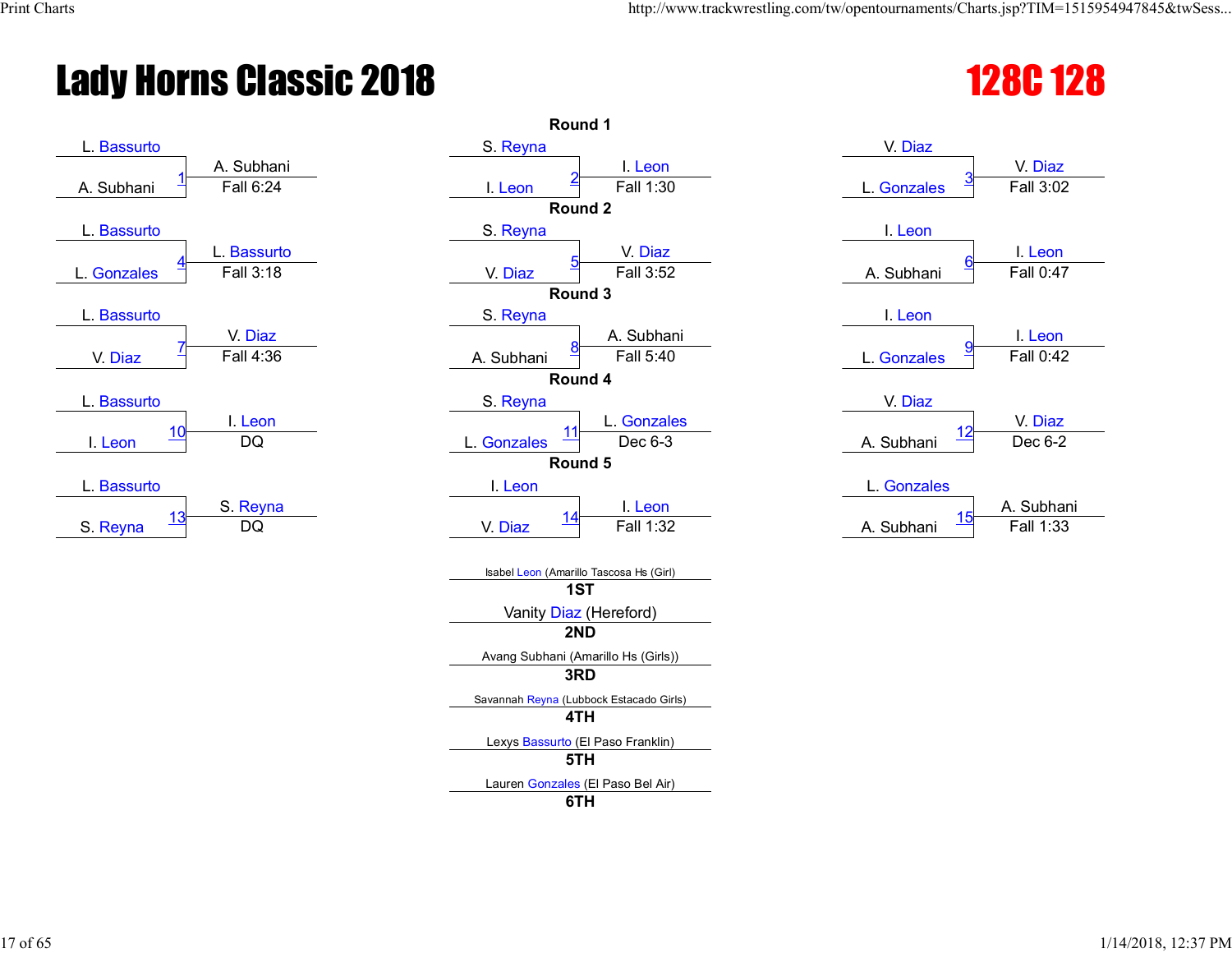# Lady Horns Classic 2018

## 128C 128

### Round 1

| Match | Wrestler 1 | Wrestler 2 | Winner | Result |
|---|---|---|---|---|
| 1 | L. Bassurto | A. Subhani | A. Subhani | Fall 6:24 |
| 2 | S. Reyna | I. Leon | I. Leon | Fall 1:30 |
| 3 | V. Diaz | L. Gonzales | V. Diaz | Fall 3:02 |

### Round 2

| Match | Wrestler 1 | Wrestler 2 | Winner | Result |
|---|---|---|---|---|
| 4 | L. Bassurto | L. Gonzales | L. Bassurto | Fall 3:18 |
| 5 | S. Reyna | V. Diaz | V. Diaz | Fall 3:52 |
| 6 | I. Leon | A. Subhani | I. Leon | Fall 0:47 |

### Round 3

| Match | Wrestler 1 | Wrestler 2 | Winner | Result |
|---|---|---|---|---|
| 7 | L. Bassurto | V. Diaz | V. Diaz | Fall 4:36 |
| 8 | S. Reyna | A. Subhani | A. Subhani | Fall 5:40 |
| 9 | I. Leon | L. Gonzales | I. Leon | Fall 0:42 |

### Round 4

| Match | Wrestler 1 | Wrestler 2 | Winner | Result |
|---|---|---|---|---|
| 10 | L. Bassurto | I. Leon | I. Leon | DQ |
| 11 | S. Reyna | L. Gonzales | L. Gonzales | Dec 6-3 |
| 12 | V. Diaz | A. Subhani | V. Diaz | Dec 6-2 |

### Round 5

| Match | Wrestler 1 | Wrestler 2 | Winner | Result |
|---|---|---|---|---|
| 13 | L. Bassurto | S. Reyna | S. Reyna | DQ |
| 14 | I. Leon | V. Diaz | I. Leon | Fall 1:32 |
| 15 | L. Gonzales | A. Subhani | A. Subhani | Fall 1:33 |

### Placings

- **1ST**: Isabel Leon (Amarillo Tascosa Hs (Girl))
- **2ND**: Vanity Diaz (Hereford)
- **3RD**: Avang Subhani (Amarillo Hs (Girls))
- **4TH**: Savannah Reyna (Lubbock Estacado Girls)
- **5TH**: Lexys Bassurto (El Paso Franklin)
- **6TH**: Lauren Gonzales (El Paso Bel Air)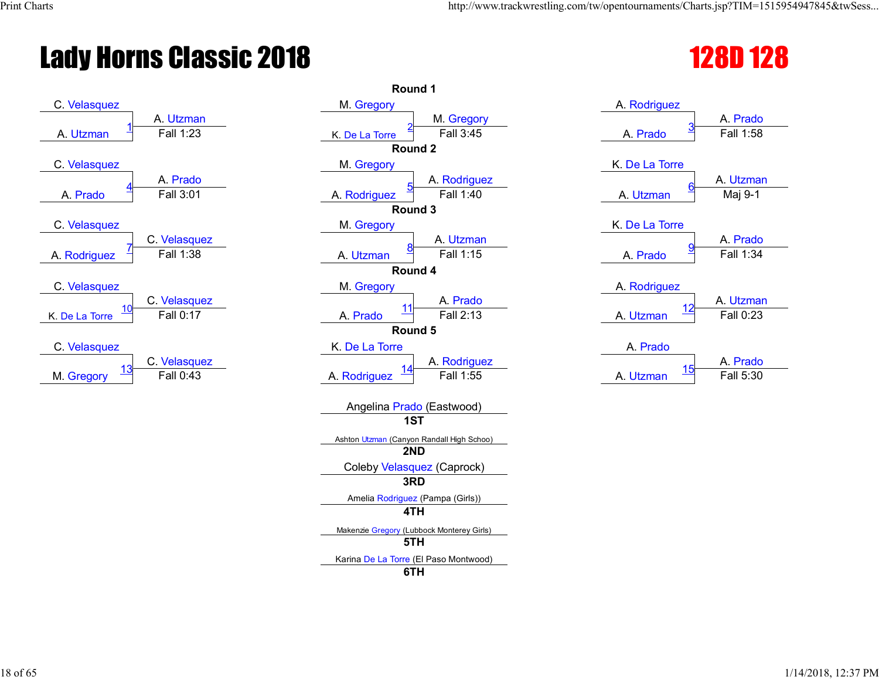# Lady Horns Classic 2018

## 128D 128

### Round 1

| Bout | Wrestler 1 | Wrestler 2 | Winner | Result |
|---|---|---|---|---|
| 1 | C. Velasquez | A. Utzman | A. Utzman | Fall 1:23 |
| 2 | M. Gregory | K. De La Torre | M. Gregory | Fall 3:45 |
| 3 | A. Rodriguez | A. Prado | A. Prado | Fall 1:58 |

### Round 2

| Bout | Wrestler 1 | Wrestler 2 | Winner | Result |
|---|---|---|---|---|
| 4 | C. Velasquez | A. Prado | A. Prado | Fall 3:01 |
| 5 | M. Gregory | A. Rodriguez | A. Rodriguez | Fall 1:40 |
| 6 | K. De La Torre | A. Utzman | A. Utzman | Maj 9-1 |

### Round 3

| Bout | Wrestler 1 | Wrestler 2 | Winner | Result |
|---|---|---|---|---|
| 7 | C. Velasquez | A. Rodriguez | C. Velasquez | Fall 1:38 |
| 8 | M. Gregory | A. Utzman | A. Utzman | Fall 1:15 |
| 9 | K. De La Torre | A. Prado | A. Prado | Fall 1:34 |

### Round 4

| Bout | Wrestler 1 | Wrestler 2 | Winner | Result |
|---|---|---|---|---|
| 10 | C. Velasquez | K. De La Torre | C. Velasquez | Fall 0:17 |
| 11 | M. Gregory | A. Prado | A. Prado | Fall 2:13 |
| 12 | A. Rodriguez | A. Utzman | A. Utzman | Fall 0:23 |

### Round 5

| Bout | Wrestler 1 | Wrestler 2 | Winner | Result |
|---|---|---|---|---|
| 13 | C. Velasquez | M. Gregory | C. Velasquez | Fall 0:43 |
| 14 | K. De La Torre | A. Rodriguez | A. Rodriguez | Fall 1:55 |
| 15 | A. Prado | A. Utzman | A. Prado | Fall 5:30 |

### Placements

| Place | Wrestler |
|---|---|
| 1ST | Angelina Prado (Eastwood) |
| 2ND | Ashton Utzman (Canyon Randall High Schoo) |
| 3RD | Coleby Velasquez (Caprock) |
| 4TH | Amelia Rodriguez (Pampa (Girls)) |
| 5TH | Makenzie Gregory (Lubbock Monterey Girls) |
| 6TH | Karina De La Torre (El Paso Montwood) |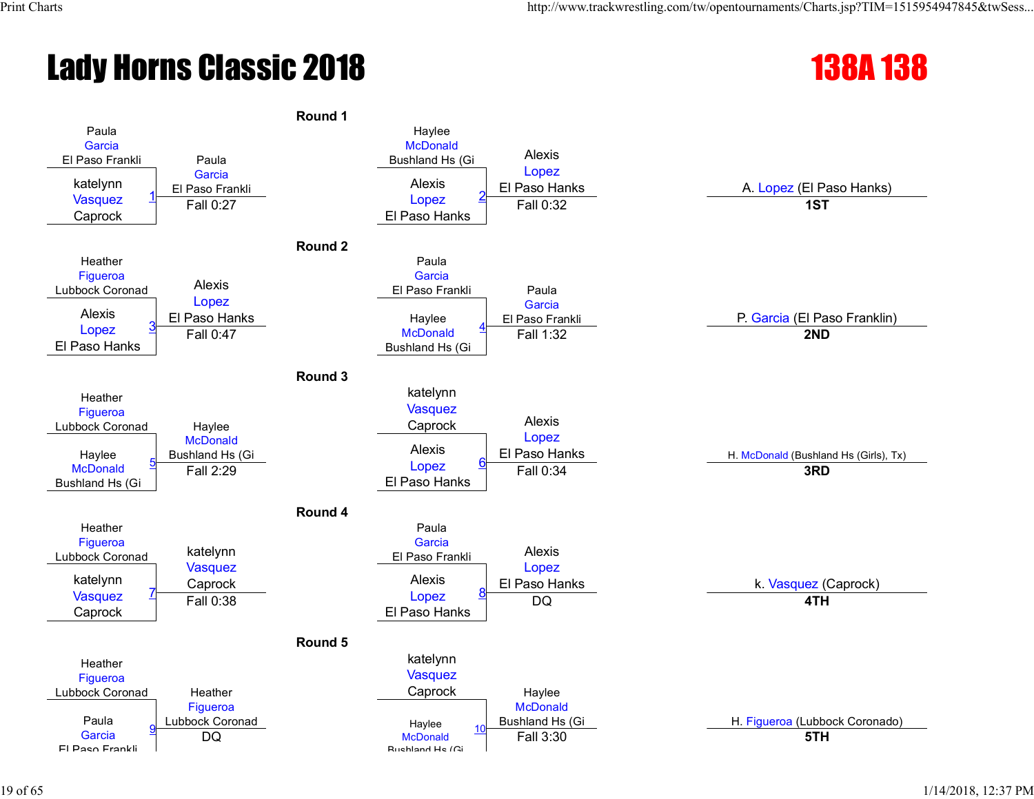# Lady Horns Classic 2018

## 138A 138

### Round 1

| Bout | Wrestler 1 | Wrestler 2 | Winner | Result |
|---|---|---|---|---|
| 1 | Paula Garcia (El Paso Frankli) | katelynn Vasquez (Caprock) | Paula Garcia (El Paso Frankli) | Fall 0:27 |
| 2 | Haylee McDonald (Bushland Hs (Gi) | Alexis Lopez (El Paso Hanks) | Alexis Lopez (El Paso Hanks) | Fall 0:32 |

### Round 2

| Bout | Wrestler 1 | Wrestler 2 | Winner | Result |
|---|---|---|---|---|
| 3 | Heather Figueroa (Lubbock Coronad) | Alexis Lopez (El Paso Hanks) | Alexis Lopez (El Paso Hanks) | Fall 0:47 |
| 4 | Paula Garcia (El Paso Frankli) | Haylee McDonald (Bushland Hs (Gi) | Paula Garcia (El Paso Frankli) | Fall 1:32 |

### Round 3

| Bout | Wrestler 1 | Wrestler 2 | Winner | Result |
|---|---|---|---|---|
| 5 | Heather Figueroa (Lubbock Coronad) | Haylee McDonald (Bushland Hs (Gi) | Haylee McDonald (Bushland Hs (Gi) | Fall 2:29 |
| 6 | katelynn Vasquez (Caprock) | Alexis Lopez (El Paso Hanks) | Alexis Lopez (El Paso Hanks) | Fall 0:34 |

### Round 4

| Bout | Wrestler 1 | Wrestler 2 | Winner | Result |
|---|---|---|---|---|
| 7 | Heather Figueroa (Lubbock Coronad) | katelynn Vasquez (Caprock) | katelynn Vasquez (Caprock) | Fall 0:38 |
| 8 | Paula Garcia (El Paso Frankli) | Alexis Lopez (El Paso Hanks) | Alexis Lopez (El Paso Hanks) | DQ |

### Round 5

| Bout | Wrestler 1 | Wrestler 2 | Winner | Result |
|---|---|---|---|---|
| 9 | Heather Figueroa (Lubbock Coronad) | Paula Garcia (El Paso Frankli) | Heather Figueroa (Lubbock Coronad) | DQ |
| 10 | katelynn Vasquez (Caprock) | Haylee McDonald (Bushland Hs (Gi) | Haylee McDonald (Bushland Hs (Gi) | Fall 3:30 |

### Placings

| Place | Wrestler |
|---|---|
| 1ST | A. Lopez (El Paso Hanks) |
| 2ND | P. Garcia (El Paso Franklin) |
| 3RD | H. McDonald (Bushland Hs (Girls), Tx) |
| 4TH | k. Vasquez (Caprock) |
| 5TH | H. Figueroa (Lubbock Coronado) |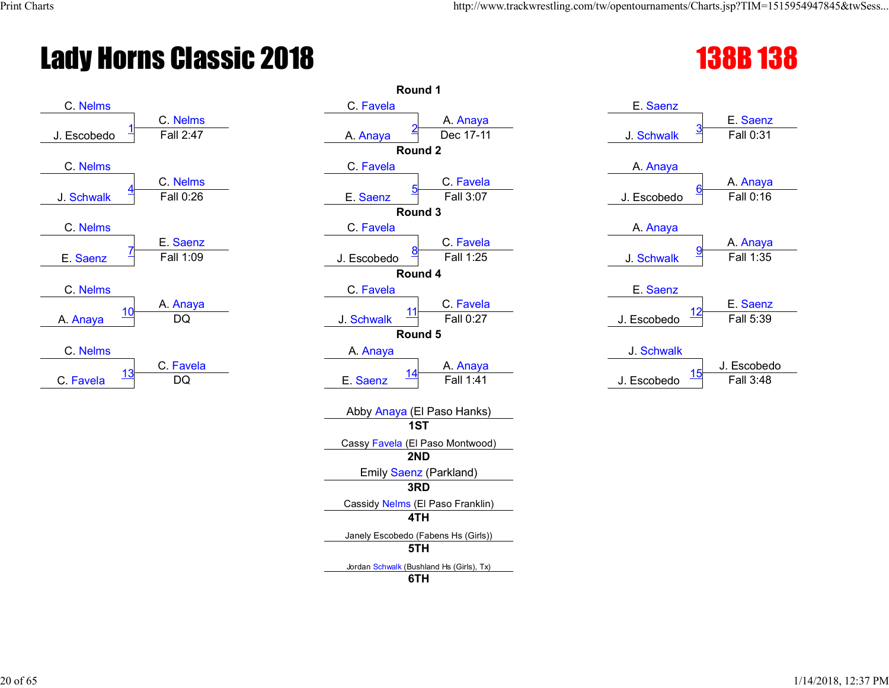# Lady Horns Classic 2018

## 138B 138

### Round 1

| Bout | Wrestler 1 | Wrestler 2 | Winner | Result |
|---|---|---|---|---|
| 1 | C. Nelms | J. Escobedo | C. Nelms | Fall 2:47 |
| 2 | C. Favela | A. Anaya | A. Anaya | Dec 17-11 |
| 3 | E. Saenz | J. Schwalk | E. Saenz | Fall 0:31 |

### Round 2

| Bout | Wrestler 1 | Wrestler 2 | Winner | Result |
|---|---|---|---|---|
| 4 | C. Nelms | J. Schwalk | C. Nelms | Fall 0:26 |
| 5 | C. Favela | E. Saenz | C. Favela | Fall 3:07 |
| 6 | A. Anaya | J. Escobedo | A. Anaya | Fall 0:16 |

### Round 3

| Bout | Wrestler 1 | Wrestler 2 | Winner | Result |
|---|---|---|---|---|
| 7 | C. Nelms | E. Saenz | E. Saenz | Fall 1:09 |
| 8 | C. Favela | J. Escobedo | C. Favela | Fall 1:25 |
| 9 | A. Anaya | J. Schwalk | A. Anaya | Fall 1:35 |

### Round 4

| Bout | Wrestler 1 | Wrestler 2 | Winner | Result |
|---|---|---|---|---|
| 10 | C. Nelms | A. Anaya | A. Anaya | DQ |
| 11 | C. Favela | J. Schwalk | C. Favela | Fall 0:27 |
| 12 | E. Saenz | J. Escobedo | E. Saenz | Fall 5:39 |

### Round 5

| Bout | Wrestler 1 | Wrestler 2 | Winner | Result |
|---|---|---|---|---|
| 13 | C. Nelms | C. Favela | C. Favela | DQ |
| 14 | A. Anaya | E. Saenz | A. Anaya | Fall 1:41 |
| 15 | J. Schwalk | J. Escobedo | J. Escobedo | Fall 3:48 |

### Placings

| Place | Wrestler |
|---|---|
| 1ST | Abby Anaya (El Paso Hanks) |
| 2ND | Cassy Favela (El Paso Montwood) |
| 3RD | Emily Saenz (Parkland) |
| 4TH | Cassidy Nelms (El Paso Franklin) |
| 5TH | Janely Escobedo (Fabens Hs (Girls)) |
| 6TH | Jordan Schwalk (Bushland Hs (Girls), Tx) |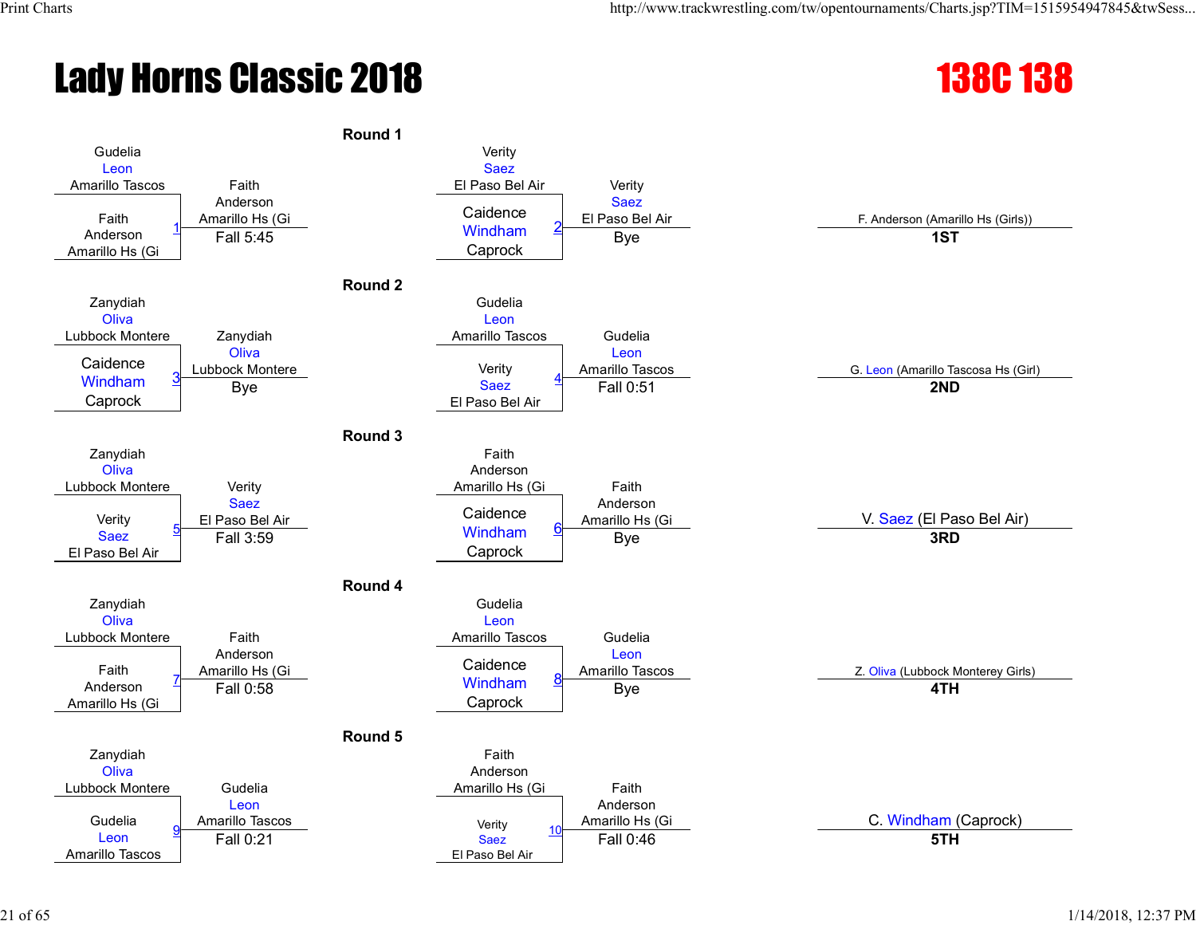# Lady Horns Classic 2018

## 138C 138

### Round 1

| Bout | Wrestler 1 | Wrestler 2 | Winner | Result |
|---|---|---|---|---|
| 1 | Gudelia Leon, Amarillo Tascos | Faith Anderson, Amarillo Hs (Gi | Faith Anderson, Amarillo Hs (Gi | Fall 5:45 |
| 2 | Verity Saez, El Paso Bel Air | Caidence Windham, Caprock | Verity Saez, El Paso Bel Air | Bye |

### Round 2

| Bout | Wrestler 1 | Wrestler 2 | Winner | Result |
|---|---|---|---|---|
| 3 | Zanydiah Oliva, Lubbock Montere | Caidence Windham, Caprock | Zanydiah Oliva, Lubbock Montere | Bye |
| 4 | Gudelia Leon, Amarillo Tascos | Verity Saez, El Paso Bel Air | Gudelia Leon, Amarillo Tascos | Fall 0:51 |

### Round 3

| Bout | Wrestler 1 | Wrestler 2 | Winner | Result |
|---|---|---|---|---|
| 5 | Zanydiah Oliva, Lubbock Montere | Verity Saez, El Paso Bel Air | Verity Saez, El Paso Bel Air | Fall 3:59 |
| 6 | Faith Anderson, Amarillo Hs (Gi | Caidence Windham, Caprock | Faith Anderson, Amarillo Hs (Gi | Bye |

### Round 4

| Bout | Wrestler 1 | Wrestler 2 | Winner | Result |
|---|---|---|---|---|
| 7 | Zanydiah Oliva, Lubbock Montere | Faith Anderson, Amarillo Hs (Gi | Faith Anderson, Amarillo Hs (Gi | Fall 0:58 |
| 8 | Gudelia Leon, Amarillo Tascos | Caidence Windham, Caprock | Gudelia Leon, Amarillo Tascos | Bye |

### Round 5

| Bout | Wrestler 1 | Wrestler 2 | Winner | Result |
|---|---|---|---|---|
| 9 | Zanydiah Oliva, Lubbock Montere | Gudelia Leon, Amarillo Tascos | Gudelia Leon, Amarillo Tascos | Fall 0:21 |
| 10 | Faith Anderson, Amarillo Hs (Gi | Verity Saez, El Paso Bel Air | Faith Anderson, Amarillo Hs (Gi | Fall 0:46 |

### Placings

| Place | Wrestler |
|---|---|
| 1ST | F. Anderson (Amarillo Hs (Girls)) |
| 2ND | G. Leon (Amarillo Tascosa Hs (Girl) |
| 3RD | V. Saez (El Paso Bel Air) |
| 4TH | Z. Oliva (Lubbock Monterey Girls) |
| 5TH | C. Windham (Caprock) |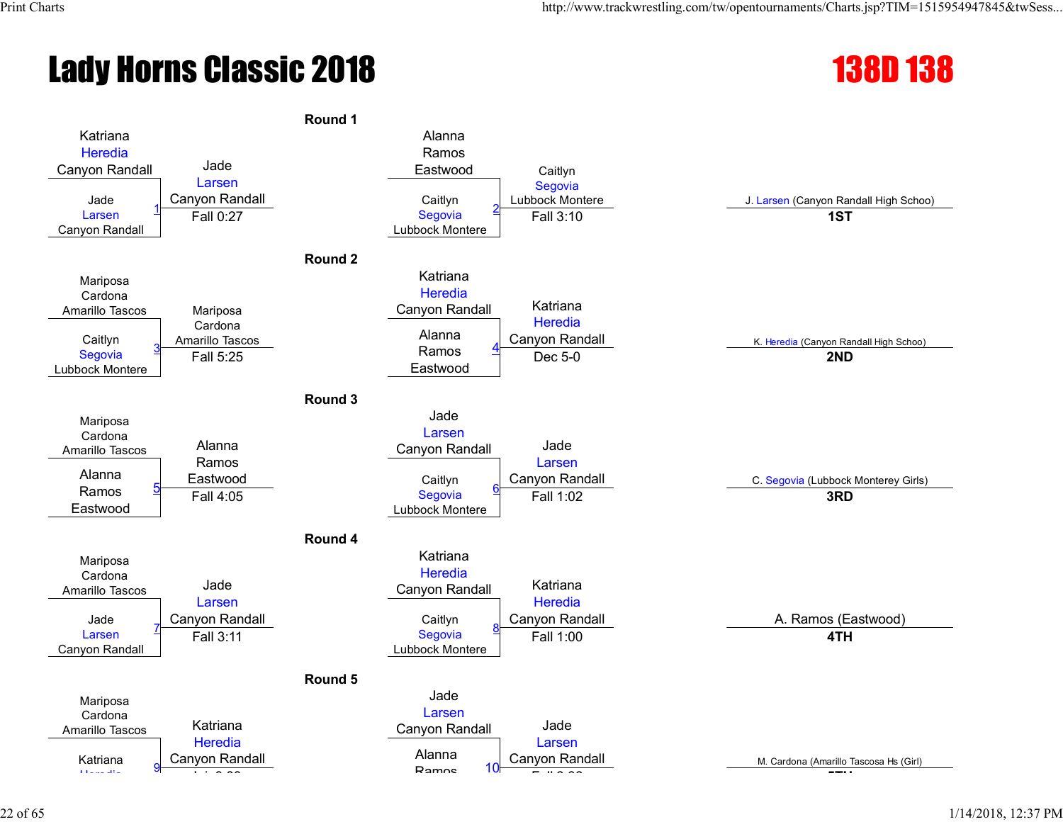# Lady Horns Classic 2018

## 138D 138

### Round 1

| Match | Wrestler 1 | Wrestler 2 | Winner | Result |
|---|---|---|---|---|
| 1 | Katriana Heredia (Canyon Randall) | Jade Larsen (Canyon Randall) | Jade Larsen (Canyon Randall) | Fall 0:27 |
| 2 | Alanna Ramos (Eastwood) | Caitlyn Segovia (Lubbock Montere) | Caitlyn Segovia (Lubbock Montere) | Fall 3:10 |

### Round 2

| Match | Wrestler 1 | Wrestler 2 | Winner | Result |
|---|---|---|---|---|
| 3 | Mariposa Cardona (Amarillo Tascos) | Caitlyn Segovia (Lubbock Montere) | Mariposa Cardona (Amarillo Tascos) | Fall 5:25 |
| 4 | Katriana Heredia (Canyon Randall) | Alanna Ramos (Eastwood) | Katriana Heredia (Canyon Randall) | Dec 5-0 |

### Round 3

| Match | Wrestler 1 | Wrestler 2 | Winner | Result |
|---|---|---|---|---|
| 5 | Mariposa Cardona (Amarillo Tascos) | Alanna Ramos (Eastwood) | Alanna Ramos (Eastwood) | Fall 4:05 |
| 6 | Jade Larsen (Canyon Randall) | Caitlyn Segovia (Lubbock Montere) | Jade Larsen (Canyon Randall) | Fall 1:02 |

### Round 4

| Match | Wrestler 1 | Wrestler 2 | Winner | Result |
|---|---|---|---|---|
| 7 | Mariposa Cardona (Amarillo Tascos) | Jade Larsen (Canyon Randall) | Jade Larsen (Canyon Randall) | Fall 3:11 |
| 8 | Katriana Heredia (Canyon Randall) | Caitlyn Segovia (Lubbock Montere) | Katriana Heredia (Canyon Randall) | Fall 1:00 |

### Round 5

| Match | Wrestler 1 | Wrestler 2 | Winner | Result |
|---|---|---|---|---|
| 9 | Mariposa Cardona (Amarillo Tascos) | Katriana Heredia | Katriana Heredia (Canyon Randall) | |
| 10 | Jade Larsen (Canyon Randall) | Alanna Ramos | Jade Larsen (Canyon Randall) | |

### Placements

| Place | Wrestler |
|---|---|
| 1ST | J. Larsen (Canyon Randall High Schoo) |
| 2ND | K. Heredia (Canyon Randall High Schoo) |
| 3RD | C. Segovia (Lubbock Monterey Girls) |
| 4TH | A. Ramos (Eastwood) |
| 5TH | M. Cardona (Amarillo Tascosa Hs (Girl) |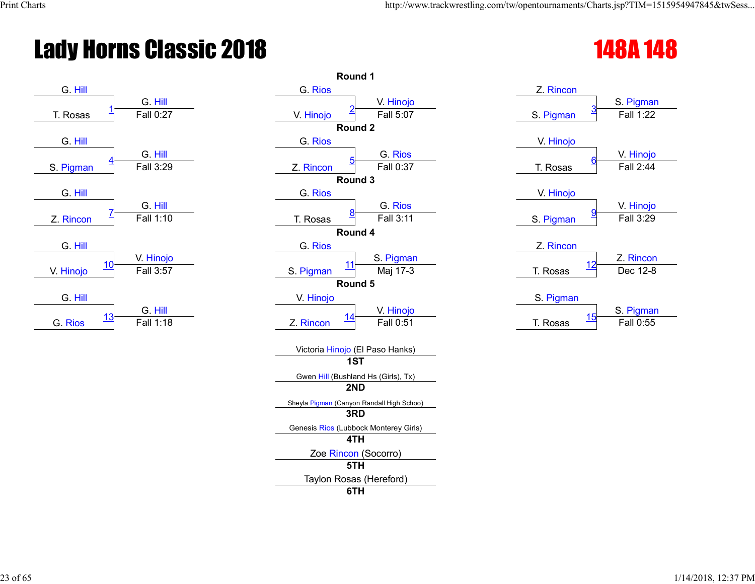# Lady Horns Classic 2018

## 148A 148

### Round 1

| Bout | Wrestler 1 | Wrestler 2 | Winner | Result |
|---|---|---|---|---|
| 1 | G. Hill | T. Rosas | G. Hill | Fall 0:27 |
| 2 | G. Rios | V. Hinojo | V. Hinojo | Fall 5:07 |
| 3 | Z. Rincon | S. Pigman | S. Pigman | Fall 1:22 |

### Round 2

| Bout | Wrestler 1 | Wrestler 2 | Winner | Result |
|---|---|---|---|---|
| 4 | G. Hill | S. Pigman | G. Hill | Fall 3:29 |
| 5 | G. Rios | Z. Rincon | G. Rios | Fall 0:37 |
| 6 | V. Hinojo | T. Rosas | V. Hinojo | Fall 2:44 |

### Round 3

| Bout | Wrestler 1 | Wrestler 2 | Winner | Result |
|---|---|---|---|---|
| 7 | G. Hill | Z. Rincon | G. Hill | Fall 1:10 |
| 8 | G. Rios | T. Rosas | G. Rios | Fall 3:11 |
| 9 | V. Hinojo | S. Pigman | V. Hinojo | Fall 3:29 |

### Round 4

| Bout | Wrestler 1 | Wrestler 2 | Winner | Result |
|---|---|---|---|---|
| 10 | G. Hill | V. Hinojo | V. Hinojo | Fall 3:57 |
| 11 | G. Rios | S. Pigman | S. Pigman | Maj 17-3 |
| 12 | Z. Rincon | T. Rosas | Z. Rincon | Dec 12-8 |

### Round 5

| Bout | Wrestler 1 | Wrestler 2 | Winner | Result |
|---|---|---|---|---|
| 13 | G. Hill | G. Rios | G. Hill | Fall 1:18 |
| 14 | V. Hinojo | Z. Rincon | V. Hinojo | Fall 0:51 |
| 15 | S. Pigman | T. Rosas | S. Pigman | Fall 0:55 |

### Placements

| Place | Wrestler |
|---|---|
| 1ST | Victoria Hinojo (El Paso Hanks) |
| 2ND | Gwen Hill (Bushland Hs (Girls), Tx) |
| 3RD | Sheyla Pigman (Canyon Randall High Schoo) |
| 4TH | Genesis Rios (Lubbock Monterey Girls) |
| 5TH | Zoe Rincon (Socorro) |
| 6TH | Taylon Rosas (Hereford) |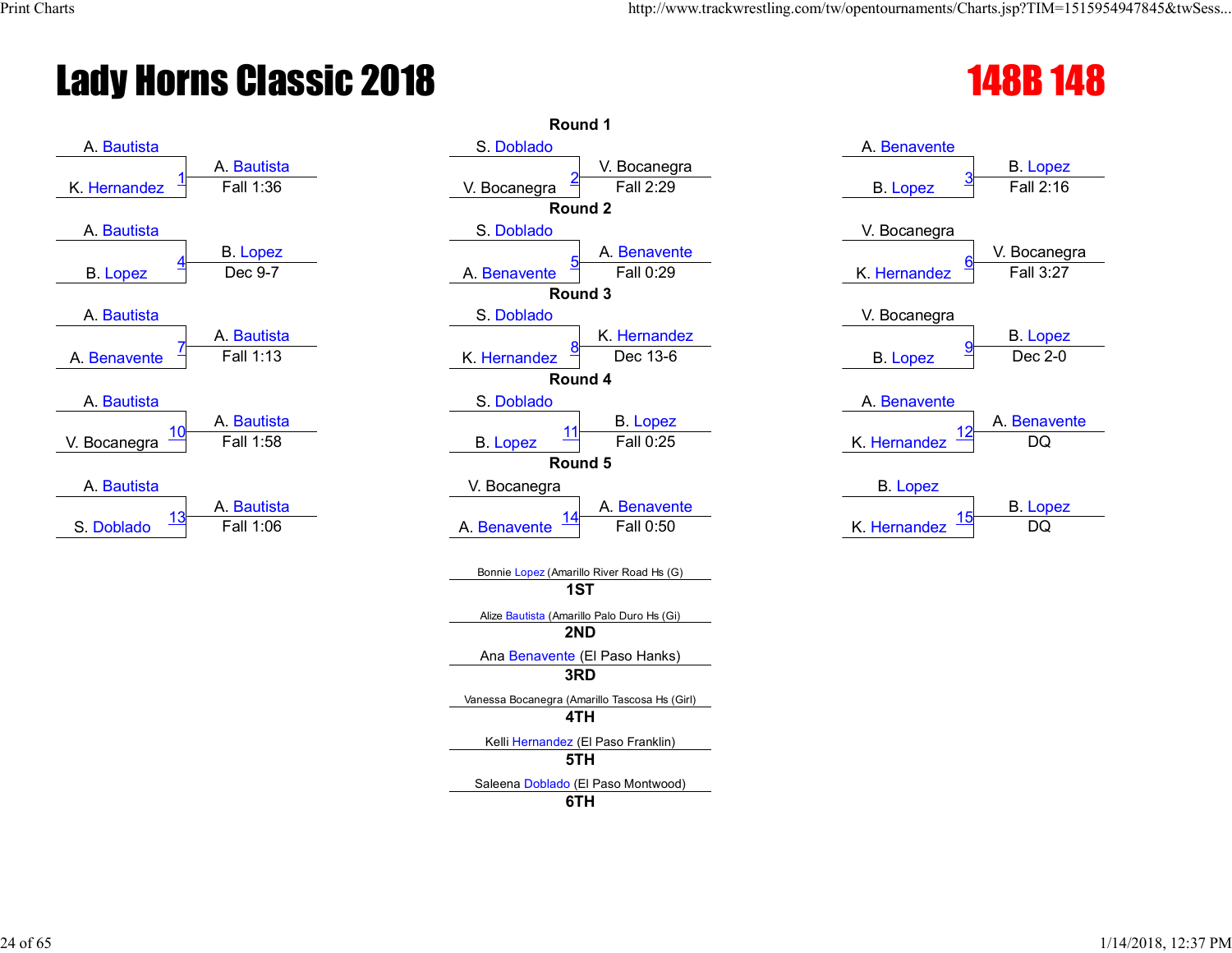# Lady Horns Classic 2018

## 148B 148

### Round 1

| Bout | Wrestler 1 | Wrestler 2 | Winner | Result |
|---|---|---|---|---|
| 1 | A. Bautista | K. Hernandez | A. Bautista | Fall 1:36 |
| 2 | S. Doblado | V. Bocanegra | V. Bocanegra | Fall 2:29 |
| 3 | A. Benavente | B. Lopez | B. Lopez | Fall 2:16 |

### Round 2

| Bout | Wrestler 1 | Wrestler 2 | Winner | Result |
|---|---|---|---|---|
| 4 | A. Bautista | B. Lopez | B. Lopez | Dec 9-7 |
| 5 | S. Doblado | A. Benavente | A. Benavente | Fall 0:29 |
| 6 | V. Bocanegra | K. Hernandez | V. Bocanegra | Fall 3:27 |

### Round 3

| Bout | Wrestler 1 | Wrestler 2 | Winner | Result |
|---|---|---|---|---|
| 7 | A. Bautista | A. Benavente | A. Bautista | Fall 1:13 |
| 8 | S. Doblado | K. Hernandez | K. Hernandez | Dec 13-6 |
| 9 | V. Bocanegra | B. Lopez | B. Lopez | Dec 2-0 |

### Round 4

| Bout | Wrestler 1 | Wrestler 2 | Winner | Result |
|---|---|---|---|---|
| 10 | A. Bautista | V. Bocanegra | A. Bautista | Fall 1:58 |
| 11 | S. Doblado | B. Lopez | B. Lopez | Fall 0:25 |
| 12 | A. Benavente | K. Hernandez | A. Benavente | DQ |

### Round 5

| Bout | Wrestler 1 | Wrestler 2 | Winner | Result |
|---|---|---|---|---|
| 13 | A. Bautista | S. Doblado | A. Bautista | Fall 1:06 |
| 14 | V. Bocanegra | A. Benavente | A. Benavente | Fall 0:50 |
| 15 | B. Lopez | K. Hernandez | B. Lopez | DQ |

### Placement

| Place | Wrestler |
|---|---|
| 1ST | Bonnie Lopez (Amarillo River Road Hs (G) |
| 2ND | Alize Bautista (Amarillo Palo Duro Hs (Gi) |
| 3RD | Ana Benavente (El Paso Hanks) |
| 4TH | Vanessa Bocanegra (Amarillo Tascosa Hs (Girl) |
| 5TH | Kelli Hernandez (El Paso Franklin) |
| 6TH | Saleena Doblado (El Paso Montwood) |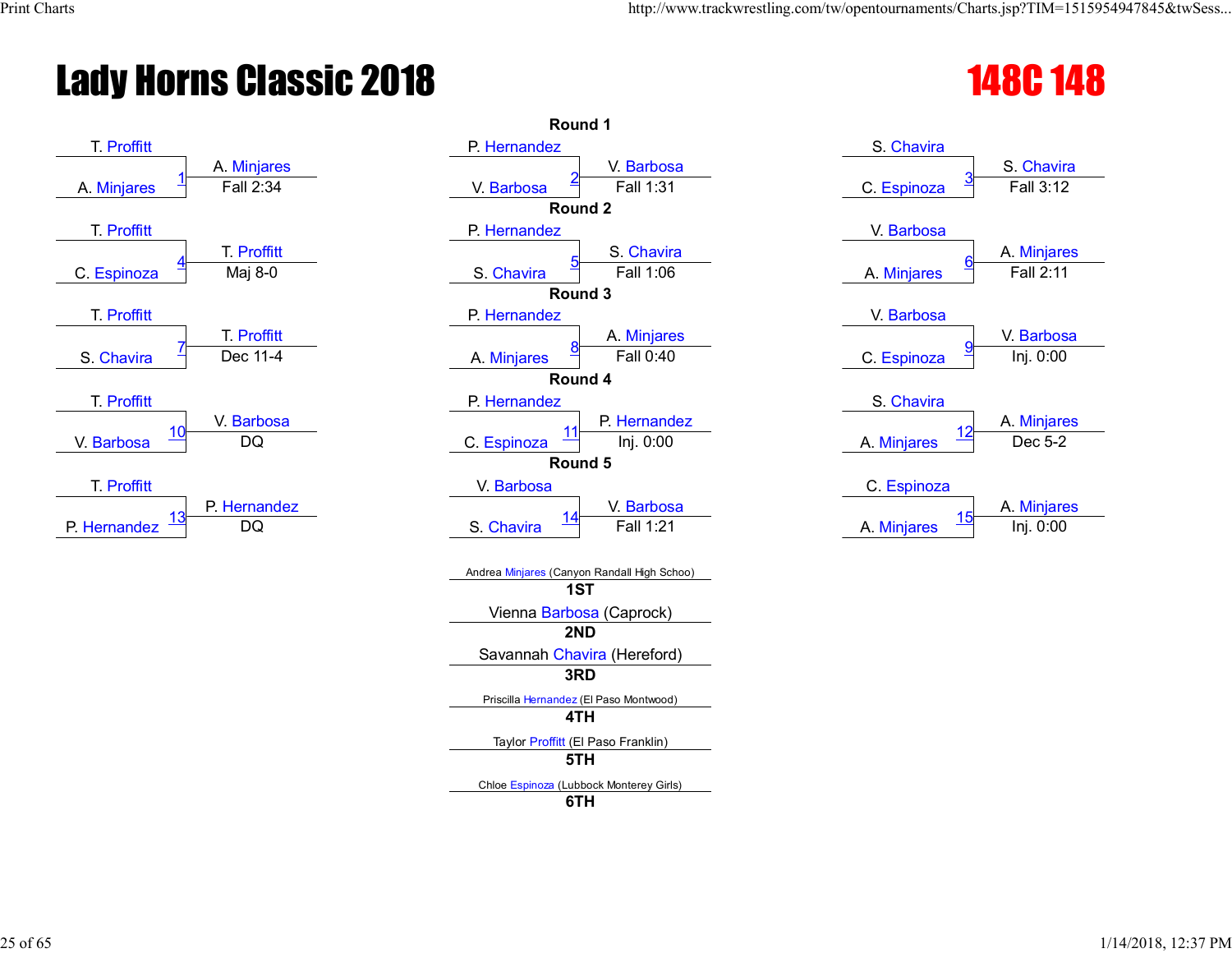# Lady Horns Classic 2018

## 148C 148

### Round 1

| Bout | Wrestler 1 | Wrestler 2 | Winner | Result |
|---|---|---|---|---|
| 1 | T. Proffitt | A. Minjares | A. Minjares | Fall 2:34 |
| 2 | P. Hernandez | V. Barbosa | V. Barbosa | Fall 1:31 |
| 3 | S. Chavira | C. Espinoza | S. Chavira | Fall 3:12 |

### Round 2

| Bout | Wrestler 1 | Wrestler 2 | Winner | Result |
|---|---|---|---|---|
| 4 | T. Proffitt | C. Espinoza | T. Proffitt | Maj 8-0 |
| 5 | P. Hernandez | S. Chavira | S. Chavira | Fall 1:06 |
| 6 | V. Barbosa | A. Minjares | A. Minjares | Fall 2:11 |

### Round 3

| Bout | Wrestler 1 | Wrestler 2 | Winner | Result |
|---|---|---|---|---|
| 7 | T. Proffitt | S. Chavira | T. Proffitt | Dec 11-4 |
| 8 | P. Hernandez | A. Minjares | A. Minjares | Fall 0:40 |
| 9 | V. Barbosa | C. Espinoza | V. Barbosa | Inj. 0:00 |

### Round 4

| Bout | Wrestler 1 | Wrestler 2 | Winner | Result |
|---|---|---|---|---|
| 10 | T. Proffitt | V. Barbosa | V. Barbosa | DQ |
| 11 | P. Hernandez | C. Espinoza | P. Hernandez | Inj. 0:00 |
| 12 | S. Chavira | A. Minjares | A. Minjares | Dec 5-2 |

### Round 5

| Bout | Wrestler 1 | Wrestler 2 | Winner | Result |
|---|---|---|---|---|
| 13 | T. Proffitt | P. Hernandez | P. Hernandez | DQ |
| 14 | V. Barbosa | S. Chavira | V. Barbosa | Fall 1:21 |
| 15 | C. Espinoza | A. Minjares | A. Minjares | Inj. 0:00 |

### Placings

- **1ST**: Andrea Minjares (Canyon Randall High Schoo)
- **2ND**: Vienna Barbosa (Caprock)
- **3RD**: Savannah Chavira (Hereford)
- **4TH**: Priscilla Hernandez (El Paso Montwood)
- **5TH**: Taylor Proffitt (El Paso Franklin)
- **6TH**: Chloe Espinoza (Lubbock Monterey Girls)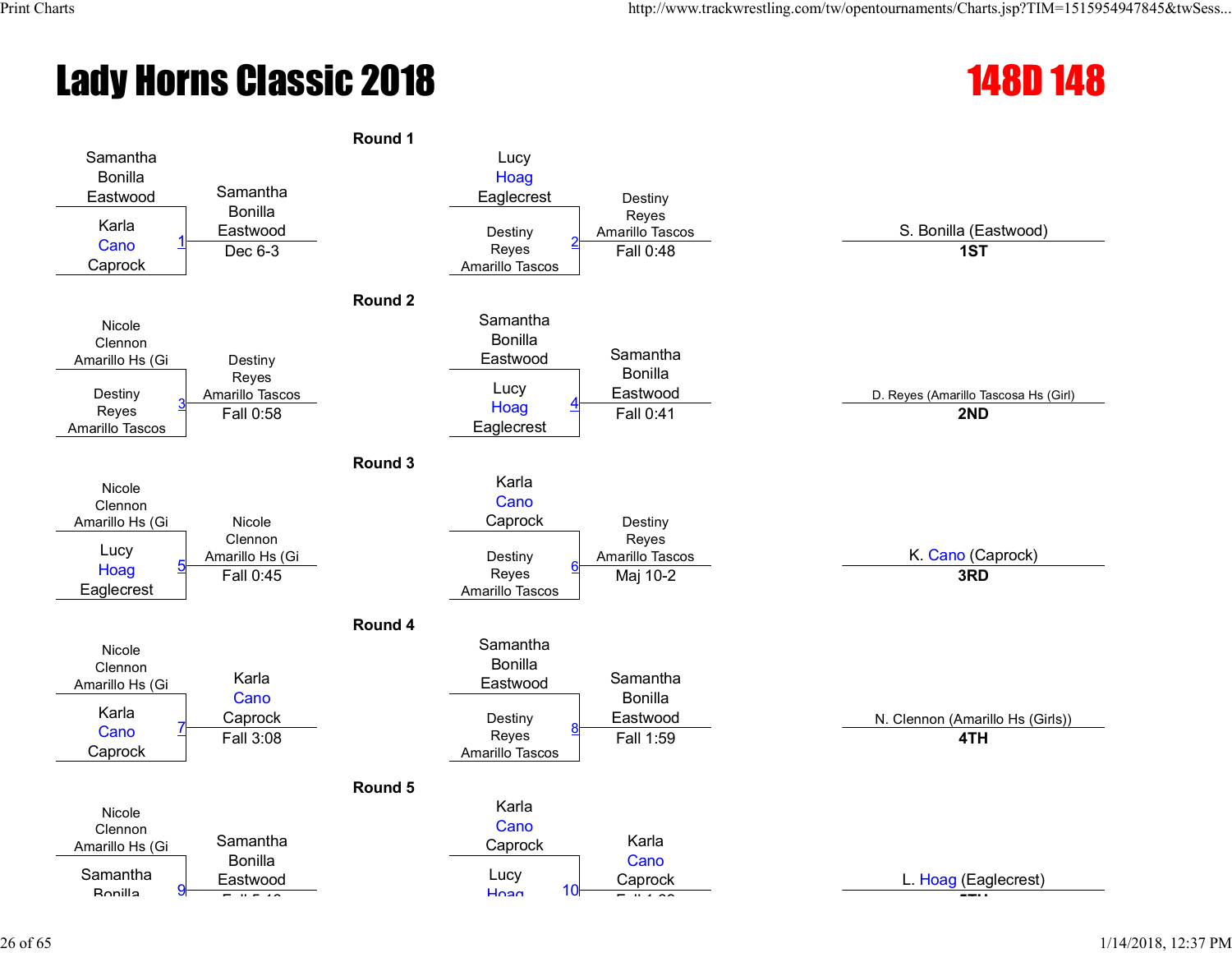# Lady Horns Classic 2018

## 148D 148

### Round 1

| Match | Wrestler 1 | Wrestler 2 | Winner | Result |
|---|---|---|---|---|
| 1 | Samantha Bonilla Eastwood | Karla Cano Caprock | Samantha Bonilla Eastwood | Dec 6-3 |
| 2 | Lucy Hoag Eaglecrest | Destiny Reyes Amarillo Tascos | Destiny Reyes Amarillo Tascos | Fall 0:48 |

### Round 2

| Match | Wrestler 1 | Wrestler 2 | Winner | Result |
|---|---|---|---|---|
| 3 | Nicole Clennon Amarillo Hs (Gi | Destiny Reyes Amarillo Tascos | Destiny Reyes Amarillo Tascos | Fall 0:58 |
| 4 | Samantha Bonilla Eastwood | Lucy Hoag Eaglecrest | Samantha Bonilla Eastwood | Fall 0:41 |

### Round 3

| Match | Wrestler 1 | Wrestler 2 | Winner | Result |
|---|---|---|---|---|
| 5 | Nicole Clennon Amarillo Hs (Gi | Lucy Hoag Eaglecrest | Nicole Clennon Amarillo Hs (Gi | Fall 0:45 |
| 6 | Karla Cano Caprock | Destiny Reyes Amarillo Tascos | Destiny Reyes Amarillo Tascos | Maj 10-2 |

### Round 4

| Match | Wrestler 1 | Wrestler 2 | Winner | Result |
|---|---|---|---|---|
| 7 | Nicole Clennon Amarillo Hs (Gi | Karla Cano Caprock | Karla Cano Caprock | Fall 3:08 |
| 8 | Samantha Bonilla Eastwood | Destiny Reyes Amarillo Tascos | Samantha Bonilla Eastwood | Fall 1:59 |

### Round 5

| Match | Wrestler 1 | Wrestler 2 | Winner | Result |
|---|---|---|---|---|
| 9 | Nicole Clennon Amarillo Hs (Gi | Samantha Bonilla | Samantha Bonilla Eastwood | |
| 10 | Karla Cano Caprock | Lucy Hoag | Karla Cano Caprock | |

### Placements

| Place | Wrestler |
|---|---|
| 1ST | S. Bonilla (Eastwood) |
| 2ND | D. Reyes (Amarillo Tascosa Hs (Girl) |
| 3RD | K. Cano (Caprock) |
| 4TH | N. Clennon (Amarillo Hs (Girls)) |
| 5TH | L. Hoag (Eaglecrest) |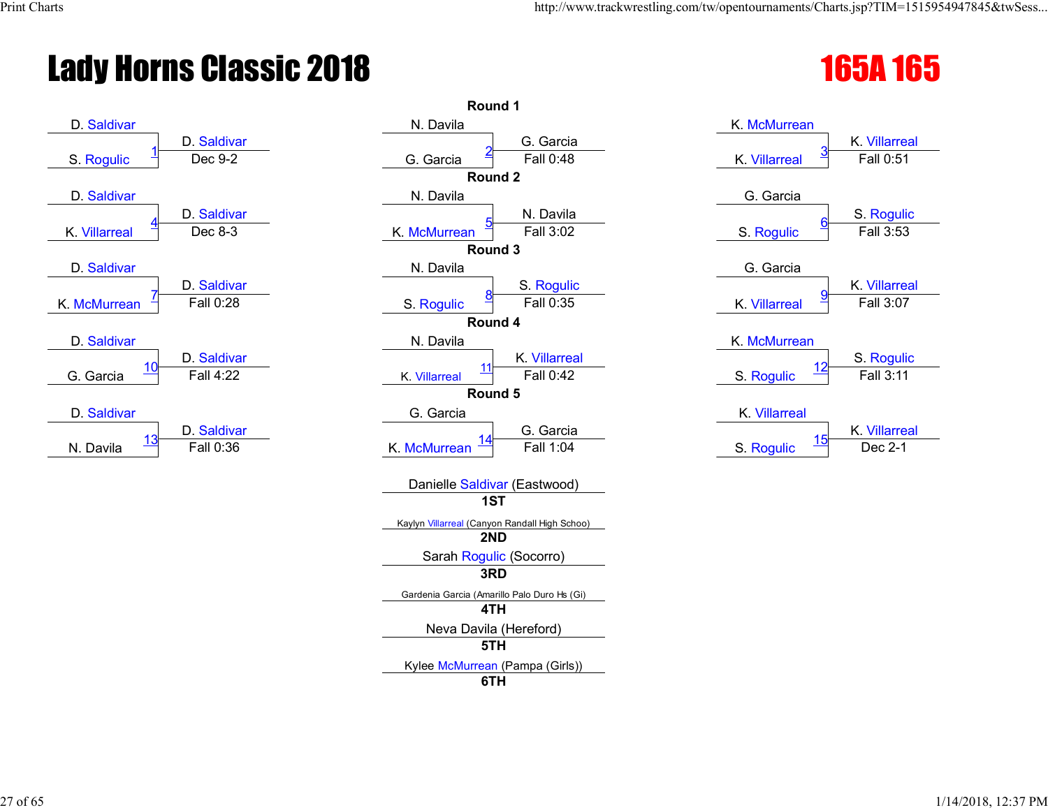# Lady Horns Classic 2018

# 165A 165

## Round 1

| Bout | Wrestler 1 | Wrestler 2 | Winner | Result |
|---|---|---|---|---|
| 1 | D. Saldivar | S. Rogulic | D. Saldivar | Dec 9-2 |
| 2 | N. Davila | G. Garcia | G. Garcia | Fall 0:48 |
| 3 | K. McMurrean | K. Villarreal | K. Villarreal | Fall 0:51 |

## Round 2

| Bout | Wrestler 1 | Wrestler 2 | Winner | Result |
|---|---|---|---|---|
| 4 | D. Saldivar | K. Villarreal | D. Saldivar | Dec 8-3 |
| 5 | N. Davila | K. McMurrean | N. Davila | Fall 3:02 |
| 6 | G. Garcia | S. Rogulic | S. Rogulic | Fall 3:53 |

## Round 3

| Bout | Wrestler 1 | Wrestler 2 | Winner | Result |
|---|---|---|---|---|
| 7 | D. Saldivar | K. McMurrean | D. Saldivar | Fall 0:28 |
| 8 | N. Davila | S. Rogulic | S. Rogulic | Fall 0:35 |
| 9 | G. Garcia | K. Villarreal | K. Villarreal | Fall 3:07 |

## Round 4

| Bout | Wrestler 1 | Wrestler 2 | Winner | Result |
|---|---|---|---|---|
| 10 | D. Saldivar | G. Garcia | D. Saldivar | Fall 4:22 |
| 11 | N. Davila | K. Villarreal | K. Villarreal | Fall 0:42 |
| 12 | K. McMurrean | S. Rogulic | S. Rogulic | Fall 3:11 |

## Round 5

| Bout | Wrestler 1 | Wrestler 2 | Winner | Result |
|---|---|---|---|---|
| 13 | D. Saldivar | N. Davila | D. Saldivar | Fall 0:36 |
| 14 | G. Garcia | K. McMurrean | G. Garcia | Fall 1:04 |
| 15 | K. Villarreal | S. Rogulic | K. Villarreal | Dec 2-1 |

## Placement

| Place | Wrestler |
|---|---|
| 1ST | Danielle Saldivar (Eastwood) |
| 2ND | Kaylyn Villarreal (Canyon Randall High Schoo) |
| 3RD | Sarah Rogulic (Socorro) |
| 4TH | Gardenia Garcia (Amarillo Palo Duro Hs (Gi) |
| 5TH | Neva Davila (Hereford) |
| 6TH | Kylee McMurrean (Pampa (Girls)) |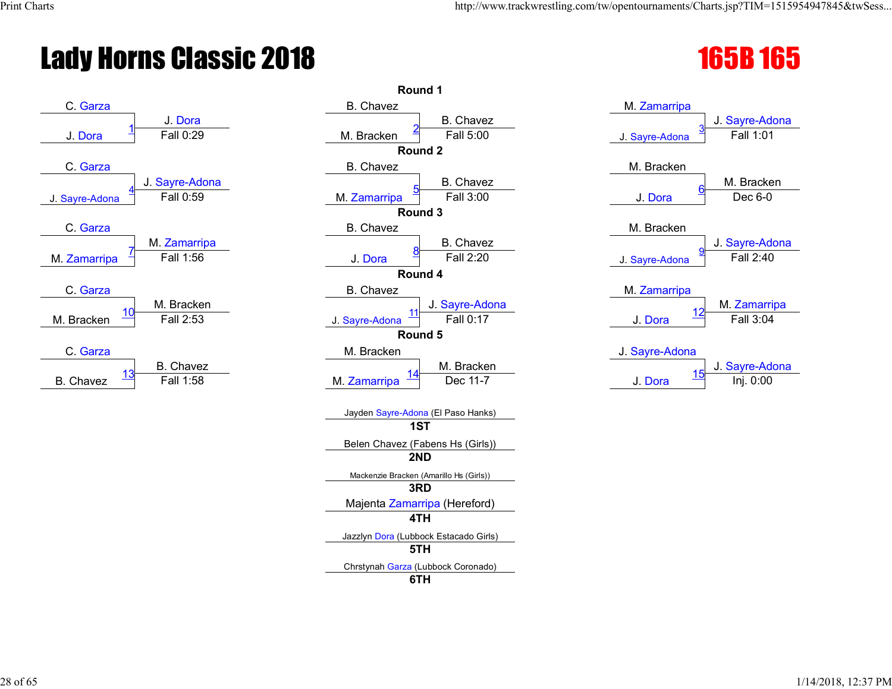# Lady Horns Classic 2018

## 165B 165

### Round 1

| Bout | Wrestler 1 | Wrestler 2 | Winner | Result |
|---|---|---|---|---|
| 1 | C. Garza | J. Dora | J. Dora | Fall 0:29 |
| 2 | B. Chavez | M. Bracken | B. Chavez | Fall 5:00 |
| 3 | M. Zamarripa | J. Sayre-Adona | J. Sayre-Adona | Fall 1:01 |

### Round 2

| Bout | Wrestler 1 | Wrestler 2 | Winner | Result |
|---|---|---|---|---|
| 4 | C. Garza | J. Sayre-Adona | J. Sayre-Adona | Fall 0:59 |
| 5 | B. Chavez | M. Zamarripa | B. Chavez | Fall 3:00 |
| 6 | M. Bracken | J. Dora | M. Bracken | Dec 6-0 |

### Round 3

| Bout | Wrestler 1 | Wrestler 2 | Winner | Result |
|---|---|---|---|---|
| 7 | C. Garza | M. Zamarripa | M. Zamarripa | Fall 1:56 |
| 8 | B. Chavez | J. Dora | B. Chavez | Fall 2:20 |
| 9 | M. Bracken | J. Sayre-Adona | J. Sayre-Adona | Fall 2:40 |

### Round 4

| Bout | Wrestler 1 | Wrestler 2 | Winner | Result |
|---|---|---|---|---|
| 10 | C. Garza | M. Bracken | M. Bracken | Fall 2:53 |
| 11 | B. Chavez | J. Sayre-Adona | J. Sayre-Adona | Fall 0:17 |
| 12 | M. Zamarripa | J. Dora | M. Zamarripa | Fall 3:04 |

### Round 5

| Bout | Wrestler 1 | Wrestler 2 | Winner | Result |
|---|---|---|---|---|
| 13 | C. Garza | B. Chavez | B. Chavez | Fall 1:58 |
| 14 | M. Bracken | M. Zamarripa | M. Bracken | Dec 11-7 |
| 15 | J. Sayre-Adona | J. Dora | J. Sayre-Adona | Inj. 0:00 |

### Placements

| Place | Wrestler |
|---|---|
| 1ST | Jayden Sayre-Adona (El Paso Hanks) |
| 2ND | Belen Chavez (Fabens Hs (Girls)) |
| 3RD | Mackenzie Bracken (Amarillo Hs (Girls)) |
| 4TH | Majenta Zamarripa (Hereford) |
| 5TH | Jazzlyn Dora (Lubbock Estacado Girls) |
| 6TH | Chrstynah Garza (Lubbock Coronado) |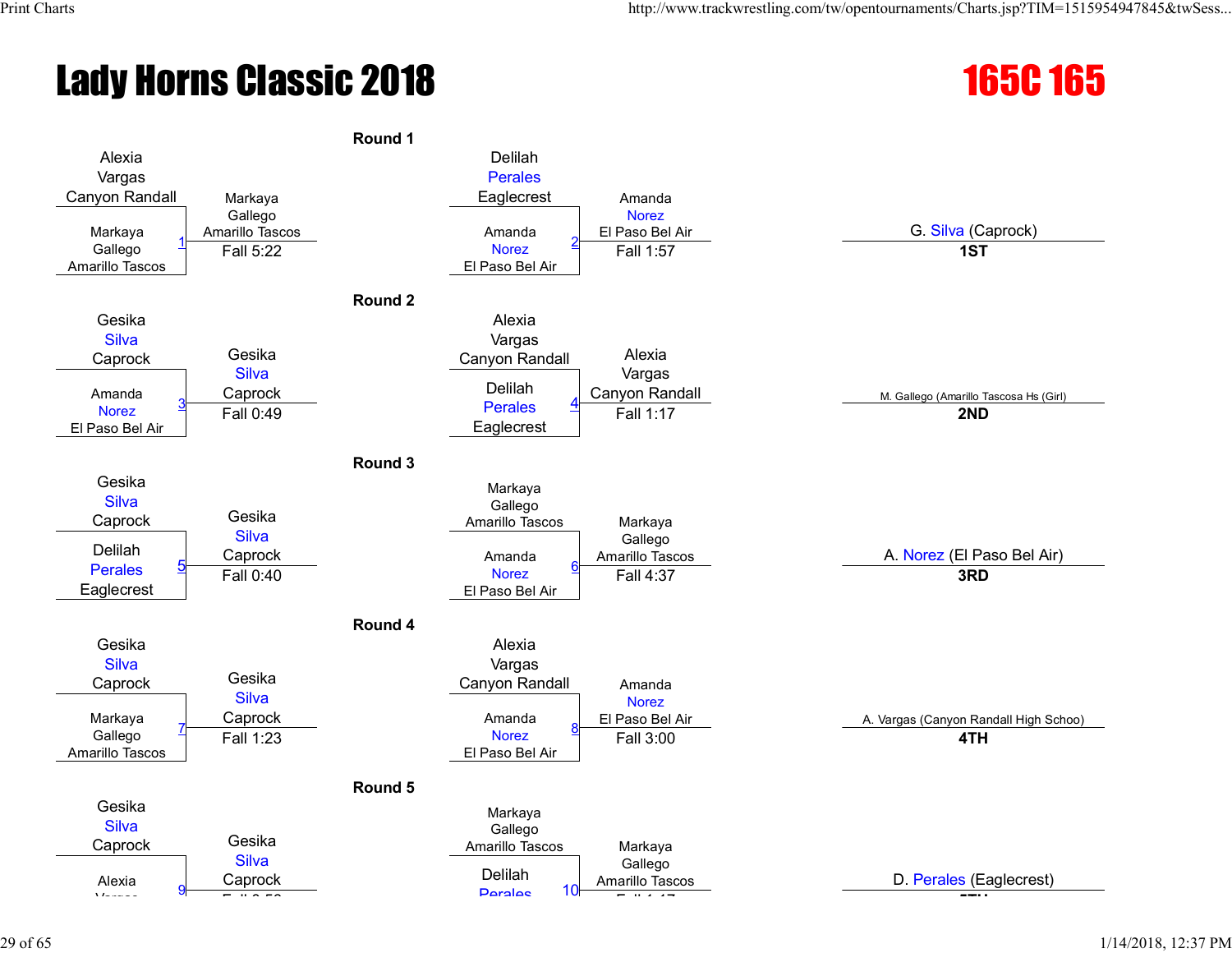# Lady Horns Classic 2018

## 165C 165

### Round 1

| Bout | Wrestler 1 | Wrestler 2 | Winner | Result |
|---|---|---|---|---|
| 1 | Alexia Vargas, Canyon Randall | Markaya Gallego, Amarillo Tascos | Markaya Gallego, Amarillo Tascos | Fall 5:22 |
| 2 | Delilah Perales, Eaglecrest | Amanda Norez, El Paso Bel Air | Amanda Norez, El Paso Bel Air | Fall 1:57 |

### Round 2

| Bout | Wrestler 1 | Wrestler 2 | Winner | Result |
|---|---|---|---|---|
| 3 | Gesika Silva, Caprock | Amanda Norez, El Paso Bel Air | Gesika Silva, Caprock | Fall 0:49 |
| 4 | Alexia Vargas, Canyon Randall | Delilah Perales, Eaglecrest | Alexia Vargas, Canyon Randall | Fall 1:17 |

### Round 3

| Bout | Wrestler 1 | Wrestler 2 | Winner | Result |
|---|---|---|---|---|
| 5 | Gesika Silva, Caprock | Delilah Perales, Eaglecrest | Gesika Silva, Caprock | Fall 0:40 |
| 6 | Markaya Gallego, Amarillo Tascos | Amanda Norez, El Paso Bel Air | Markaya Gallego, Amarillo Tascos | Fall 4:37 |

### Round 4

| Bout | Wrestler 1 | Wrestler 2 | Winner | Result |
|---|---|---|---|---|
| 7 | Gesika Silva, Caprock | Markaya Gallego, Amarillo Tascos | Gesika Silva, Caprock | Fall 1:23 |
| 8 | Alexia Vargas, Canyon Randall | Amanda Norez, El Paso Bel Air | Amanda Norez, El Paso Bel Air | Fall 3:00 |

### Round 5

| Bout | Wrestler 1 | Wrestler 2 | Winner | Result |
|---|---|---|---|---|
| 9 | Gesika Silva, Caprock | Alexia Vargas | Gesika Silva, Caprock | Fall 0:5? |
| 10 | Markaya Gallego, Amarillo Tascos | Delilah Perales | Markaya Gallego, Amarillo Tascos | Fall 1:17 |

### Placings

- **1ST**: G. Silva (Caprock)
- **2ND**: M. Gallego (Amarillo Tascosa Hs (Girl)
- **3RD**: A. Norez (El Paso Bel Air)
- **4TH**: A. Vargas (Canyon Randall High Schoo)
- **5TH**: D. Perales (Eaglecrest)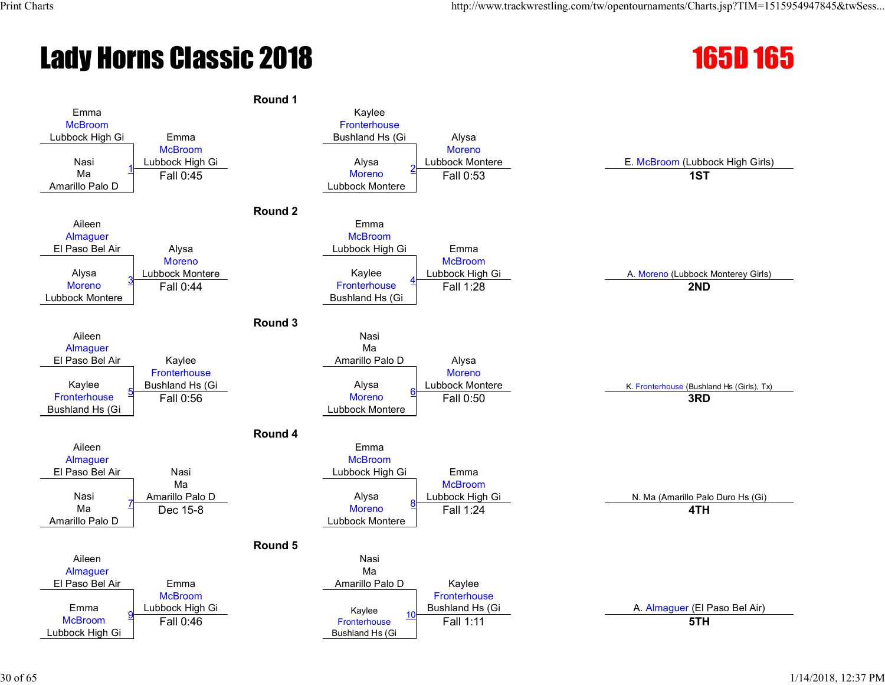# Lady Horns Classic 2018

## 165D 165

### Round 1

| Match | Wrestler 1 | Wrestler 2 | Winner | Result |
|---|---|---|---|---|
| 1 | Emma McBroom, Lubbock High Gi | Nasi Ma, Amarillo Palo D | Emma McBroom, Lubbock High Gi | Fall 0:45 |
| 2 | Kaylee Fronterhouse, Bushland Hs (Gi | Alysa Moreno, Lubbock Montere | Alysa Moreno, Lubbock Montere | Fall 0:53 |

### Round 2

| Match | Wrestler 1 | Wrestler 2 | Winner | Result |
|---|---|---|---|---|
| 3 | Aileen Almaguer, El Paso Bel Air | Alysa Moreno, Lubbock Montere | Alysa Moreno, Lubbock Montere | Fall 0:44 |
| 4 | Emma McBroom, Lubbock High Gi | Kaylee Fronterhouse, Bushland Hs (Gi | Emma McBroom, Lubbock High Gi | Fall 1:28 |

### Round 3

| Match | Wrestler 1 | Wrestler 2 | Winner | Result |
|---|---|---|---|---|
| 5 | Aileen Almaguer, El Paso Bel Air | Kaylee Fronterhouse, Bushland Hs (Gi | Kaylee Fronterhouse, Bushland Hs (Gi | Fall 0:56 |
| 6 | Nasi Ma, Amarillo Palo D | Alysa Moreno, Lubbock Montere | Alysa Moreno, Lubbock Montere | Fall 0:50 |

### Round 4

| Match | Wrestler 1 | Wrestler 2 | Winner | Result |
|---|---|---|---|---|
| 7 | Aileen Almaguer, El Paso Bel Air | Nasi Ma, Amarillo Palo D | Nasi Ma, Amarillo Palo D | Dec 15-8 |
| 8 | Emma McBroom, Lubbock High Gi | Alysa Moreno, Lubbock Montere | Emma McBroom, Lubbock High Gi | Fall 1:24 |

### Round 5

| Match | Wrestler 1 | Wrestler 2 | Winner | Result |
|---|---|---|---|---|
| 9 | Aileen Almaguer, El Paso Bel Air | Emma McBroom, Lubbock High Gi | Emma McBroom, Lubbock High Gi | Fall 0:46 |
| 10 | Nasi Ma, Amarillo Palo D | Kaylee Fronterhouse, Bushland Hs (Gi | Kaylee Fronterhouse, Bushland Hs (Gi | Fall 1:11 |

### Placings

| Place | Wrestler |
|---|---|
| 1ST | E. McBroom (Lubbock High Girls) |
| 2ND | A. Moreno (Lubbock Monterey Girls) |
| 3RD | K. Fronterhouse (Bushland Hs (Girls), Tx) |
| 4TH | N. Ma (Amarillo Palo Duro Hs (Gi) |
| 5TH | A. Almaguer (El Paso Bel Air) |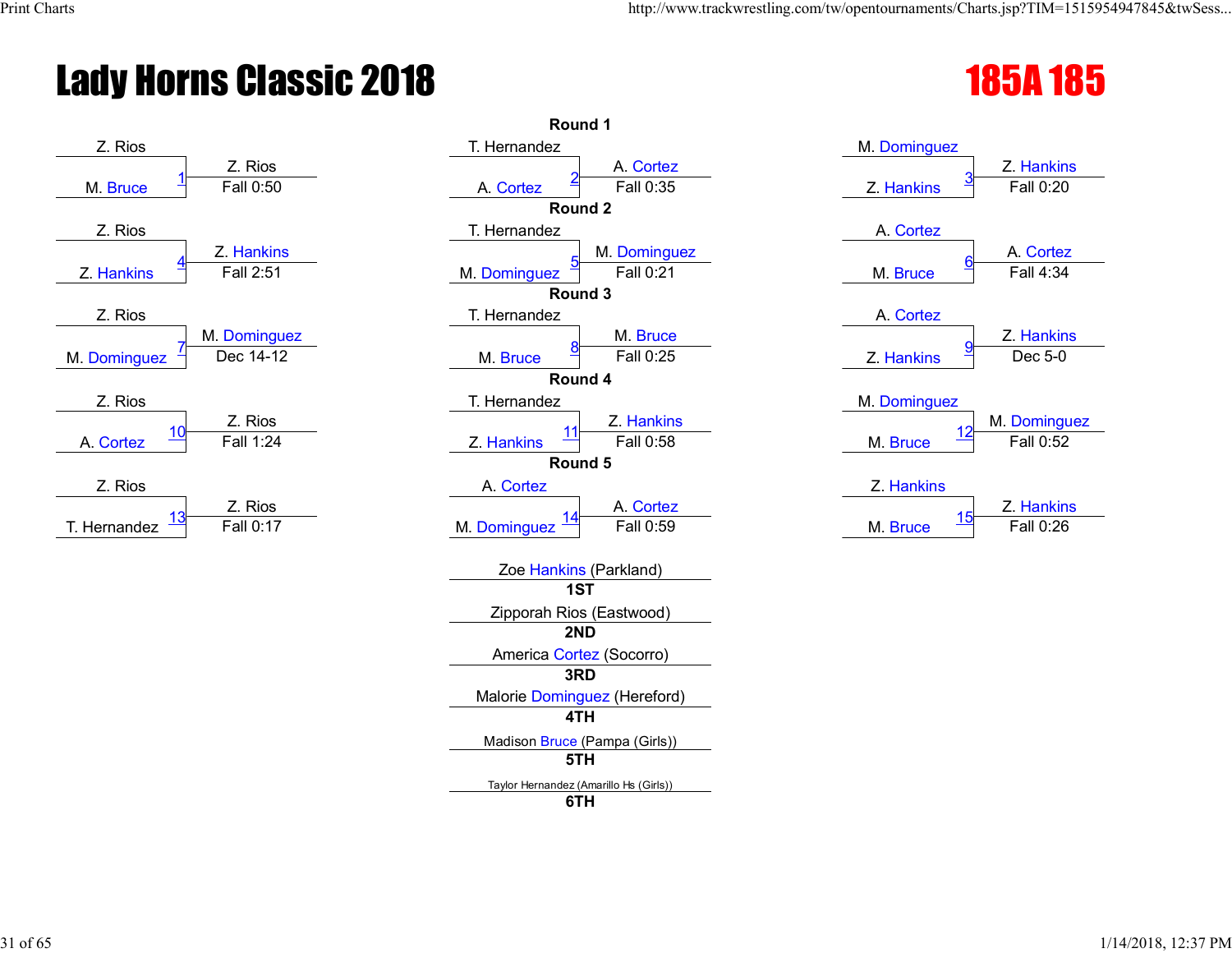# Lady Horns Classic 2018

## 185A 185

### Round 1

| Match | Wrestler 1 | Wrestler 2 | Winner | Result |
|---|---|---|---|---|
| 1 | Z. Rios | M. Bruce | Z. Rios | Fall 0:50 |
| 2 | T. Hernandez | A. Cortez | A. Cortez | Fall 0:35 |
| 3 | M. Dominguez | Z. Hankins | Z. Hankins | Fall 0:20 |

### Round 2

| Match | Wrestler 1 | Wrestler 2 | Winner | Result |
|---|---|---|---|---|
| 4 | Z. Rios | Z. Hankins | Z. Hankins | Fall 2:51 |
| 5 | T. Hernandez | M. Dominguez | M. Dominguez | Fall 0:21 |
| 6 | A. Cortez | M. Bruce | A. Cortez | Fall 4:34 |

### Round 3

| Match | Wrestler 1 | Wrestler 2 | Winner | Result |
|---|---|---|---|---|
| 7 | Z. Rios | M. Dominguez | M. Dominguez | Dec 14-12 |
| 8 | T. Hernandez | M. Bruce | M. Bruce | Fall 0:25 |
| 9 | A. Cortez | Z. Hankins | Z. Hankins | Dec 5-0 |

### Round 4

| Match | Wrestler 1 | Wrestler 2 | Winner | Result |
|---|---|---|---|---|
| 10 | Z. Rios | A. Cortez | Z. Rios | Fall 1:24 |
| 11 | T. Hernandez | Z. Hankins | Z. Hankins | Fall 0:58 |
| 12 | M. Dominguez | M. Bruce | M. Dominguez | Fall 0:52 |

### Round 5

| Match | Wrestler 1 | Wrestler 2 | Winner | Result |
|---|---|---|---|---|
| 13 | Z. Rios | T. Hernandez | Z. Rios | Fall 0:17 |
| 14 | A. Cortez | M. Dominguez | A. Cortez | Fall 0:59 |
| 15 | Z. Hankins | M. Bruce | Z. Hankins | Fall 0:26 |

### Placements

| Place | Wrestler |
|---|---|
| 1ST | Zoe Hankins (Parkland) |
| 2ND | Zipporah Rios (Eastwood) |
| 3RD | America Cortez (Socorro) |
| 4TH | Malorie Dominguez (Hereford) |
| 5TH | Madison Bruce (Pampa (Girls)) |
| 6TH | Taylor Hernandez (Amarillo Hs (Girls)) |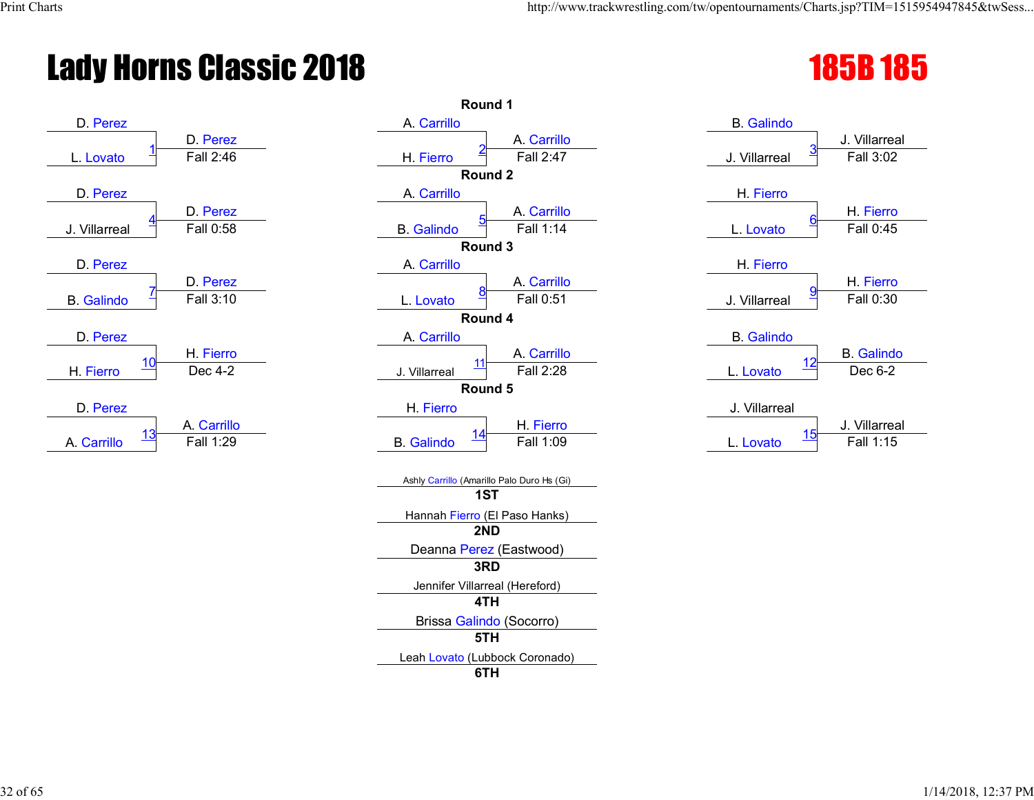# Lady Horns Classic 2018

## 185B 185

### Round 1

| Match | Wrestler 1 | Wrestler 2 | Winner | Result |
|---|---|---|---|---|
| 1 | D. Perez | L. Lovato | D. Perez | Fall 2:46 |
| 2 | A. Carrillo | H. Fierro | A. Carrillo | Fall 2:47 |
| 3 | B. Galindo | J. Villarreal | J. Villarreal | Fall 3:02 |

### Round 2

| Match | Wrestler 1 | Wrestler 2 | Winner | Result |
|---|---|---|---|---|
| 4 | D. Perez | J. Villarreal | D. Perez | Fall 0:58 |
| 5 | A. Carrillo | B. Galindo | A. Carrillo | Fall 1:14 |
| 6 | H. Fierro | L. Lovato | H. Fierro | Fall 0:45 |

### Round 3

| Match | Wrestler 1 | Wrestler 2 | Winner | Result |
|---|---|---|---|---|
| 7 | D. Perez | B. Galindo | D. Perez | Fall 3:10 |
| 8 | A. Carrillo | L. Lovato | A. Carrillo | Fall 0:51 |
| 9 | H. Fierro | J. Villarreal | H. Fierro | Fall 0:30 |

### Round 4

| Match | Wrestler 1 | Wrestler 2 | Winner | Result |
|---|---|---|---|---|
| 10 | D. Perez | H. Fierro | H. Fierro | Dec 4-2 |
| 11 | A. Carrillo | J. Villarreal | A. Carrillo | Fall 2:28 |
| 12 | B. Galindo | L. Lovato | B. Galindo | Dec 6-2 |

### Round 5

| Match | Wrestler 1 | Wrestler 2 | Winner | Result |
|---|---|---|---|---|
| 13 | D. Perez | A. Carrillo | A. Carrillo | Fall 1:29 |
| 14 | H. Fierro | B. Galindo | H. Fierro | Fall 1:09 |
| 15 | J. Villarreal | L. Lovato | J. Villarreal | Fall 1:15 |

### Placements

| Place | Wrestler |
|---|---|
| 1ST | Ashly Carrillo (Amarillo Palo Duro Hs (Gi) |
| 2ND | Hannah Fierro (El Paso Hanks) |
| 3RD | Deanna Perez (Eastwood) |
| 4TH | Jennifer Villarreal (Hereford) |
| 5TH | Brissa Galindo (Socorro) |
| 6TH | Leah Lovato (Lubbock Coronado) |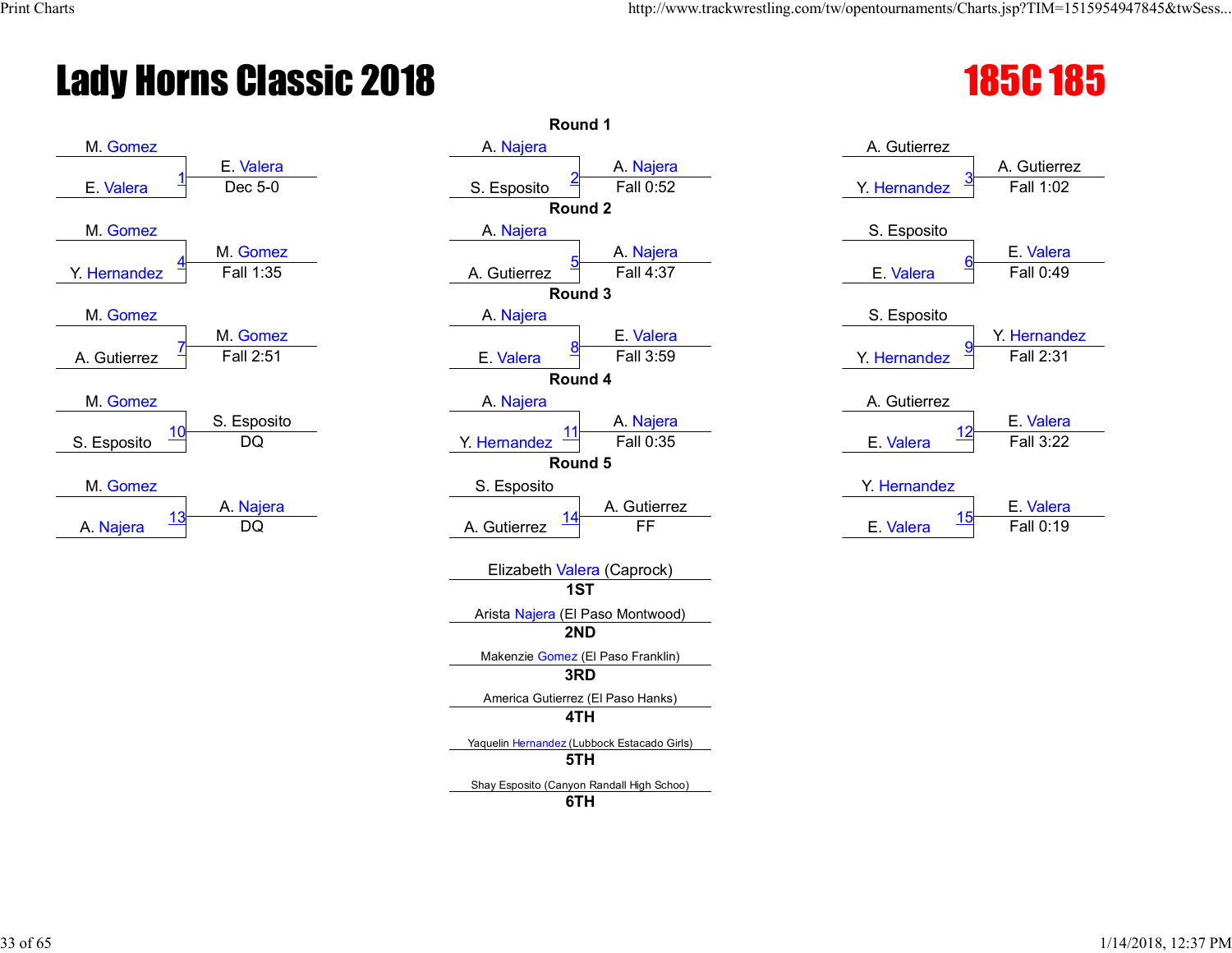# Lady Horns Classic 2018

## 185C 185

### Round 1

| Match | Wrestler 1 | Wrestler 2 | Winner | Result |
|---|---|---|---|---|
| 1 | M. Gomez | E. Valera | E. Valera | Dec 5-0 |
| 2 | A. Najera | S. Esposito | A. Najera | Fall 0:52 |
| 3 | A. Gutierrez | Y. Hernandez | A. Gutierrez | Fall 1:02 |

### Round 2

| Match | Wrestler 1 | Wrestler 2 | Winner | Result |
|---|---|---|---|---|
| 4 | M. Gomez | Y. Hernandez | M. Gomez | Fall 1:35 |
| 5 | A. Najera | A. Gutierrez | A. Najera | Fall 4:37 |
| 6 | S. Esposito | E. Valera | E. Valera | Fall 0:49 |

### Round 3

| Match | Wrestler 1 | Wrestler 2 | Winner | Result |
|---|---|---|---|---|
| 7 | M. Gomez | A. Gutierrez | M. Gomez | Fall 2:51 |
| 8 | A. Najera | E. Valera | E. Valera | Fall 3:59 |
| 9 | S. Esposito | Y. Hernandez | Y. Hernandez | Fall 2:31 |

### Round 4

| Match | Wrestler 1 | Wrestler 2 | Winner | Result |
|---|---|---|---|---|
| 10 | M. Gomez | S. Esposito | S. Esposito | DQ |
| 11 | A. Najera | Y. Hernandez | A. Najera | Fall 0:35 |
| 12 | A. Gutierrez | E. Valera | E. Valera | Fall 3:22 |

### Round 5

| Match | Wrestler 1 | Wrestler 2 | Winner | Result |
|---|---|---|---|---|
| 13 | M. Gomez | A. Najera | A. Najera | DQ |
| 14 | S. Esposito | A. Gutierrez | A. Gutierrez | FF |
| 15 | Y. Hernandez | E. Valera | E. Valera | Fall 0:19 |

### Placements

- **1ST**: Elizabeth Valera (Caprock)
- **2ND**: Arista Najera (El Paso Montwood)
- **3RD**: Makenzie Gomez (El Paso Franklin)
- **4TH**: America Gutierrez (El Paso Hanks)
- **5TH**: Yaquelin Hernandez (Lubbock Estacado Girls)
- **6TH**: Shay Esposito (Canyon Randall High Schoo)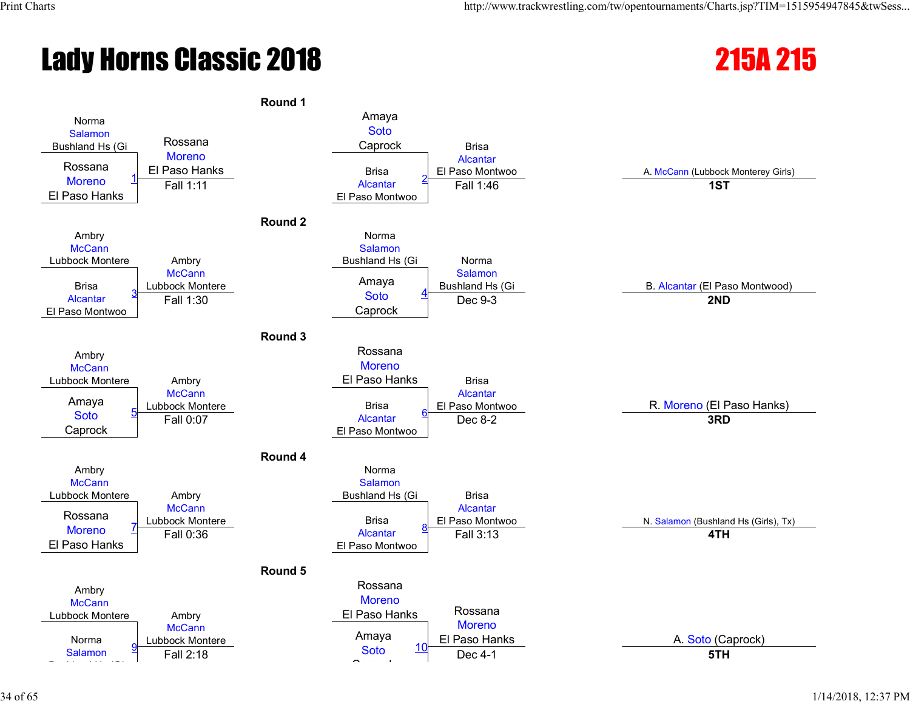# Lady Horns Classic 2018

## 215A 215

### Round 1

| Bout | Wrestler 1 | Wrestler 2 | Winner | Result |
|---|---|---|---|---|
| 1 | Norma Salamon, Bushland Hs (Gi | Rossana Moreno, El Paso Hanks | Rossana Moreno, El Paso Hanks | Fall 1:11 |
| 2 | Amaya Soto, Caprock | Brisa Alcantar, El Paso Montwoo | Brisa Alcantar, El Paso Montwoo | Fall 1:46 |

### Round 2

| Bout | Wrestler 1 | Wrestler 2 | Winner | Result |
|---|---|---|---|---|
| 3 | Ambry McCann, Lubbock Montere | Brisa Alcantar, El Paso Montwoo | Ambry McCann, Lubbock Montere | Fall 1:30 |
| 4 | Norma Salamon, Bushland Hs (Gi | Amaya Soto, Caprock | Norma Salamon, Bushland Hs (Gi | Dec 9-3 |

### Round 3

| Bout | Wrestler 1 | Wrestler 2 | Winner | Result |
|---|---|---|---|---|
| 5 | Ambry McCann, Lubbock Montere | Amaya Soto, Caprock | Ambry McCann, Lubbock Montere | Fall 0:07 |
| 6 | Rossana Moreno, El Paso Hanks | Brisa Alcantar, El Paso Montwoo | Brisa Alcantar, El Paso Montwoo | Dec 8-2 |

### Round 4

| Bout | Wrestler 1 | Wrestler 2 | Winner | Result |
|---|---|---|---|---|
| 7 | Ambry McCann, Lubbock Montere | Rossana Moreno, El Paso Hanks | Ambry McCann, Lubbock Montere | Fall 0:36 |
| 8 | Norma Salamon, Bushland Hs (Gi | Brisa Alcantar, El Paso Montwoo | Brisa Alcantar, El Paso Montwoo | Fall 3:13 |

### Round 5

| Bout | Wrestler 1 | Wrestler 2 | Winner | Result |
|---|---|---|---|---|
| 9 | Ambry McCann, Lubbock Montere | Norma Salamon, Bushland Hs (Gi | Ambry McCann, Lubbock Montere | Fall 2:18 |
| 10 | Rossana Moreno, El Paso Hanks | Amaya Soto, Caprock | Rossana Moreno, El Paso Hanks | Dec 4-1 |

### Placements

| Place | Wrestler |
|---|---|
| 1ST | A. McCann (Lubbock Monterey Girls) |
| 2ND | B. Alcantar (El Paso Montwood) |
| 3RD | R. Moreno (El Paso Hanks) |
| 4TH | N. Salamon (Bushland Hs (Girls), Tx) |
| 5TH | A. Soto (Caprock) |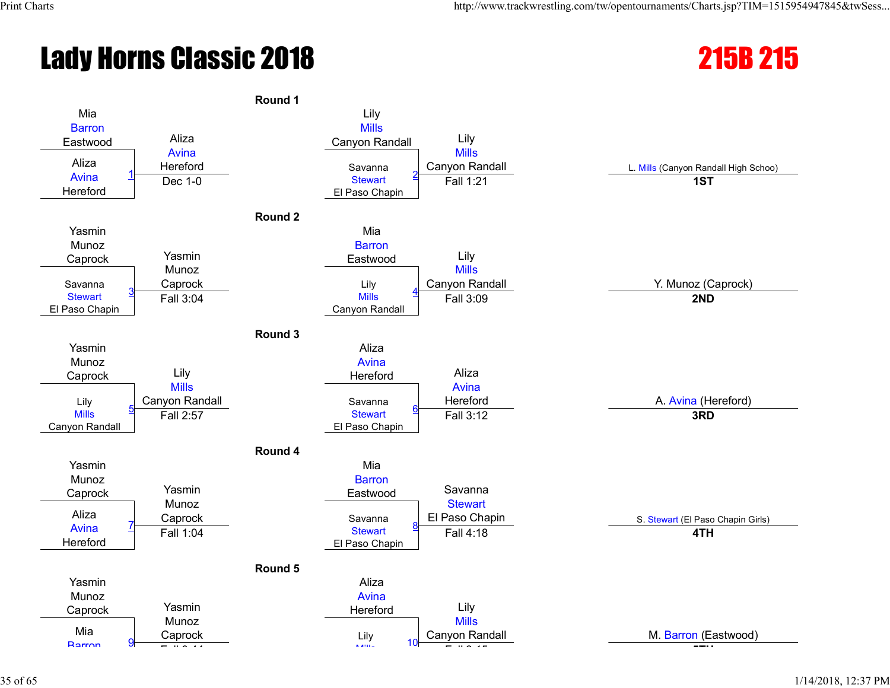# Lady Horns Classic 2018

# 215B 215

## Round 1

| Bout | Wrestler 1 | Wrestler 2 | Winner | Result |
|---|---|---|---|---|
| 1 | Mia Barron, Eastwood | Aliza Avina, Hereford | Aliza Avina, Hereford | Dec 1-0 |
| 2 | Lily Mills, Canyon Randall | Savanna Stewart, El Paso Chapin | Lily Mills, Canyon Randall | Fall 1:21 |

## Round 2

| Bout | Wrestler 1 | Wrestler 2 | Winner | Result |
|---|---|---|---|---|
| 3 | Yasmin Munoz, Caprock | Savanna Stewart, El Paso Chapin | Yasmin Munoz, Caprock | Fall 3:04 |
| 4 | Mia Barron, Eastwood | Lily Mills, Canyon Randall | Lily Mills, Canyon Randall | Fall 3:09 |

## Round 3

| Bout | Wrestler 1 | Wrestler 2 | Winner | Result |
|---|---|---|---|---|
| 5 | Yasmin Munoz, Caprock | Lily Mills, Canyon Randall | Lily Mills, Canyon Randall | Fall 2:57 |
| 6 | Aliza Avina, Hereford | Savanna Stewart, El Paso Chapin | Aliza Avina, Hereford | Fall 3:12 |

## Round 4

| Bout | Wrestler 1 | Wrestler 2 | Winner | Result |
|---|---|---|---|---|
| 7 | Yasmin Munoz, Caprock | Aliza Avina, Hereford | Yasmin Munoz, Caprock | Fall 1:04 |
| 8 | Mia Barron, Eastwood | Savanna Stewart, El Paso Chapin | Savanna Stewart, El Paso Chapin | Fall 4:18 |

## Round 5

| Bout | Wrestler 1 | Wrestler 2 | Winner | Result |
|---|---|---|---|---|
| 9 | Yasmin Munoz, Caprock | Mia Barron | Yasmin Munoz, Caprock | |
| 10 | Aliza Avina, Hereford | Lily Mills | Lily Mills, Canyon Randall | |

## Placement

| Place | Wrestler |
|---|---|
| 1ST | L. Mills (Canyon Randall High Schoo) |
| 2ND | Y. Munoz (Caprock) |
| 3RD | A. Avina (Hereford) |
| 4TH | S. Stewart (El Paso Chapin Girls) |
| 5TH | M. Barron (Eastwood) |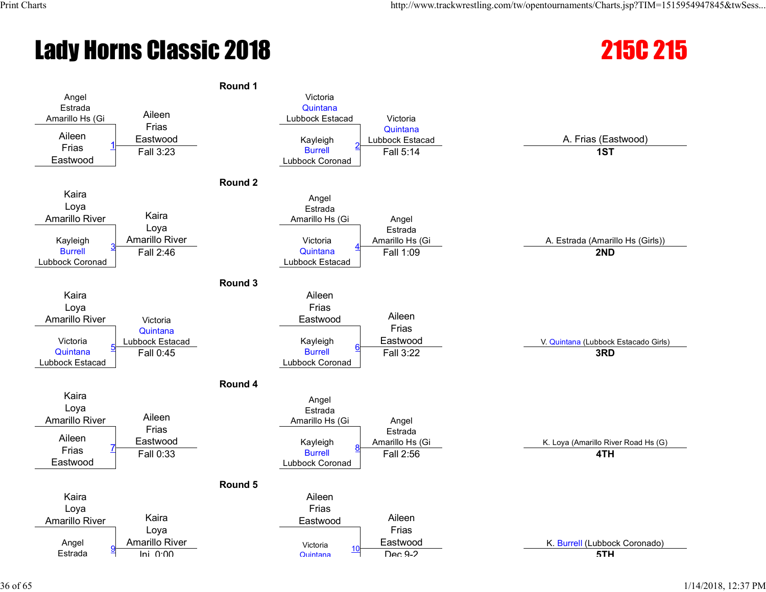# Lady Horns Classic 2018

## 215C 215

### Round 1

| Bout | Wrestler 1 | Wrestler 2 | Winner | Result |
|---|---|---|---|---|
| 1 | Angel Estrada, Amarillo Hs (Gi | Aileen Frias, Eastwood | Aileen Frias, Eastwood | Fall 3:23 |
| 2 | Victoria Quintana, Lubbock Estacad | Kayleigh Burrell, Lubbock Coronad | Victoria Quintana, Lubbock Estacad | Fall 5:14 |

### Round 2

| Bout | Wrestler 1 | Wrestler 2 | Winner | Result |
|---|---|---|---|---|
| 3 | Kaira Loya, Amarillo River | Kayleigh Burrell, Lubbock Coronad | Kaira Loya, Amarillo River | Fall 2:46 |
| 4 | Angel Estrada, Amarillo Hs (Gi | Victoria Quintana, Lubbock Estacad | Angel Estrada, Amarillo Hs (Gi | Fall 1:09 |

### Round 3

| Bout | Wrestler 1 | Wrestler 2 | Winner | Result |
|---|---|---|---|---|
| 5 | Kaira Loya, Amarillo River | Victoria Quintana, Lubbock Estacad | Victoria Quintana, Lubbock Estacad | Fall 0:45 |
| 6 | Aileen Frias, Eastwood | Kayleigh Burrell, Lubbock Coronad | Aileen Frias, Eastwood | Fall 3:22 |

### Round 4

| Bout | Wrestler 1 | Wrestler 2 | Winner | Result |
|---|---|---|---|---|
| 7 | Kaira Loya, Amarillo River | Aileen Frias, Eastwood | Aileen Frias, Eastwood | Fall 0:33 |
| 8 | Angel Estrada, Amarillo Hs (Gi | Kayleigh Burrell, Lubbock Coronad | Angel Estrada, Amarillo Hs (Gi | Fall 2:56 |

### Round 5

| Bout | Wrestler 1 | Wrestler 2 | Winner | Result |
|---|---|---|---|---|
| 9 | Kaira Loya, Amarillo River | Angel Estrada | Kaira Loya, Amarillo River | Inj 0:00 |
| 10 | Aileen Frias, Eastwood | Victoria Quintana | Aileen Frias, Eastwood | Dec 9-2 |

### Placings

| Place | Wrestler |
|---|---|
| 1ST | A. Frias (Eastwood) |
| 2ND | A. Estrada (Amarillo Hs (Girls)) |
| 3RD | V. Quintana (Lubbock Estacado Girls) |
| 4TH | K. Loya (Amarillo River Road Hs (G) |
| 5TH | K. Burrell (Lubbock Coronado) |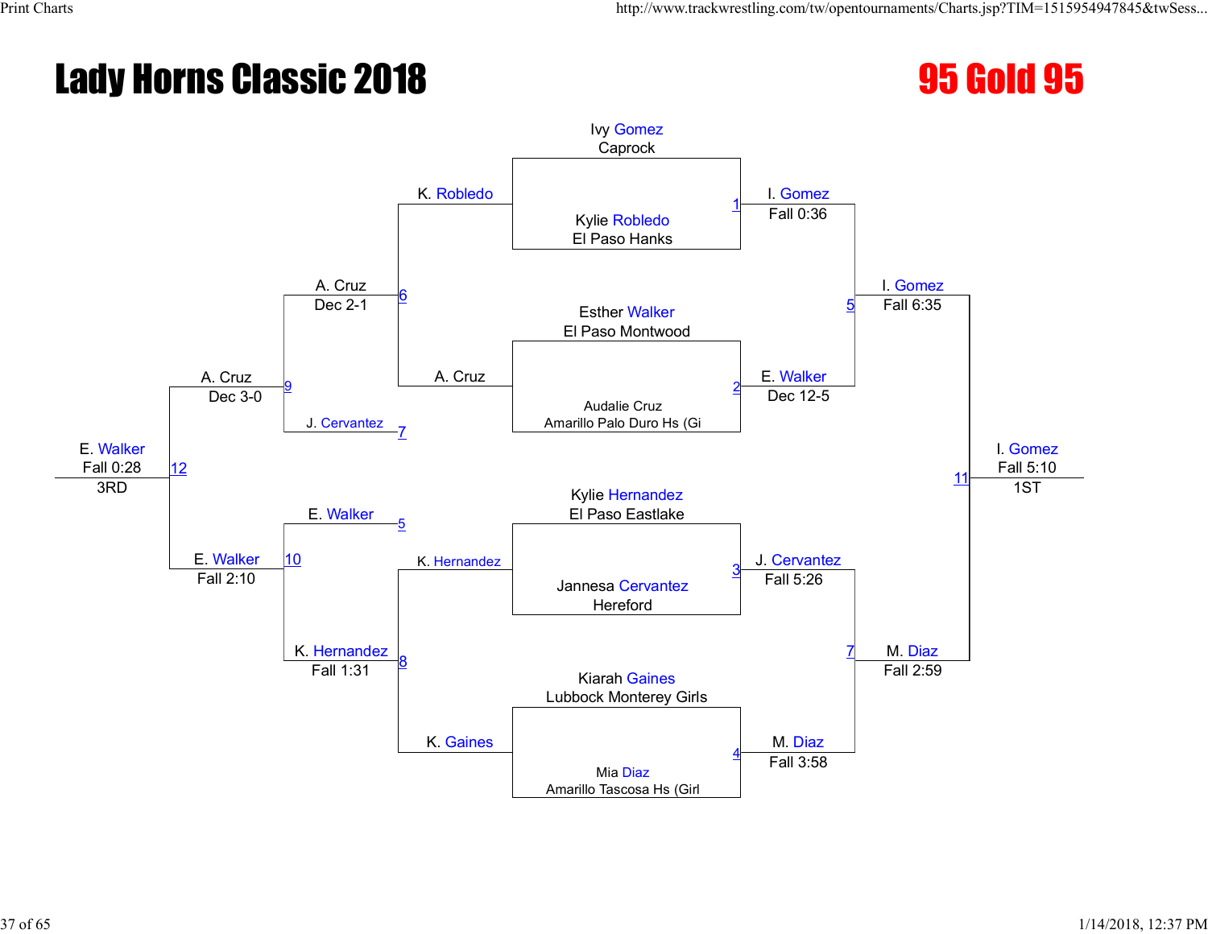# Lady Horns Classic 2018

## 95 Gold 95

### Championship Bracket

**First Round**

| Match | Wrestler 1 | Wrestler 2 | Winner | Result |
|---|---|---|---|---|
| 1 | Ivy Gomez (Caprock) | Kylie Robledo (El Paso Hanks) | I. Gomez | Fall 0:36 |
| 2 | Esther Walker (El Paso Montwood) | Audalie Cruz (Amarillo Palo Duro Hs (Gi) | E. Walker | Dec 12-5 |
| 3 | Kylie Hernandez (El Paso Eastlake) | Jannesa Cervantez (Hereford) | J. Cervantez | Fall 5:26 |
| 4 | Kiarah Gaines (Lubbock Monterey Girls) | Mia Diaz (Amarillo Tascosa Hs (Girl) | M. Diaz | Fall 3:58 |

**Semifinals**

| Match | Wrestler 1 | Wrestler 2 | Winner | Result |
|---|---|---|---|---|
| 5 | I. Gomez | E. Walker | I. Gomez | Fall 6:35 |
| 7 | J. Cervantez | M. Diaz | M. Diaz | Fall 2:59 |

**Final**

| Match | Wrestler 1 | Wrestler 2 | Winner | Result |
|---|---|---|---|---|
| 11 | I. Gomez | M. Diaz | I. Gomez | Fall 5:10 |

1ST: I. Gomez

### Consolation Bracket

| Match | Wrestler 1 | Wrestler 2 | Winner | Result |
|---|---|---|---|---|
| 6 | K. Robledo | A. Cruz | A. Cruz | Dec 2-1 |
| 8 | K. Hernandez | K. Gaines | K. Hernandez | Fall 1:31 |
| 9 | A. Cruz | J. Cervantez | A. Cruz | Dec 3-0 |
| 10 | E. Walker | K. Hernandez | E. Walker | Fall 2:10 |
| 12 | A. Cruz | E. Walker | E. Walker | Fall 0:28 |

3RD: E. Walker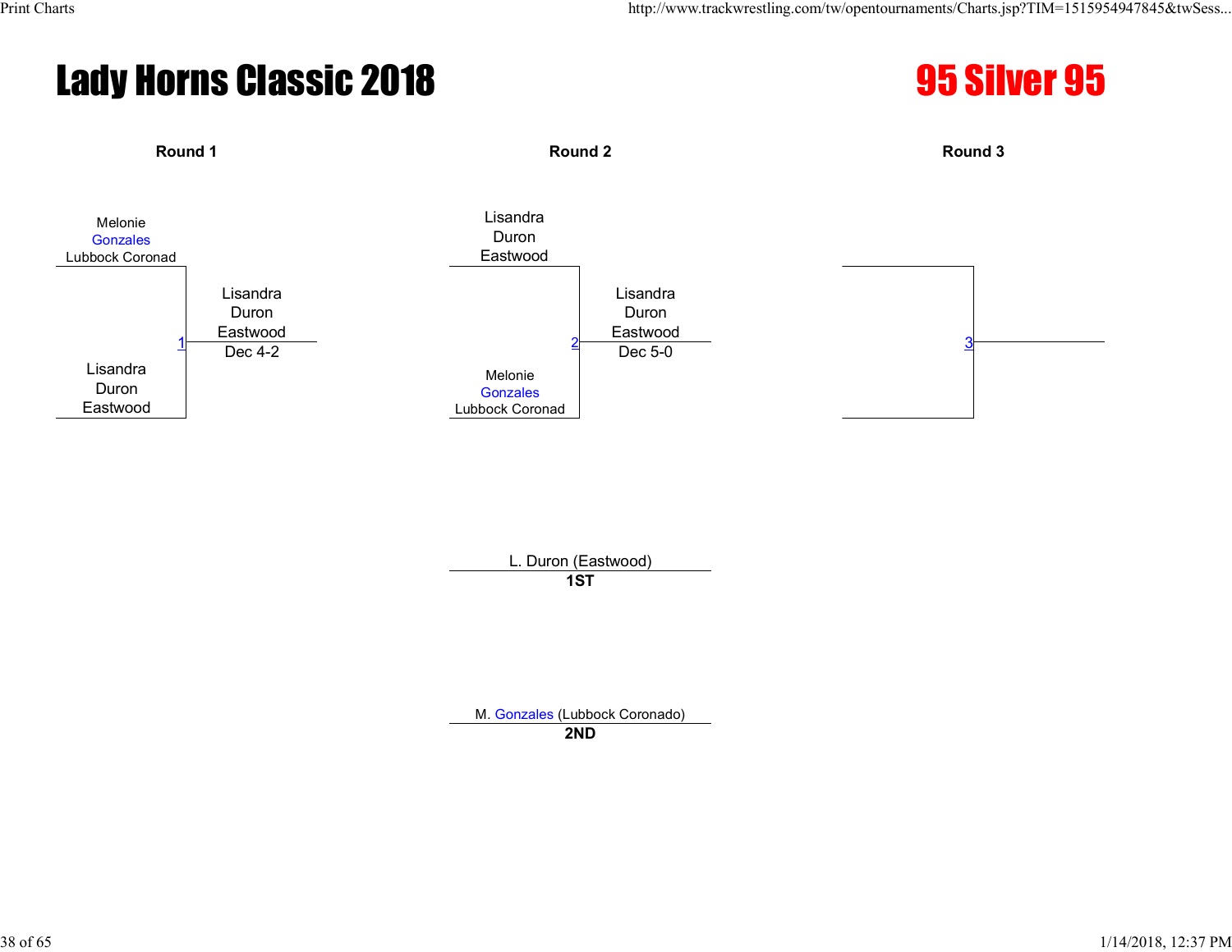# Lady Horns Classic 2018

# 95 Silver 95

### Round 1

Melonie Gonzales Lubbock Coronad

1

Lisandra Duron Eastwood

Winner: Lisandra Duron Eastwood — Dec 4-2

### Round 2

Lisandra Duron Eastwood

2

Melonie Gonzales Lubbock Coronad

Winner: Lisandra Duron Eastwood — Dec 5-0

### Round 3

3

---

L. Duron (Eastwood)
**1ST**

M. Gonzales (Lubbock Coronado)
**2ND**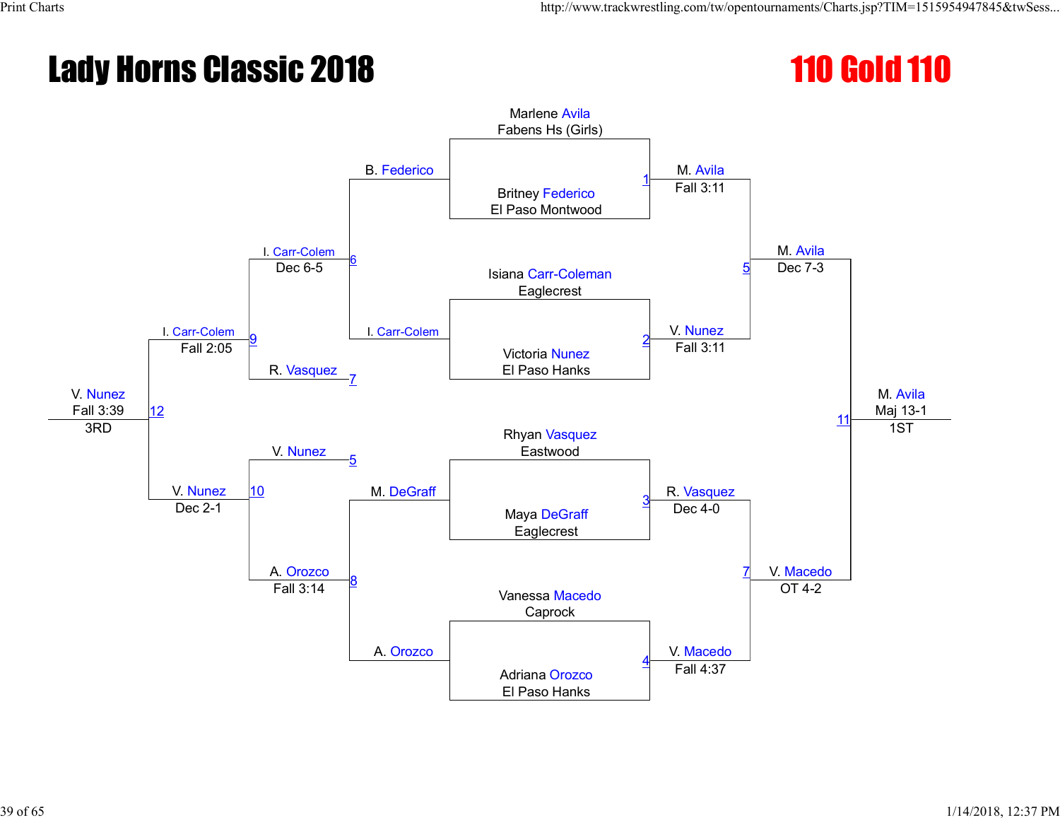# Lady Horns Classic 2018

## 110 Gold 110

### Championship Bracket

**Match 1:** Marlene Avila (Fabens Hs (Girls)) vs. Britney Federico (El Paso Montwood) — Winner: M. Avila, Fall 3:11

**Match 2:** Isiana Carr-Coleman (Eaglecrest) vs. Victoria Nunez (El Paso Hanks) — Winner: V. Nunez, Fall 3:11

**Match 3:** Rhyan Vasquez (Eastwood) vs. Maya DeGraff (Eaglecrest) — Winner: R. Vasquez, Dec 4-0

**Match 4:** Vanessa Macedo (Caprock) vs. Adriana Orozco (El Paso Hanks) — Winner: V. Macedo, Fall 4:37

**Match 5:** M. Avila vs. V. Nunez — Winner: M. Avila, Dec 7-3

**Match 7:** R. Vasquez vs. V. Macedo — Winner: V. Macedo, OT 4-2

**Match 11:** M. Avila vs. V. Macedo — Winner: M. Avila, Maj 13-1 — **1ST**

### Consolation Bracket

**Match 6:** B. Federico vs. I. Carr-Colem — Winner: I. Carr-Colem, Dec 6-5

**Match 8:** M. DeGraff vs. A. Orozco — Winner: A. Orozco, Fall 3:14

**Match 9:** I. Carr-Colem vs. R. Vasquez — Winner: I. Carr-Colem, Fall 2:05

**Match 10:** V. Nunez vs. A. Orozco — Winner: V. Nunez, Dec 2-1

**Match 12:** I. Carr-Colem vs. V. Nunez — Winner: V. Nunez, Fall 3:39 — **3RD**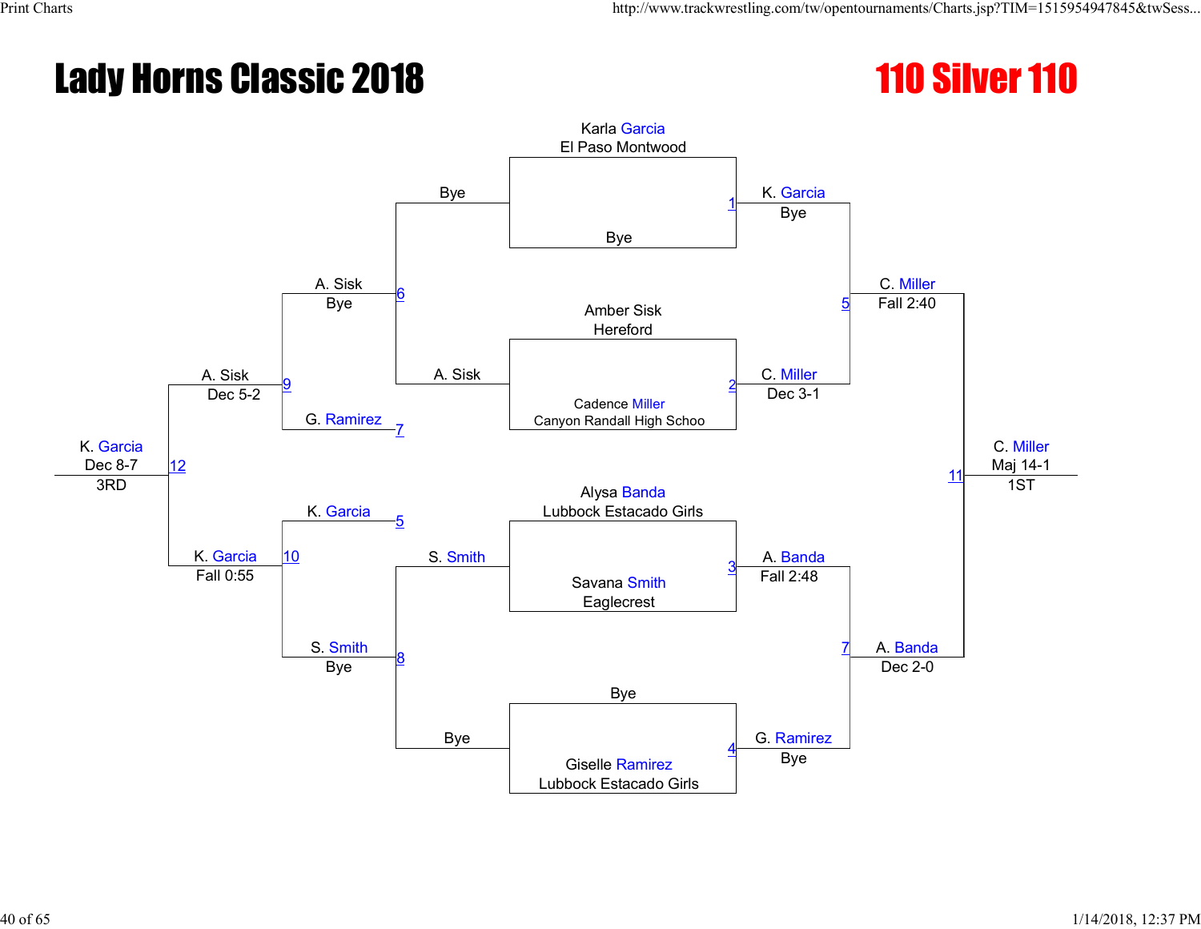# Lady Horns Classic 2018

## 110 Silver 110

### Championship Bracket

**Initial entries**

- Karla Garcia, El Paso Montwood vs. Bye
- Amber Sisk, Hereford vs. Cadence Miller, Canyon Randall High Schoo
- Alysa Banda, Lubbock Estacado Girls vs. Savana Smith, Eaglecrest
- Bye vs. Giselle Ramirez, Lubbock Estacado Girls

**Round 1**

- Bout 1: K. Garcia — Bye
- Bout 2: C. Miller — Dec 3-1
- Bout 3: A. Banda — Fall 2:48
- Bout 4: G. Ramirez — Bye

**Semifinals**

- Bout 5: C. Miller — Fall 2:40
- Bout 7: A. Banda — Dec 2-0

**Final**

- Bout 11: C. Miller — Maj 14-1 — 1ST

### Consolation Bracket

**First round**

- Bout 6: Bye vs. A. Sisk — A. Sisk, Bye
- Bout 8: S. Smith vs. Bye — S. Smith, Bye

**Consolation semifinals**

- Bout 9: A. Sisk vs. G. Ramirez (loser of Bout 7) — A. Sisk, Dec 5-2
- Bout 10: K. Garcia (loser of Bout 5) vs. S. Smith — K. Garcia, Fall 0:55

**Third place**

- Bout 12: K. Garcia — Dec 8-7 — 3RD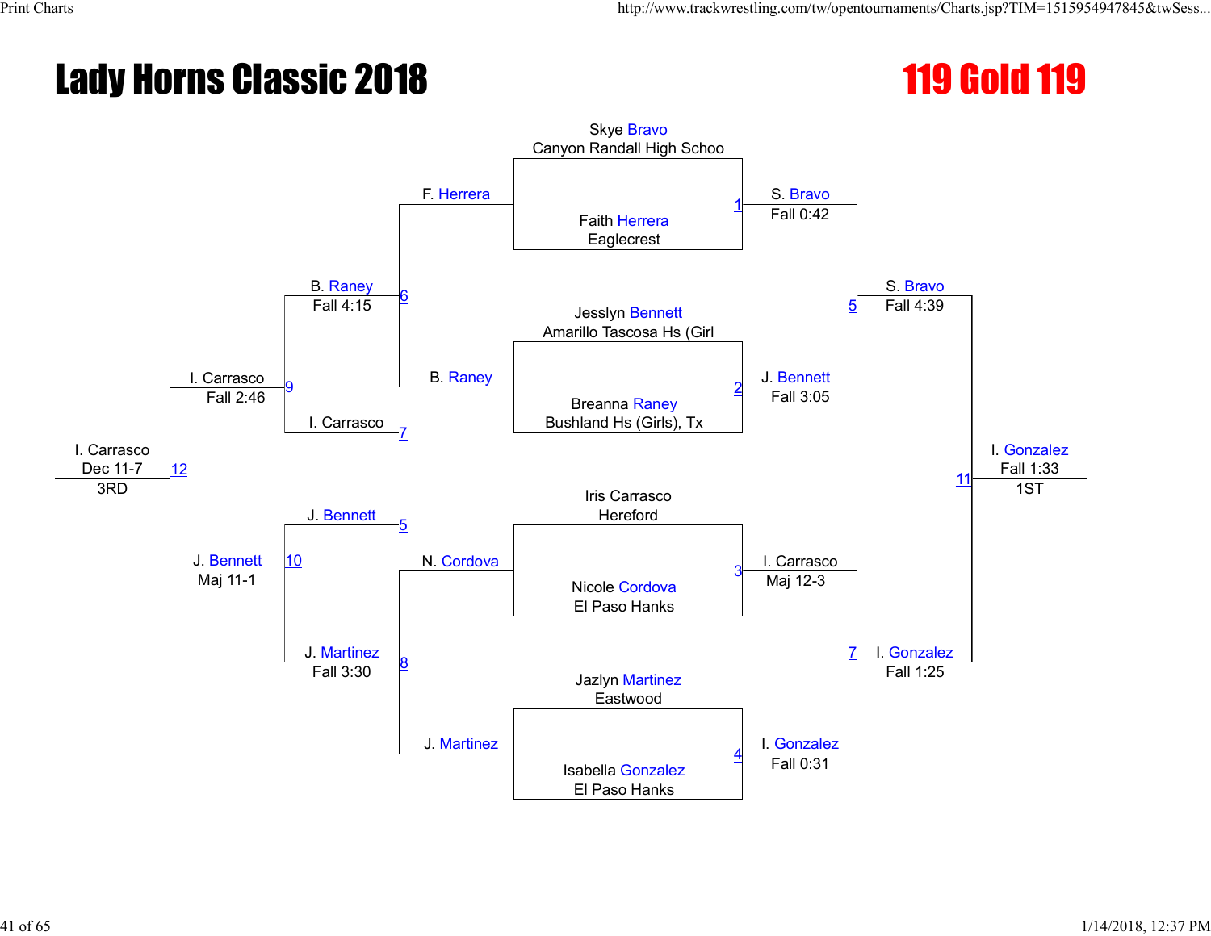# Lady Horns Classic 2018

## 119 Gold 119

**Championship Bracket**

| Bout | Wrestler 1 | Wrestler 2 | Winner | Result |
|---|---|---|---|---|
| 1 | Skye Bravo (Canyon Randall High Schoo) | Faith Herrera (Eaglecrest) | S. Bravo | Fall 0:42 |
| 2 | Jesslyn Bennett (Amarillo Tascosa Hs (Girl) | Breanna Raney (Bushland Hs (Girls), Tx) | J. Bennett | Fall 3:05 |
| 3 | Iris Carrasco (Hereford) | Nicole Cordova (El Paso Hanks) | I. Carrasco | Maj 12-3 |
| 4 | Jazlyn Martinez (Eastwood) | Isabella Gonzalez (El Paso Hanks) | I. Gonzalez | Fall 0:31 |
| 5 | S. Bravo | J. Bennett | S. Bravo | Fall 4:39 |
| 7 | I. Carrasco | I. Gonzalez | I. Gonzalez | Fall 1:25 |
| 11 | S. Bravo | I. Gonzalez | I. Gonzalez | Fall 1:33 — 1ST |

**Consolation Bracket**

| Bout | Wrestler 1 | Wrestler 2 | Winner | Result |
|---|---|---|---|---|
| 6 | F. Herrera | B. Raney | B. Raney | Fall 4:15 |
| 8 | N. Cordova | J. Martinez | J. Martinez | Fall 3:30 |
| 9 | B. Raney | I. Carrasco | I. Carrasco | Fall 2:46 |
| 10 | J. Bennett | J. Martinez | J. Bennett | Maj 11-1 |
| 12 | I. Carrasco | J. Bennett | I. Carrasco | Dec 11-7 — 3RD |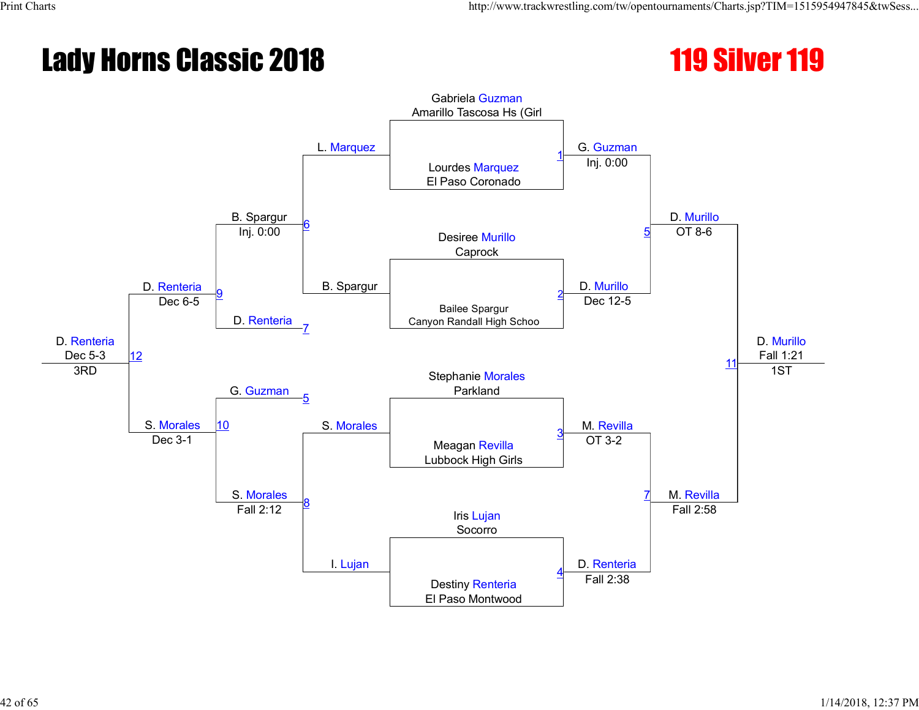# Lady Horns Classic 2018

## 119 Silver 119

### Championship Bracket

**Round 1**

| Bout | Wrestler 1 | Wrestler 2 | Winner | Result |
|---|---|---|---|---|
| 1 | Gabriela Guzman, Amarillo Tascosa Hs (Girl | Lourdes Marquez, El Paso Coronado | G. Guzman | Inj. 0:00 |
| 2 | Desiree Murillo, Caprock | Bailee Spargur, Canyon Randall High Schoo | D. Murillo | Dec 12-5 |
| 3 | Stephanie Morales, Parkland | Meagan Revilla, Lubbock High Girls | M. Revilla | OT 3-2 |
| 4 | Iris Lujan, Socorro | Destiny Renteria, El Paso Montwood | D. Renteria | Fall 2:38 |

**Semifinals**

| Bout | Wrestler 1 | Wrestler 2 | Winner | Result |
|---|---|---|---|---|
| 5 | G. Guzman | D. Murillo | D. Murillo | OT 8-6 |
| 7 | M. Revilla | D. Renteria | M. Revilla | Fall 2:58 |

**Final**

| Bout | Wrestler 1 | Wrestler 2 | Winner | Result | Place |
|---|---|---|---|---|---|
| 11 | D. Murillo | M. Revilla | D. Murillo | Fall 1:21 | 1ST |

### Consolation Bracket

| Bout | Wrestler 1 | Wrestler 2 | Winner | Result |
|---|---|---|---|---|
| 6 | L. Marquez | B. Spargur | B. Spargur | Inj. 0:00 |
| 8 | S. Morales | I. Lujan | S. Morales | Fall 2:12 |
| 9 | B. Spargur | D. Renteria (7) | D. Renteria | Dec 6-5 |
| 10 | G. Guzman (5) | S. Morales | S. Morales | Dec 3-1 |
| 12 | D. Renteria | S. Morales | D. Renteria | Dec 5-3 (3RD) |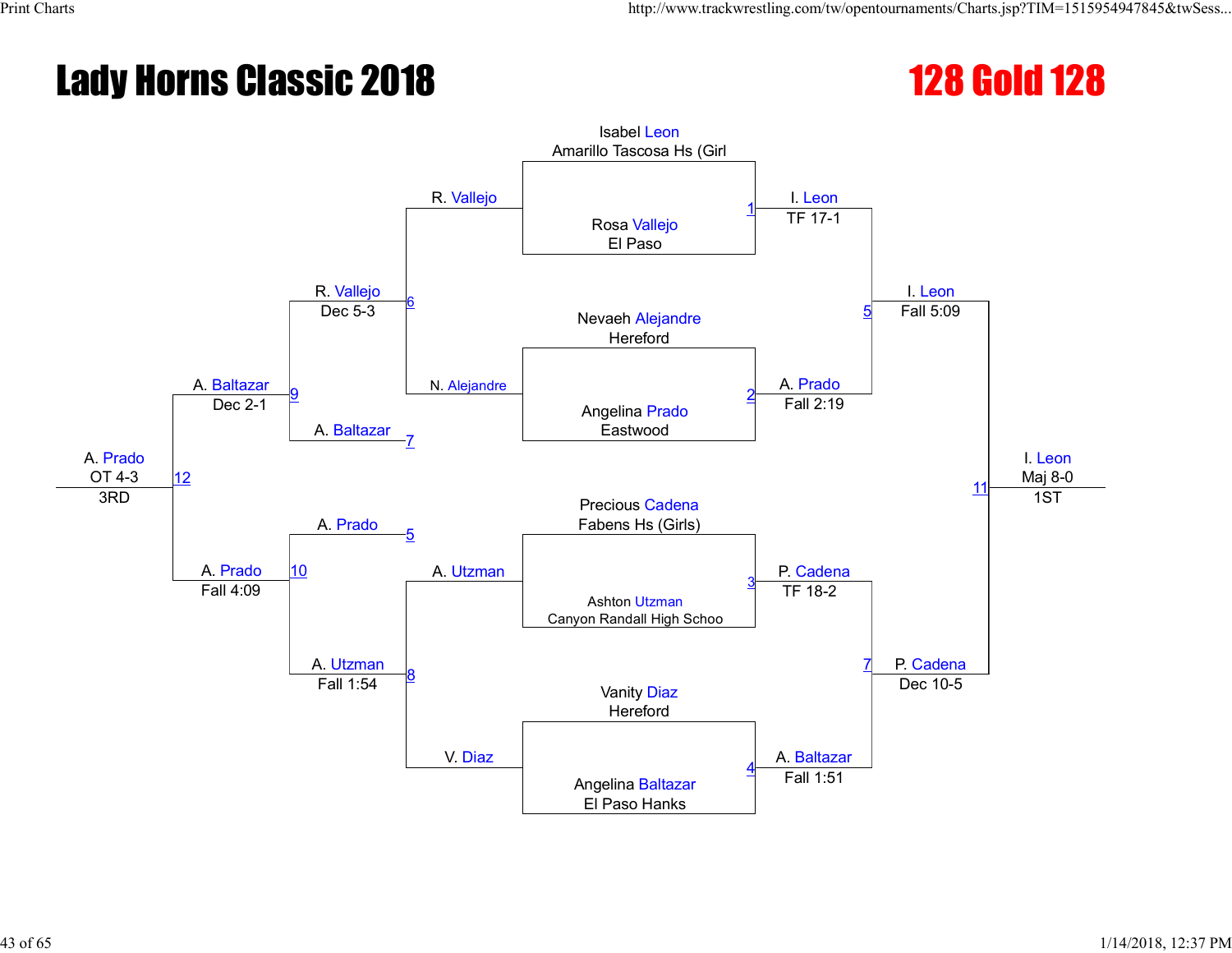# Lady Horns Classic 2018

## 128 Gold 128

### Championship Bracket

**Match 1:** Isabel Leon (Amarillo Tascosa Hs (Girl) vs Rosa Vallejo (El Paso) — I. Leon, TF 17-1

**Match 2:** Nevaeh Alejandre (Hereford) vs Angelina Prado (Eastwood) — A. Prado, Fall 2:19

**Match 3:** Precious Cadena (Fabens Hs (Girls)) vs Ashton Utzman (Canyon Randall High Schoo) — P. Cadena, TF 18-2

**Match 4:** Vanity Diaz (Hereford) vs Angelina Baltazar (El Paso Hanks) — A. Baltazar, Fall 1:51

**Match 5:** I. Leon vs A. Prado — I. Leon, Fall 5:09

**Match 7:** P. Cadena vs A. Baltazar — P. Cadena, Dec 10-5

**Match 11:** I. Leon vs P. Cadena — I. Leon, Maj 8-0 — 1ST

### Consolation Bracket

**Match 6:** R. Vallejo vs N. Alejandre — R. Vallejo, Dec 5-3

**Match 8:** A. Utzman vs V. Diaz — A. Utzman, Fall 1:54

**Match 9:** R. Vallejo vs A. Baltazar — A. Baltazar, Dec 2-1

**Match 10:** A. Prado vs A. Utzman — A. Prado, Fall 4:09

**Match 12:** A. Baltazar vs A. Prado — A. Prado, OT 4-3 — 3RD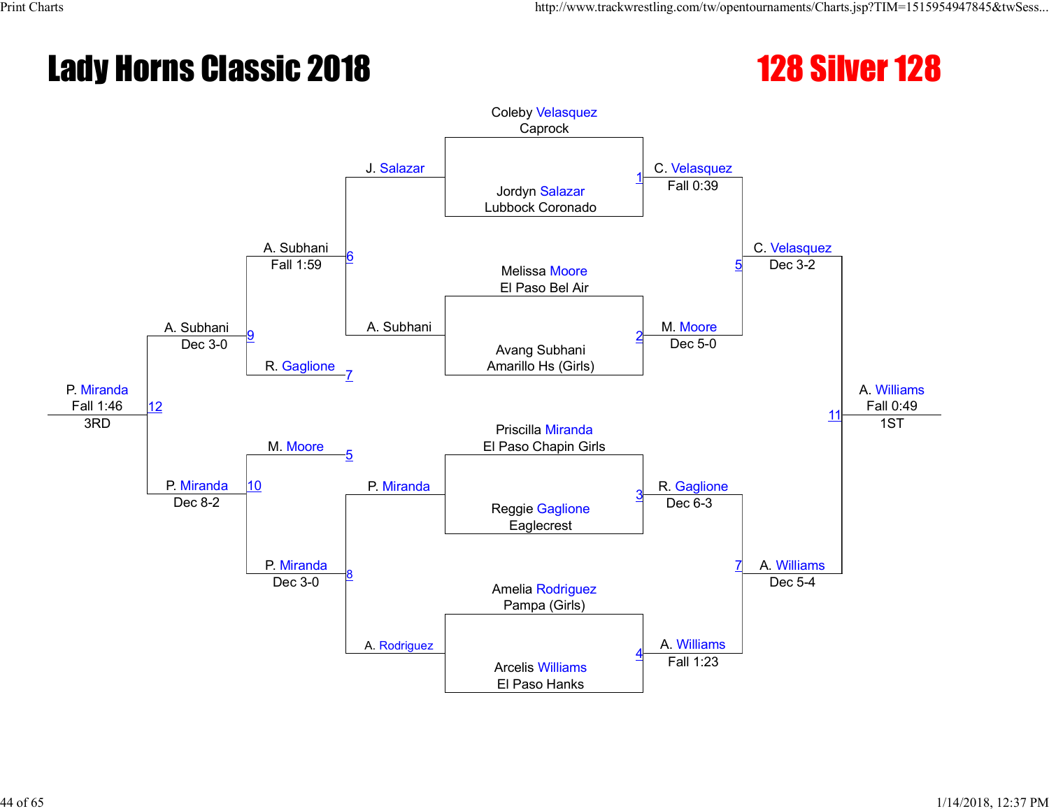# Lady Horns Classic 2018

## 128 Silver 128

### Championship Bracket

**First Round**

- Match 1: Coleby Velasquez (Caprock) vs. Jordyn Salazar (Lubbock Coronado) — Winner: C. Velasquez, Fall 0:39
- Match 2: Melissa Moore (El Paso Bel Air) vs. Avang Subhani (Amarillo Hs (Girls)) — Winner: M. Moore, Dec 5-0
- Match 3: Priscilla Miranda (El Paso Chapin Girls) vs. Reggie Gaglione (Eaglecrest) — Winner: R. Gaglione, Dec 6-3
- Match 4: Amelia Rodriguez (Pampa (Girls)) vs. Arcelis Williams (El Paso Hanks) — Winner: A. Williams, Fall 1:23

**Semifinals**

- Match 5: C. Velasquez vs. M. Moore — Winner: C. Velasquez, Dec 3-2
- Match 7: R. Gaglione vs. A. Williams — Winner: A. Williams, Dec 5-4

**Final**

- Match 11: C. Velasquez vs. A. Williams — Winner: A. Williams, Fall 0:49 — 1ST

### Consolation Bracket

- Match 6: J. Salazar vs. A. Subhani — Winner: A. Subhani, Fall 1:59
- Match 8: P. Miranda vs. A. Rodriguez — Winner: P. Miranda, Dec 3-0
- Match 9: A. Subhani vs. R. Gaglione (loser of Match 7) — Winner: A. Subhani, Dec 3-0
- Match 10: M. Moore (loser of Match 5) vs. P. Miranda — Winner: P. Miranda, Dec 8-2
- Match 12: A. Subhani vs. P. Miranda — Winner: P. Miranda, Fall 1:46 — 3RD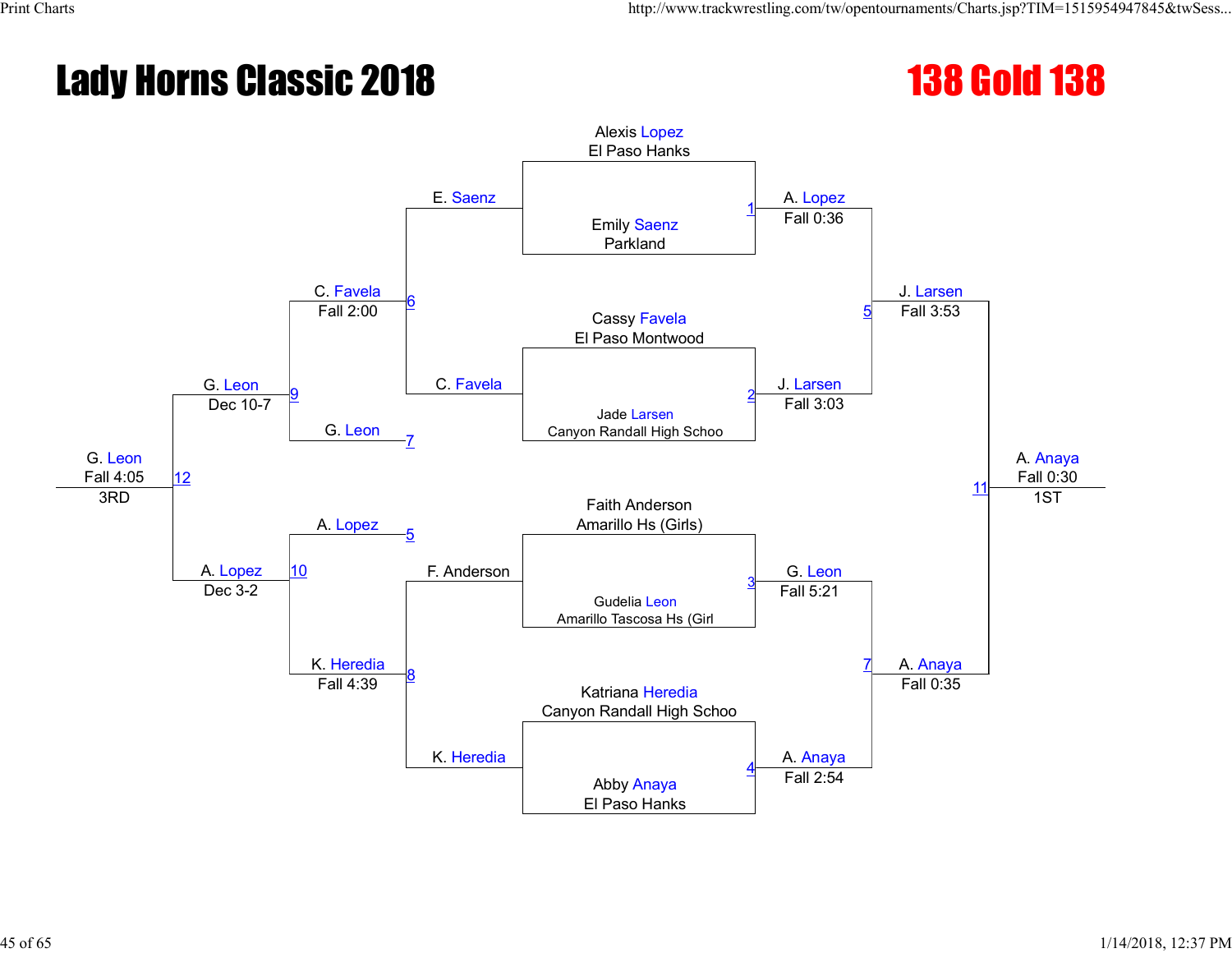# Lady Horns Classic 2018

## 138 Gold 138

### Championship Bracket

**Round 1**

- Match 1: Alexis Lopez (El Paso Hanks) vs. Emily Saenz (Parkland) — A. Lopez, Fall 0:36
- Match 2: Cassy Favela (El Paso Montwood) vs. Jade Larsen (Canyon Randall High Schoo) — J. Larsen, Fall 3:03
- Match 3: Faith Anderson (Amarillo Hs (Girls)) vs. Gudelia Leon (Amarillo Tascosa Hs (Girl) — G. Leon, Fall 5:21
- Match 4: Katriana Heredia (Canyon Randall High Schoo) vs. Abby Anaya (El Paso Hanks) — A. Anaya, Fall 2:54

**Semifinals**

- Match 5: A. Lopez vs. J. Larsen — J. Larsen, Fall 3:53
- Match 7: G. Leon vs. A. Anaya — A. Anaya, Fall 0:35

**Final**

- Match 11: J. Larsen vs. A. Anaya — A. Anaya, Fall 0:30 — 1ST

### Consolation Bracket

**Consolation Round 1**

- Match 6: E. Saenz vs. C. Favela — C. Favela, Fall 2:00
- Match 8: F. Anderson vs. K. Heredia — K. Heredia, Fall 4:39

**Consolation Round 2**

- Match 9: C. Favela vs. G. Leon (loser of 7) — G. Leon, Dec 10-7
- Match 10: A. Lopez (loser of 5) vs. K. Heredia — A. Lopez, Dec 3-2

**3rd Place**

- Match 12: G. Leon vs. A. Lopez — G. Leon, Fall 4:05 — 3RD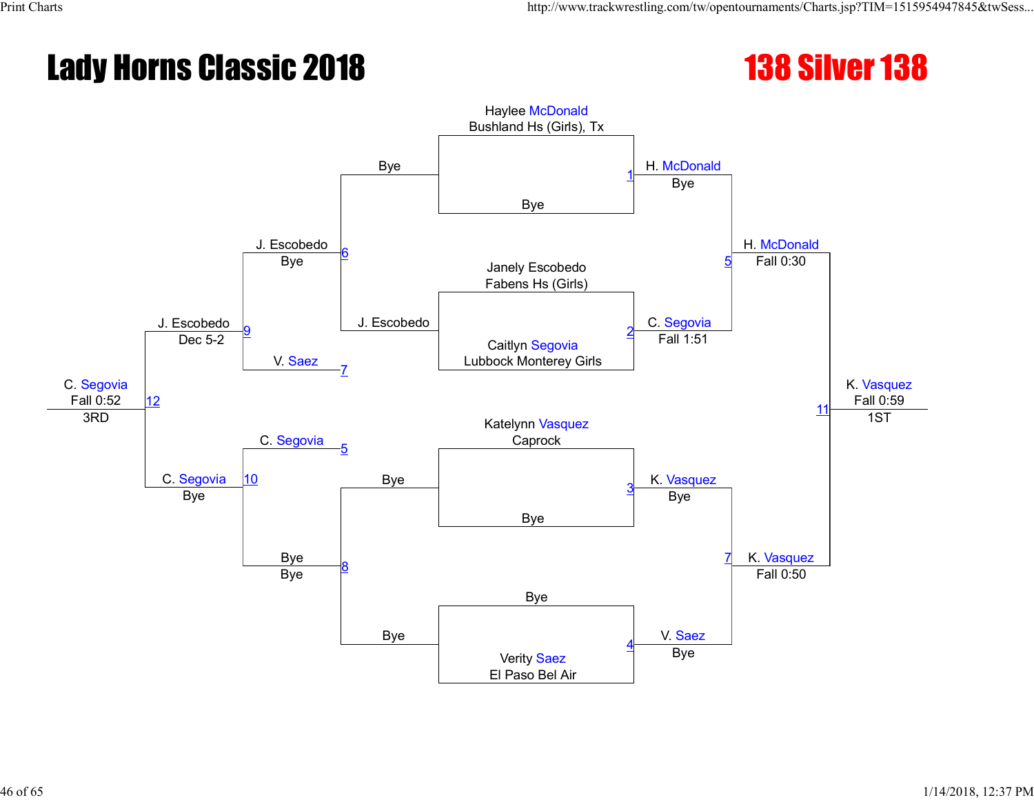# Lady Horns Classic 2018

## 138 Silver 138

**Championship Bracket**

Match 1: Haylee McDonald (Bushland Hs (Girls), Tx) vs Bye — H. McDonald, Bye

Match 2: Janely Escobedo (Fabens Hs (Girls)) vs Caitlyn Segovia (Lubbock Monterey Girls) — C. Segovia, Fall 1:51

Match 3: Katelynn Vasquez (Caprock) vs Bye — K. Vasquez, Bye

Match 4: Bye vs Verity Saez (El Paso Bel Air) — V. Saez, Bye

Match 5: H. McDonald vs C. Segovia — H. McDonald, Fall 0:30

Match 7: K. Vasquez vs V. Saez — K. Vasquez, Fall 0:50

Match 11: H. McDonald vs K. Vasquez — K. Vasquez, Fall 0:59 — 1ST

**Consolation Bracket**

Match 6: Bye vs J. Escobedo — J. Escobedo, Bye

Match 8: Bye vs Bye — Bye, Bye

Match 9: J. Escobedo vs V. Saez (7) — J. Escobedo, Dec 5-2

Match 10: C. Segovia (5) vs Bye — C. Segovia, Bye

Match 12: J. Escobedo vs C. Segovia — C. Segovia, Fall 0:52 — 3RD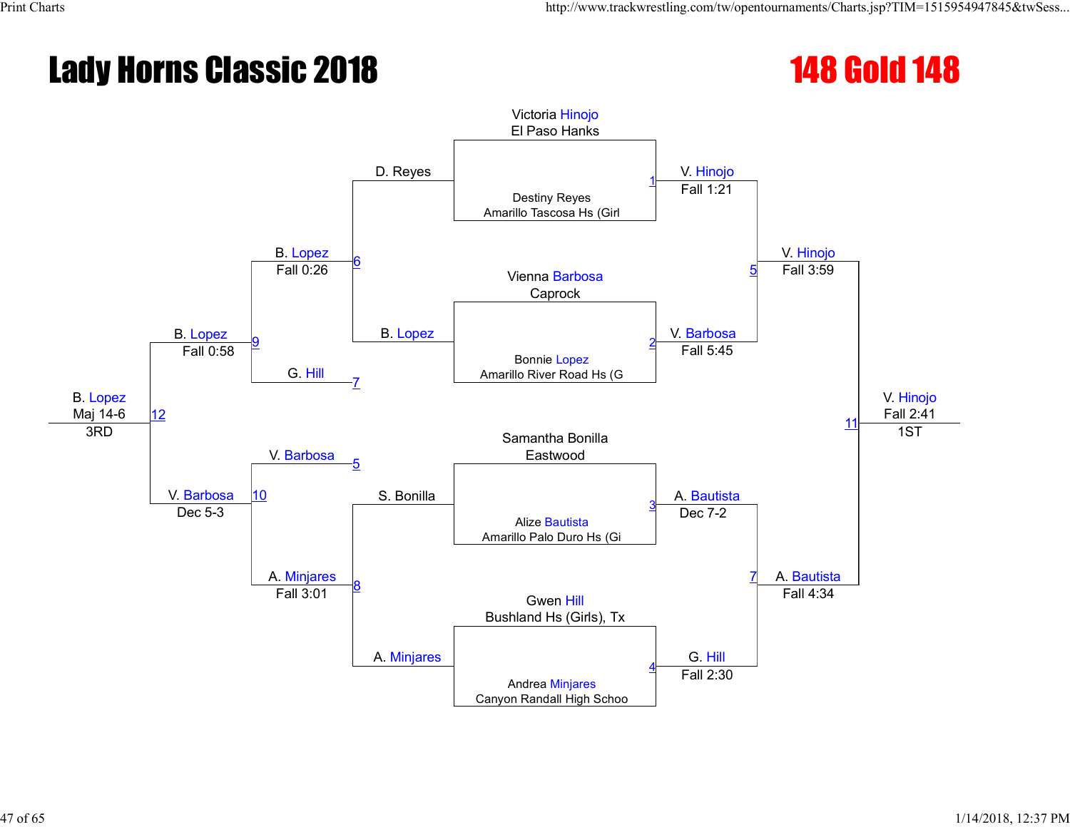# Lady Horns Classic 2018

## 148 Gold 148

### Championship Bracket

**First Round**

- Match 1: Victoria Hinojo (El Paso Hanks) vs. Destiny Reyes (Amarillo Tascosa Hs (Girl) — V. Hinojo, Fall 1:21
- Match 2: Vienna Barbosa (Caprock) vs. Bonnie Lopez (Amarillo River Road Hs (G) — V. Barbosa, Fall 5:45
- Match 3: Samantha Bonilla (Eastwood) vs. Alize Bautista (Amarillo Palo Duro Hs (Gi) — A. Bautista, Dec 7-2
- Match 4: Gwen Hill (Bushland Hs (Girls), Tx) vs. Andrea Minjares (Canyon Randall High Schoo) — G. Hill, Fall 2:30

**Semifinals**

- Match 5: V. Hinojo vs. V. Barbosa — V. Hinojo, Fall 3:59
- Match 7: A. Bautista vs. G. Hill — A. Bautista, Fall 4:34

**Final**

- Match 11: V. Hinojo vs. A. Bautista — V. Hinojo, Fall 2:41 — 1ST

### Consolation Bracket

- Match 6: D. Reyes vs. B. Lopez — B. Lopez, Fall 0:26
- Match 8: S. Bonilla vs. A. Minjares — A. Minjares, Fall 3:01
- Match 9: B. Lopez vs. G. Hill (loser of 7) — B. Lopez, Fall 0:58
- Match 10: V. Barbosa (loser of 5) vs. A. Minjares — V. Barbosa, Dec 5-3
- Match 12: B. Lopez vs. V. Barbosa — B. Lopez, Maj 14-6 — 3RD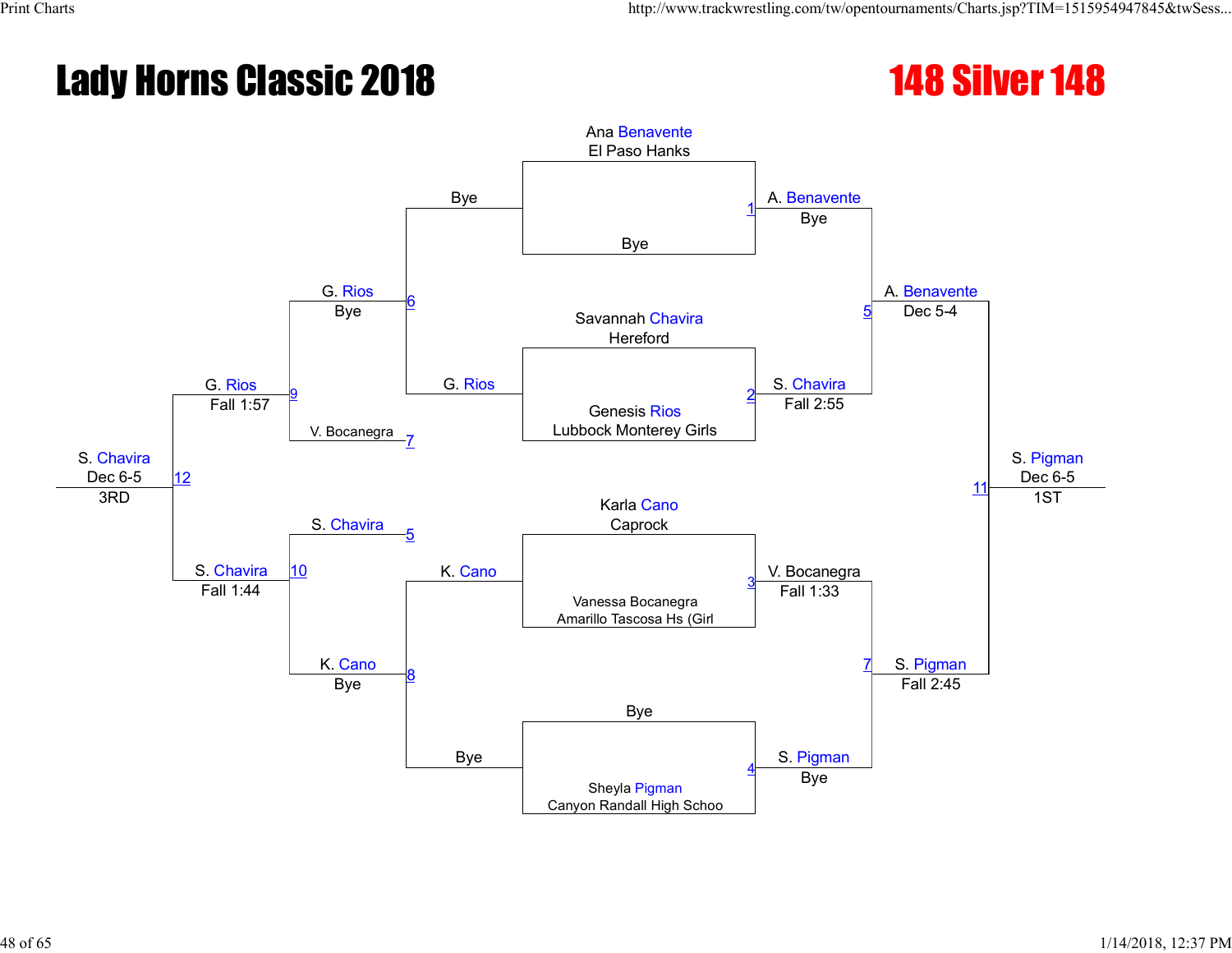# Lady Horns Classic 2018

## 148 Silver 148

**Championship Bracket**

- Match 1: Ana Benavente (El Paso Hanks) vs Bye — A. Benavente, Bye
- Match 2: Savannah Chavira (Hereford) vs Genesis Rios (Lubbock Monterey Girls) — S. Chavira, Fall 2:55
- Match 3: Karla Cano (Caprock) vs Vanessa Bocanegra (Amarillo Tascosa Hs (Girl) — V. Bocanegra, Fall 1:33
- Match 4: Bye vs Sheyla Pigman (Canyon Randall High Schoo) — S. Pigman, Bye
- Match 5: A. Benavente vs S. Chavira — A. Benavente, Dec 5-4
- Match 7: V. Bocanegra vs S. Pigman — S. Pigman, Fall 2:45
- Match 11: A. Benavente vs S. Pigman — S. Pigman, Dec 6-5, 1ST

**Consolation Bracket**

- Match 6: Bye vs G. Rios — G. Rios, Bye
- Match 8: K. Cano vs Bye — K. Cano, Bye
- Match 9: G. Rios vs V. Bocanegra (L7) — G. Rios, Fall 1:57
- Match 10: S. Chavira (L5) vs K. Cano — S. Chavira, Fall 1:44
- Match 12: G. Rios vs S. Chavira — S. Chavira, Dec 6-5, 3RD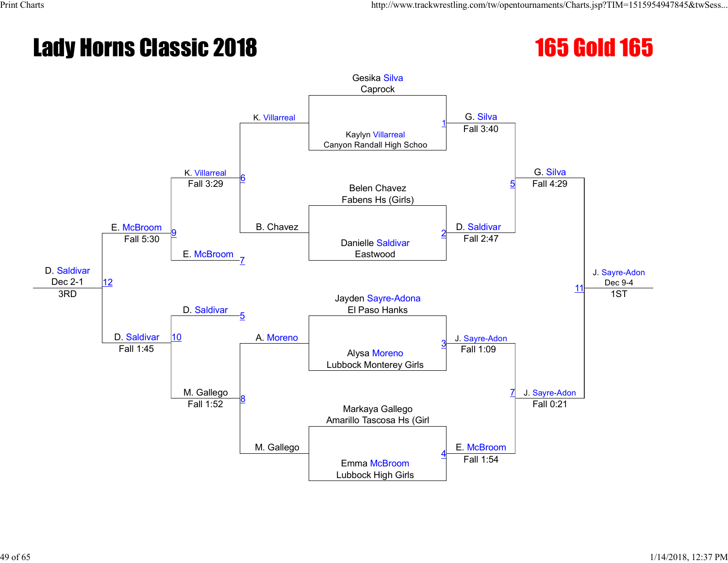# Lady Horns Classic 2018

## 165 Gold 165

### Championship Bracket

**Round 1**

- Match 1: Gesika Silva (Caprock) vs. Kaylyn Villarreal (Canyon Randall High Schoo) — Winner: G. Silva, Fall 3:40
- Match 2: Belen Chavez (Fabens Hs (Girls)) vs. Danielle Saldivar (Eastwood) — Winner: D. Saldivar, Fall 2:47
- Match 3: Jayden Sayre-Adona (El Paso Hanks) vs. Alysa Moreno (Lubbock Monterey Girls) — Winner: J. Sayre-Adon, Fall 1:09
- Match 4: Markaya Gallego (Amarillo Tascosa Hs (Girl) vs. Emma McBroom (Lubbock High Girls) — Winner: E. McBroom, Fall 1:54

**Semifinals**

- Match 5: G. Silva vs. D. Saldivar — Winner: G. Silva, Fall 4:29
- Match 7: J. Sayre-Adon vs. E. McBroom — Winner: J. Sayre-Adon, Fall 0:21

**Final**

- Match 11: G. Silva vs. J. Sayre-Adon — Winner: J. Sayre-Adon, Dec 9-4 — 1ST

### Consolation Bracket

- Match 6: K. Villarreal vs. B. Chavez — Winner: K. Villarreal, Fall 3:29
- Match 8: A. Moreno vs. M. Gallego — Winner: M. Gallego, Fall 1:52
- Match 9: K. Villarreal vs. E. McBroom (loser of Match 7) — Winner: E. McBroom, Fall 5:30
- Match 10: D. Saldivar (loser of Match 5) vs. M. Gallego — Winner: D. Saldivar, Fall 1:45
- Match 12: E. McBroom vs. D. Saldivar — Winner: D. Saldivar, Dec 2-1 — 3RD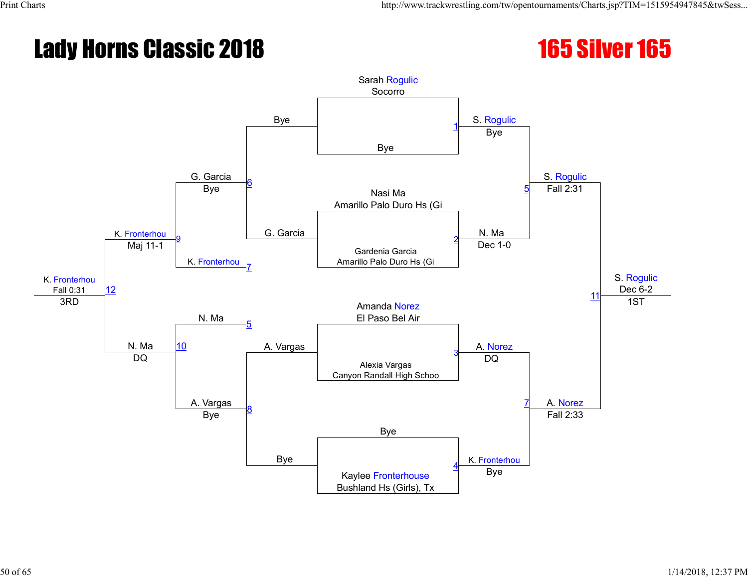# Lady Horns Classic 2018

## 165 Silver 165

**Championship Bracket**

| Match | Wrestler 1 | Wrestler 2 | Winner | Result |
|---|---|---|---|---|
| 1 | Sarah Rogulic (Socorro) | Bye | S. Rogulic | Bye |
| 2 | Nasi Ma (Amarillo Palo Duro Hs (Gi) | Gardenia Garcia (Amarillo Palo Duro Hs (Gi) | N. Ma | Dec 1-0 |
| 3 | Amanda Norez (El Paso Bel Air) | Alexia Vargas (Canyon Randall High Schoo) | A. Norez | DQ |
| 4 | Bye | Kaylee Fronterhouse (Bushland Hs (Girls), Tx) | K. Fronterhou | Bye |
| 5 | S. Rogulic | N. Ma | S. Rogulic | Fall 2:31 |
| 7 | A. Norez | K. Fronterhou | A. Norez | Fall 2:33 |
| 11 | S. Rogulic | A. Norez | S. Rogulic | Dec 6-2 (1ST) |

**Consolation Bracket**

| Match | Wrestler 1 | Wrestler 2 | Winner | Result |
|---|---|---|---|---|
| 6 | Bye | G. Garcia | G. Garcia | Bye |
| 8 | A. Vargas | Bye | A. Vargas | Bye |
| 9 | G. Garcia | K. Fronterhou | K. Fronterhou | Maj 11-1 |
| 10 | N. Ma | A. Vargas | N. Ma | DQ |
| 12 | K. Fronterhou | N. Ma | K. Fronterhou | Fall 0:31 (3RD) |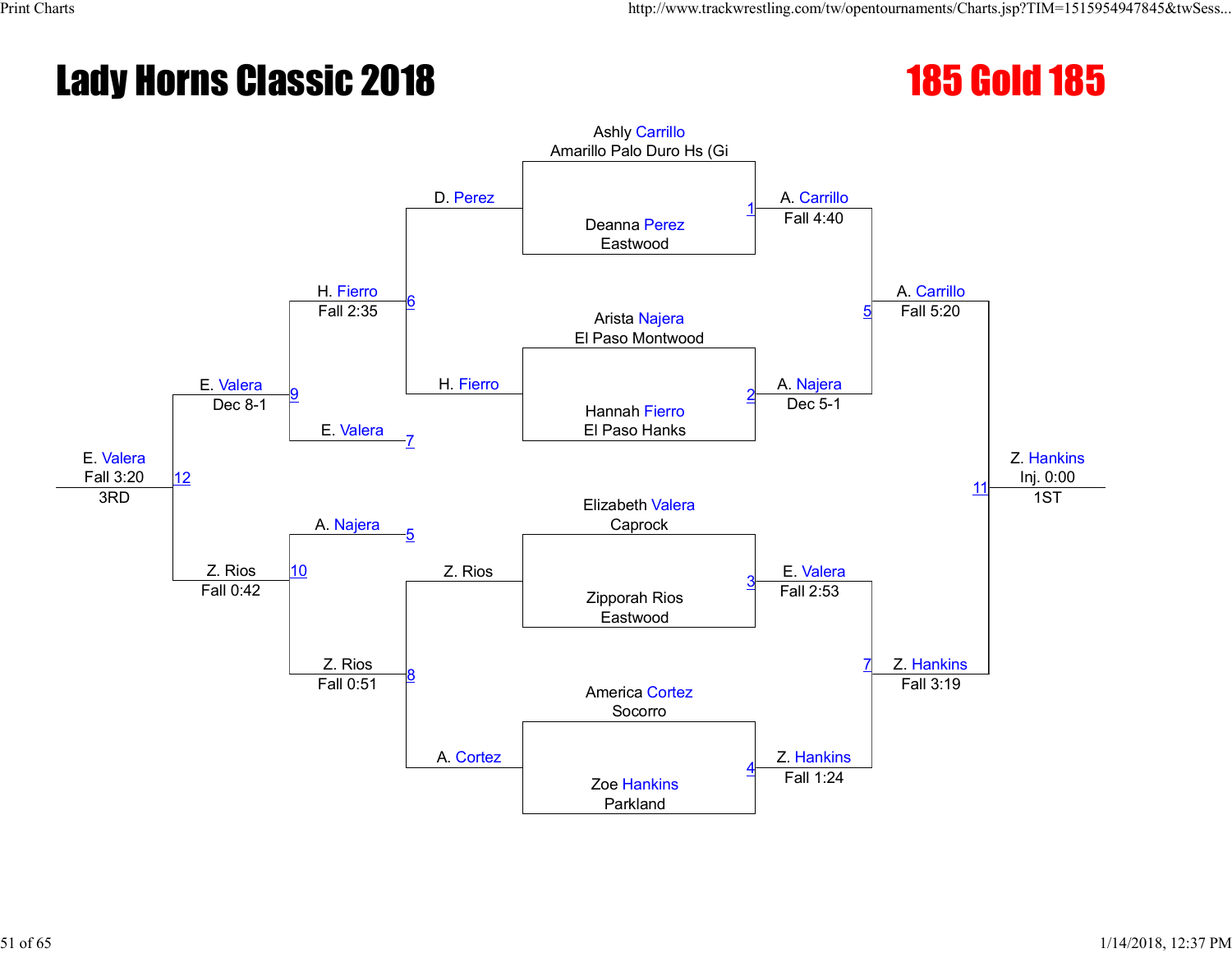# Lady Horns Classic 2018

## 185 Gold 185

### Championship Bracket

**Match 1**
- Ashly Carrillo, Amarillo Palo Duro Hs (Gi
- Deanna Perez, Eastwood
- Winner: A. Carrillo — Fall 4:40

**Match 2**
- Arista Najera, El Paso Montwood
- Hannah Fierro, El Paso Hanks
- Winner: A. Najera — Dec 5-1

**Match 3**
- Elizabeth Valera, Caprock
- Zipporah Rios, Eastwood
- Winner: E. Valera — Fall 2:53

**Match 4**
- America Cortez, Socorro
- Zoe Hankins, Parkland
- Winner: Z. Hankins — Fall 1:24

**Match 5**
- A. Carrillo vs. A. Najera
- Winner: A. Carrillo — Fall 5:20

**Match 7**
- E. Valera vs. Z. Hankins
- Winner: Z. Hankins — Fall 3:19

**Match 11**
- A. Carrillo vs. Z. Hankins
- Winner: Z. Hankins — Inj. 0:00 — 1ST

### Consolation Bracket

**Match 6**
- D. Perez vs. H. Fierro
- Winner: H. Fierro — Fall 2:35

**Match 8**
- Z. Rios vs. A. Cortez
- Winner: Z. Rios — Fall 0:51

**Match 9**
- H. Fierro vs. E. Valera (loser of 7)
- Winner: E. Valera — Dec 8-1

**Match 10**
- A. Najera (loser of 5) vs. Z. Rios
- Winner: Z. Rios — Fall 0:42

**Match 12**
- E. Valera vs. Z. Rios
- Winner: E. Valera — Fall 3:20 — 3RD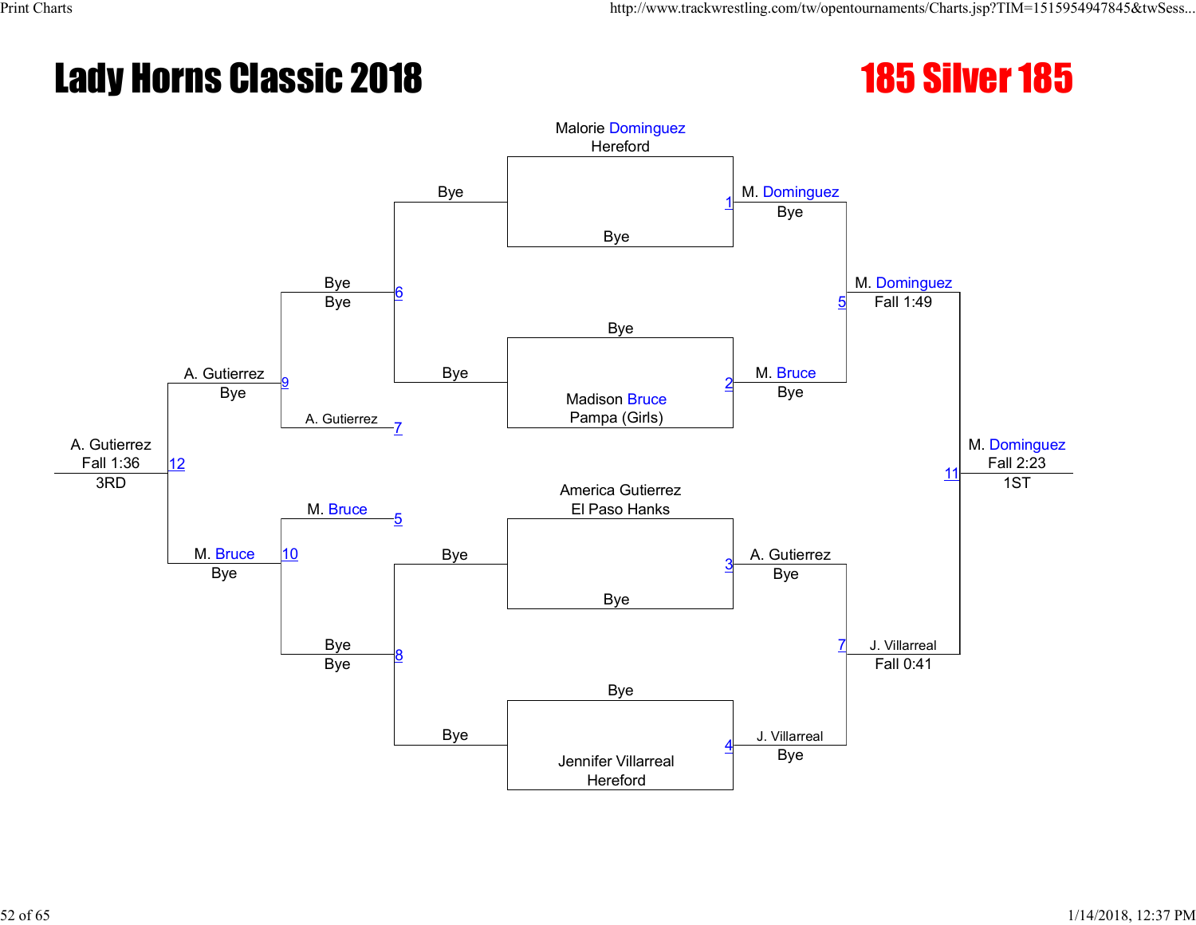# Lady Horns Classic 2018

# 185 Silver 185

## Championship Bracket

**Round 1**

- Match 1: Malorie Dominguez (Hereford) vs. Bye — Winner: M. Dominguez (Bye)
- Match 2: Bye vs. Madison Bruce (Pampa (Girls)) — Winner: M. Bruce (Bye)
- Match 3: America Gutierrez (El Paso Hanks) vs. Bye — Winner: A. Gutierrez (Bye)
- Match 4: Bye vs. Jennifer Villarreal (Hereford) — Winner: J. Villarreal (Bye)

**Semifinals**

- Match 5: M. Dominguez vs. M. Bruce — Winner: M. Dominguez (Fall 1:49)
- Match 7: A. Gutierrez vs. J. Villarreal — Winner: J. Villarreal (Fall 0:41)

**Final**

- Match 11: M. Dominguez vs. J. Villarreal — Winner: M. Dominguez (Fall 2:23) — 1ST

## Consolation Bracket

**Round 1**

- Match 6: Bye vs. Bye — Bye (Bye)
- Match 8: Bye vs. Bye — Bye (Bye)

**Round 2**

- Match 9: Bye vs. A. Gutierrez (loser of 7) — Winner: A. Gutierrez (Bye)
- Match 10: M. Bruce (loser of 5) vs. Bye — Winner: M. Bruce (Bye)

**3rd Place**

- Match 12: A. Gutierrez vs. M. Bruce — Winner: A. Gutierrez (Fall 1:36) — 3RD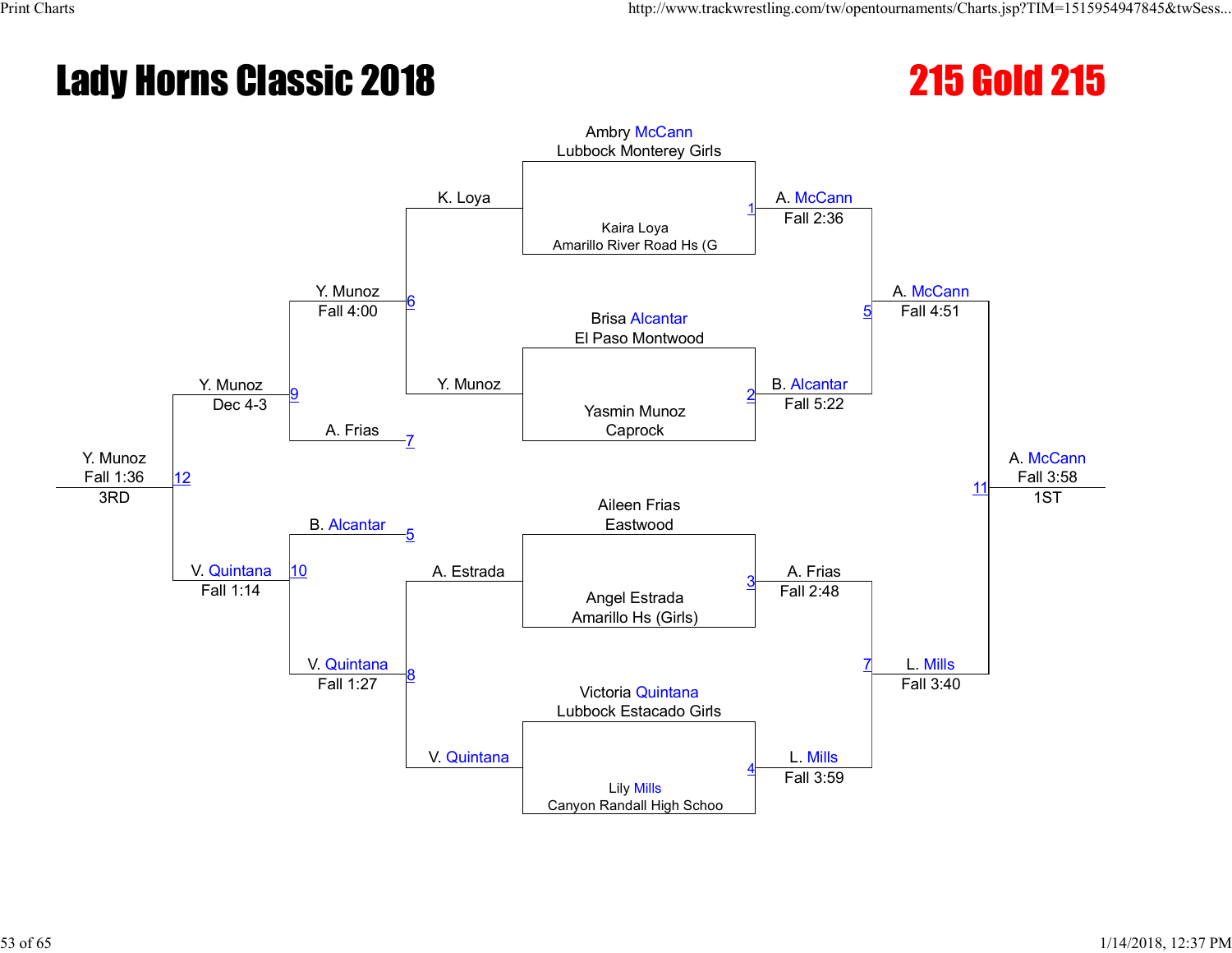# Lady Horns Classic 2018

## 215 Gold 215

### Championship Bracket

**First Round**

| Bout | Wrestler | Team | Winner | Result |
| --- | --- | --- | --- | --- |
| 1 | Ambry McCann | Lubbock Monterey Girls | A. McCann | Fall 2:36 |
| 1 | Kaira Loya | Amarillo River Road Hs (G | | |
| 2 | Brisa Alcantar | El Paso Montwood | B. Alcantar | Fall 5:22 |
| 2 | Yasmin Munoz | Caprock | | |
| 3 | Aileen Frias | Eastwood | A. Frias | Fall 2:48 |
| 3 | Angel Estrada | Amarillo Hs (Girls) | | |
| 4 | Victoria Quintana | Lubbock Estacado Girls | L. Mills | Fall 3:59 |
| 4 | Lily Mills | Canyon Randall High Schoo | | |

**Semifinals**

| Bout | Winner | Result |
| --- | --- | --- |
| 5 | A. McCann | Fall 4:51 |
| 7 | L. Mills | Fall 3:40 |

**Final**

| Bout | Winner | Result | Place |
| --- | --- | --- | --- |
| 11 | A. McCann | Fall 3:58 | 1ST |

### Consolation Bracket

| Bout | Wrestlers | Winner | Result |
| --- | --- | --- | --- |
| 6 | K. Loya vs. Y. Munoz | Y. Munoz | Fall 4:00 |
| 8 | A. Estrada vs. V. Quintana | V. Quintana | Fall 1:27 |
| 9 | Y. Munoz vs. A. Frias | Y. Munoz | Dec 4-3 |
| 10 | B. Alcantar vs. V. Quintana | V. Quintana | Fall 1:14 |
| 12 | Y. Munoz vs. V. Quintana | Y. Munoz | Fall 1:36 |

3RD: Y. Munoz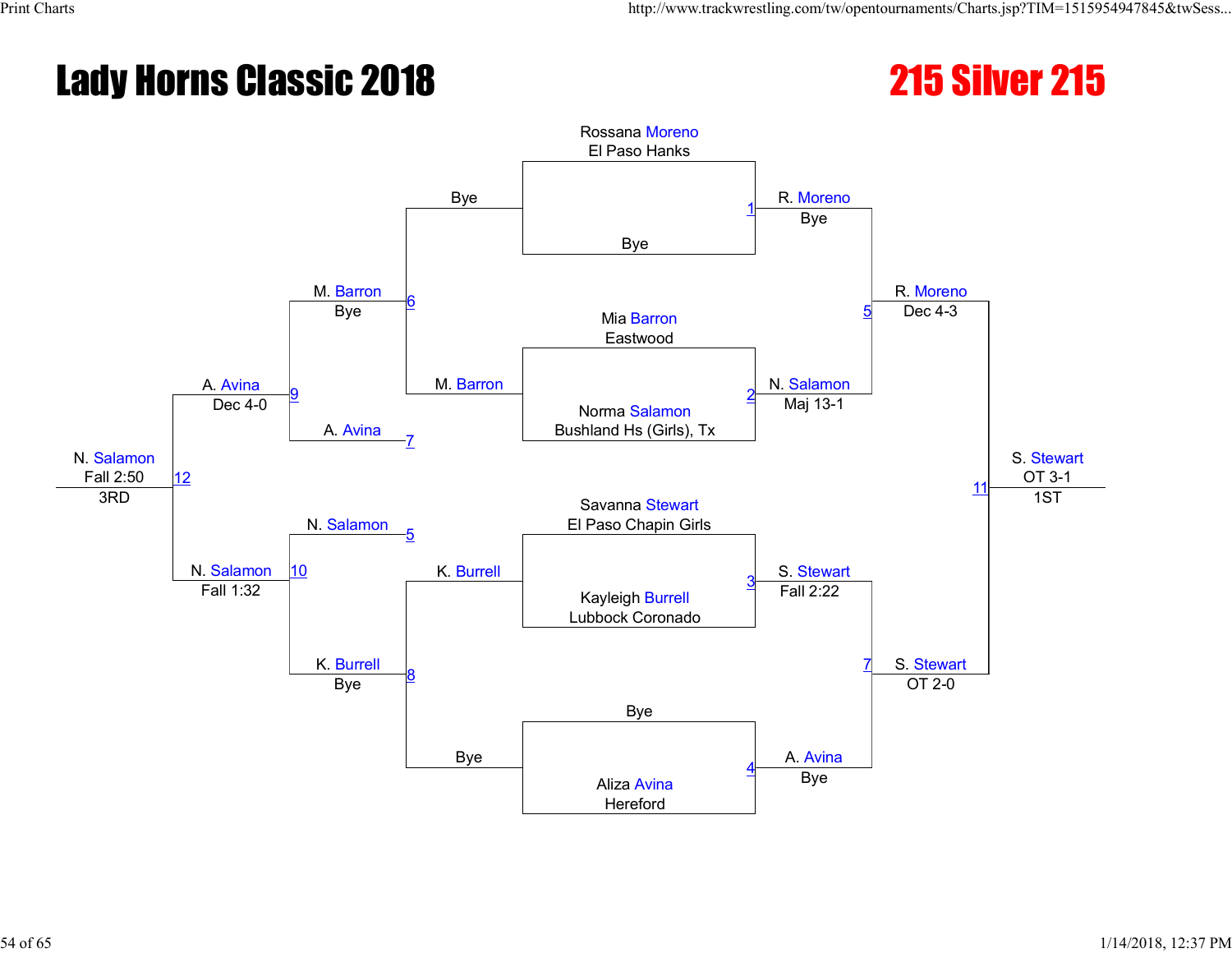# Lady Horns Classic 2018

## 215 Silver 215

### Championship Bracket

**Initial Entries**

- Rossana Moreno, El Paso Hanks — vs. Bye
- Mia Barron, Eastwood — vs. Norma Salamon, Bushland Hs (Girls), Tx
- Savanna Stewart, El Paso Chapin Girls — vs. Kayleigh Burrell, Lubbock Coronado
- Bye — vs. Aliza Avina, Hereford

**Bout 1:** R. Moreno — Bye

**Bout 2:** N. Salamon — Maj 13-1

**Bout 3:** S. Stewart — Fall 2:22

**Bout 4:** A. Avina — Bye

**Bout 5:** R. Moreno — Dec 4-3

**Bout 7:** S. Stewart — OT 2-0

**Bout 11:** S. Stewart — OT 3-1 — 1ST

### Consolation Bracket

**Bout 6:** Bye vs. M. Barron → M. Barron — Bye

**Bout 8:** K. Burrell vs. Bye → K. Burrell — Bye

**Bout 9:** M. Barron vs. A. Avina (loser of 7) → A. Avina — Dec 4-0

**Bout 10:** N. Salamon (loser of 5) vs. K. Burrell → N. Salamon — Fall 1:32

**Bout 12:** A. Avina vs. N. Salamon → N. Salamon — Fall 2:50 — 3RD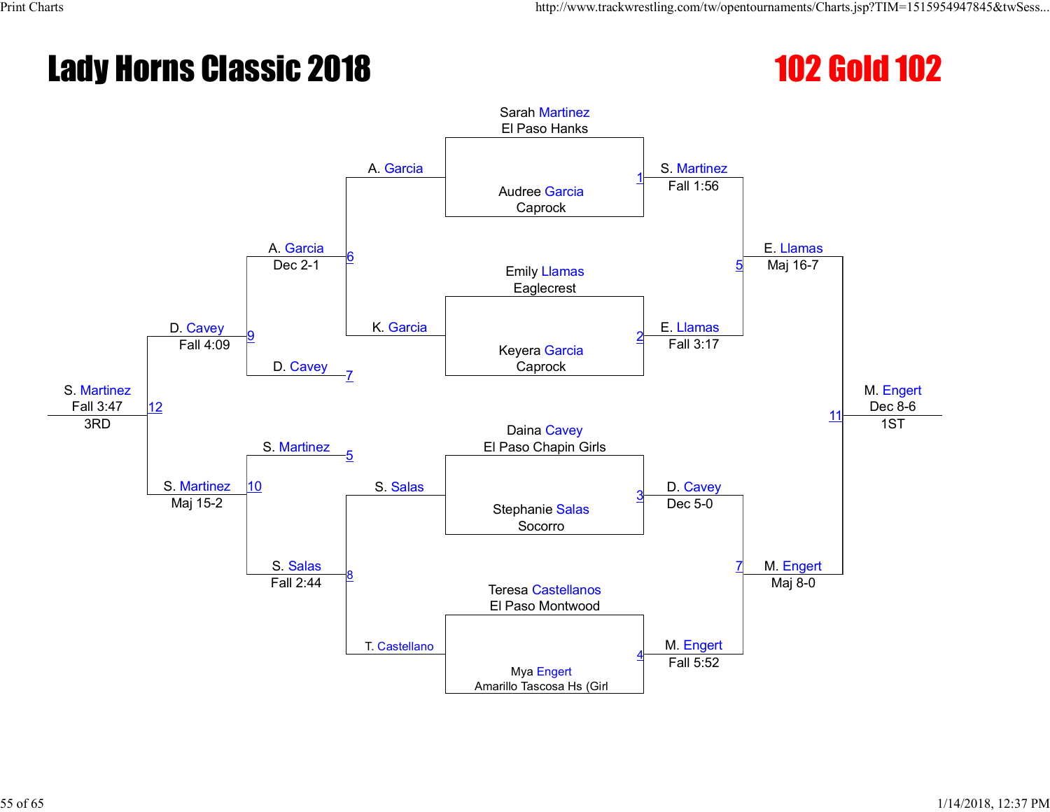# Lady Horns Classic 2018

# 102 Gold 102

## Championship Bracket

| Entrant | School |
|---|---|
| Sarah Martinez | El Paso Hanks |
| Audree Garcia | Caprock |
| Emily Llamas | Eaglecrest |
| Keyera Garcia | Caprock |
| Daina Cavey | El Paso Chapin Girls |
| Stephanie Salas | Socorro |
| Teresa Castellanos | El Paso Montwood |
| Mya Engert | Amarillo Tascosa Hs (Girl |

| Bout | Winner | Result |
|---|---|---|
| 1 | S. Martinez | Fall 1:56 |
| 2 | E. Llamas | Fall 3:17 |
| 3 | D. Cavey | Dec 5-0 |
| 4 | M. Engert | Fall 5:52 |
| 5 | E. Llamas | Maj 16-7 |
| 7 | M. Engert | Maj 8-0 |
| 11 | M. Engert | Dec 8-6 — 1ST |

## Consolation Bracket

| Bout | Participants | Winner | Result |
|---|---|---|---|
| 6 | A. Garcia vs K. Garcia | A. Garcia | Dec 2-1 |
| 8 | S. Salas vs T. Castellano | S. Salas | Fall 2:44 |
| 9 | A. Garcia vs D. Cavey (7) | D. Cavey | Fall 4:09 |
| 10 | S. Martinez (5) vs S. Salas | S. Martinez | Maj 15-2 |
| 12 | D. Cavey vs S. Martinez | S. Martinez | Fall 3:47 — 3RD |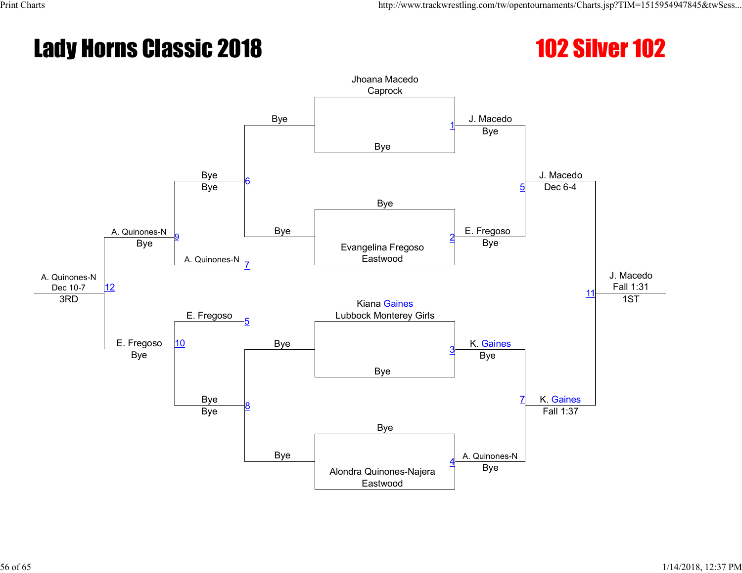# Lady Horns Classic 2018

## 102 Silver 102

**Championship Bracket**

| Match | Wrestler 1 | Wrestler 2 | Winner | Result |
|---|---|---|---|---|
| 1 | Jhoana Macedo (Caprock) | Bye | J. Macedo | Bye |
| 2 | Bye | Evangelina Fregoso (Eastwood) | E. Fregoso | Bye |
| 3 | Kiana Gaines (Lubbock Monterey Girls) | Bye | K. Gaines | Bye |
| 4 | Bye | Alondra Quinones-Najera (Eastwood) | A. Quinones-N | Bye |
| 5 | J. Macedo | E. Fregoso | J. Macedo | Dec 6-4 |
| 7 | K. Gaines | A. Quinones-N | K. Gaines | Fall 1:37 |
| 11 | J. Macedo | K. Gaines | J. Macedo | Fall 1:31 — 1ST |

**Consolation Bracket**

| Match | Wrestler 1 | Wrestler 2 | Winner | Result |
|---|---|---|---|---|
| 6 | Bye | Bye | Bye | Bye |
| 8 | Bye | Bye | Bye | Bye |
| 9 | Bye | A. Quinones-N | A. Quinones-N | Bye |
| 10 | E. Fregoso | Bye | E. Fregoso | Bye |
| 12 | A. Quinones-N | E. Fregoso | A. Quinones-N | Dec 10-7 — 3RD |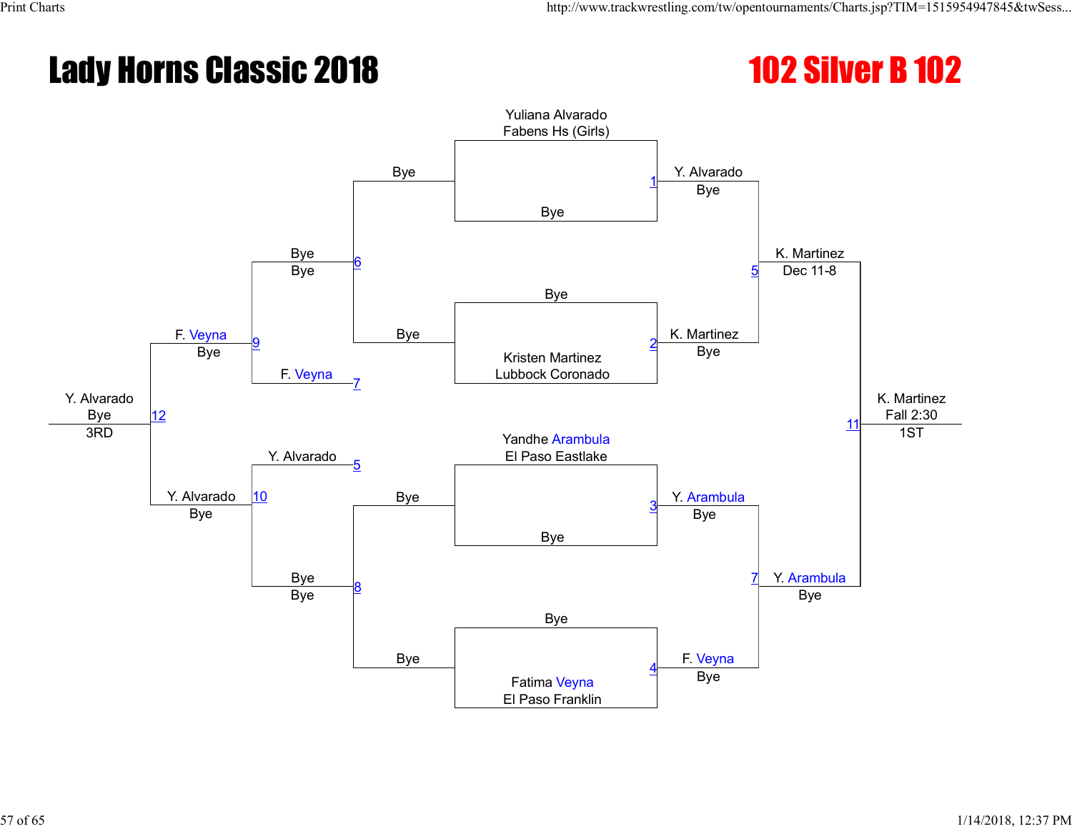# Lady Horns Classic 2018

## 102 Silver B 102

**Championship Bracket**

Round 1:
- Match 1: Yuliana Alvarado (Fabens Hs (Girls)) vs Bye — Y. Alvarado, Bye
- Match 2: Bye vs Kristen Martinez (Lubbock Coronado) — K. Martinez, Bye
- Match 3: Yandhe Arambula (El Paso Eastlake) vs Bye — Y. Arambula, Bye
- Match 4: Bye vs Fatima Veyna (El Paso Franklin) — F. Veyna, Bye

Semifinals:
- Match 5: Y. Alvarado vs K. Martinez — K. Martinez, Dec 11-8
- Match 7: Y. Arambula vs F. Veyna — Y. Arambula, Bye

Final:
- Match 11: K. Martinez vs Y. Arambula — K. Martinez, Fall 2:30 — 1ST

**Consolation Bracket**

- Match 6: Bye vs Bye — Bye, Bye
- Match 8: Bye vs Bye — Bye, Bye
- Match 9: Bye vs F. Veyna (loser of 7) — F. Veyna, Bye
- Match 10: Y. Alvarado (loser of 5) vs Bye — Y. Alvarado, Bye
- Match 12: F. Veyna vs Y. Alvarado — Y. Alvarado, Bye — 3RD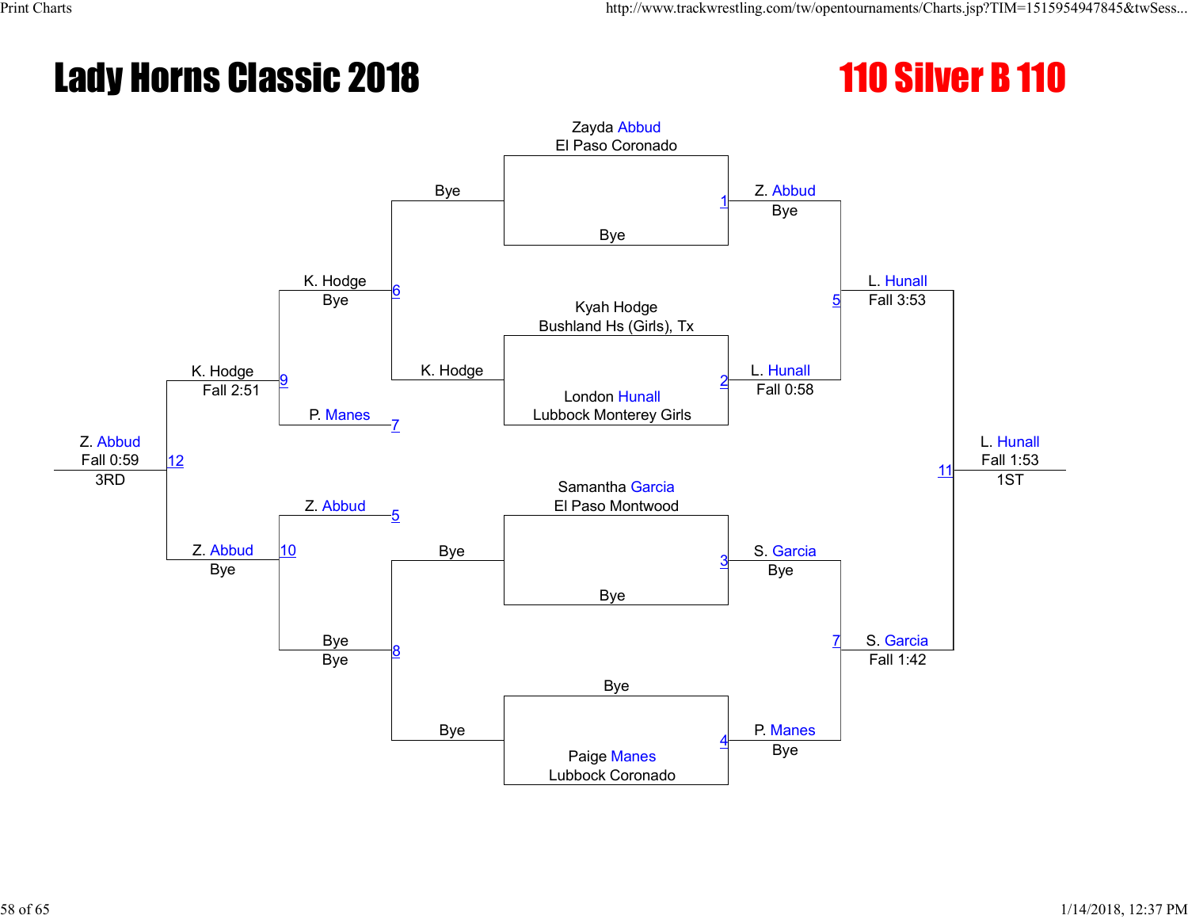# Lady Horns Classic 2018

## 110 Silver B 110

### Championship Bracket

**First Round**

- Match 1: Zayda Abbud (El Paso Coronado) vs Bye — Z. Abbud, Bye
- Match 2: Kyah Hodge (Bushland Hs (Girls), Tx) vs London Hunall (Lubbock Monterey Girls) — L. Hunall, Fall 0:58
- Match 3: Samantha Garcia (El Paso Montwood) vs Bye — S. Garcia, Bye
- Match 4: Bye vs Paige Manes (Lubbock Coronado) — P. Manes, Bye

**Semifinals**

- Match 5: Z. Abbud vs L. Hunall — L. Hunall, Fall 3:53
- Match 7: S. Garcia vs P. Manes — S. Garcia, Fall 1:42

**Final**

- Match 11: L. Hunall vs S. Garcia — L. Hunall, Fall 1:53 — 1ST

### Consolation Bracket

- Match 6: Bye vs K. Hodge — K. Hodge, Bye
- Match 8: Bye vs Bye — Bye, Bye
- Match 9: K. Hodge vs P. Manes (loser of 7) — K. Hodge, Fall 2:51
- Match 10: Z. Abbud (loser of 5) vs Bye — Z. Abbud, Bye
- Match 12: K. Hodge vs Z. Abbud — Z. Abbud, Fall 0:59 — 3RD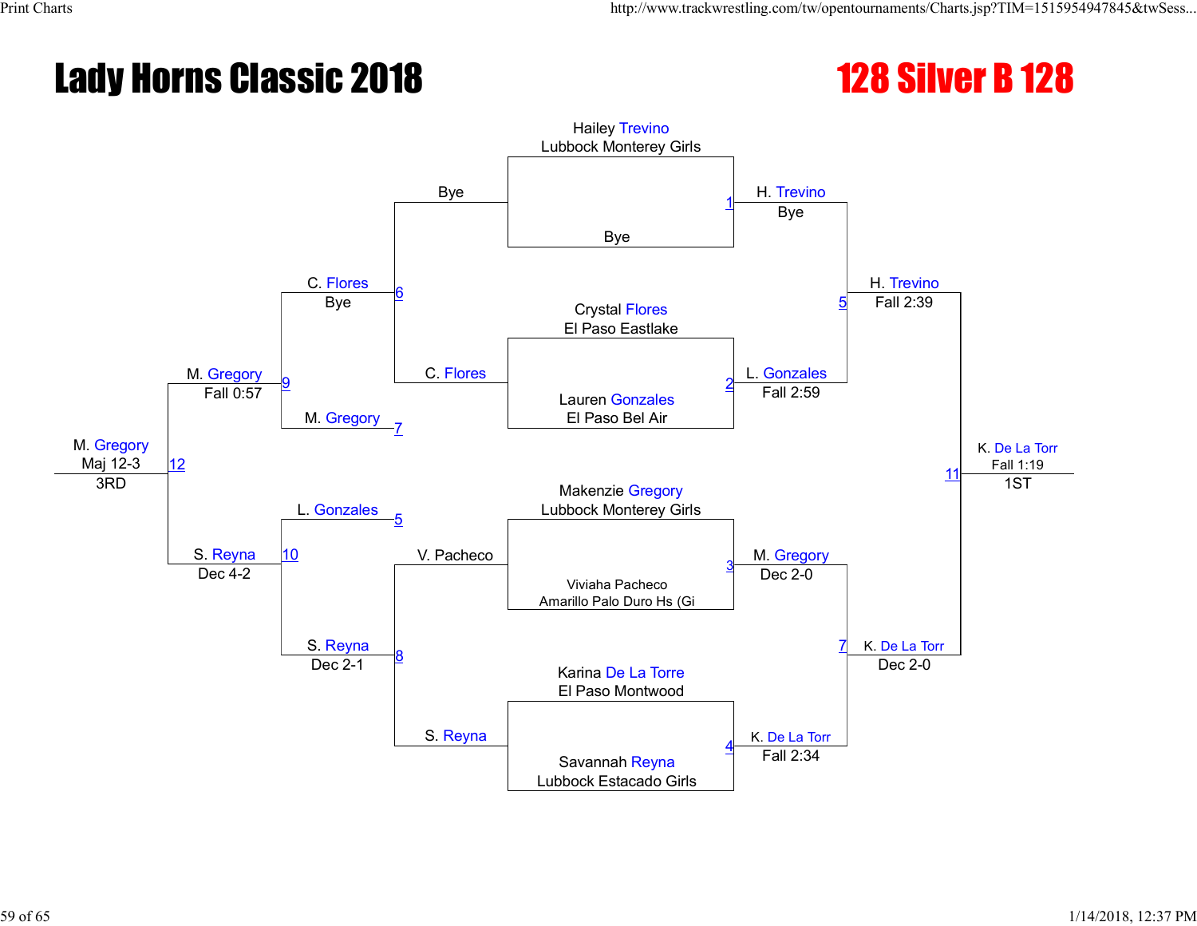# Lady Horns Classic 2018

## 128 Silver B 128

### Championship Bracket

**First Round**

- Match 1: Hailey Trevino (Lubbock Monterey Girls) vs. Bye — H. Trevino, Bye
- Match 2: Crystal Flores (El Paso Eastlake) vs. Lauren Gonzales (El Paso Bel Air) — L. Gonzales, Fall 2:59
- Match 3: Makenzie Gregory (Lubbock Monterey Girls) vs. Viviaha Pacheco (Amarillo Palo Duro Hs (Gi) — M. Gregory, Dec 2-0
- Match 4: Karina De La Torre (El Paso Montwood) vs. Savannah Reyna (Lubbock Estacado Girls) — K. De La Torr, Fall 2:34

**Semifinals**

- Match 5: H. Trevino vs. L. Gonzales — H. Trevino, Fall 2:39
- Match 7: M. Gregory vs. K. De La Torr — K. De La Torr, Dec 2-0

**Final**

- Match 11: H. Trevino vs. K. De La Torr — K. De La Torr, Fall 1:19 — 1ST

### Consolation Bracket

- Match 6: Bye vs. C. Flores — C. Flores, Bye
- Match 8: V. Pacheco vs. S. Reyna — S. Reyna, Dec 2-1
- Match 9: C. Flores vs. M. Gregory — M. Gregory, Fall 0:57
- Match 10: L. Gonzales vs. S. Reyna — S. Reyna, Dec 4-2
- Match 12: M. Gregory vs. S. Reyna — M. Gregory, Maj 12-3 — 3RD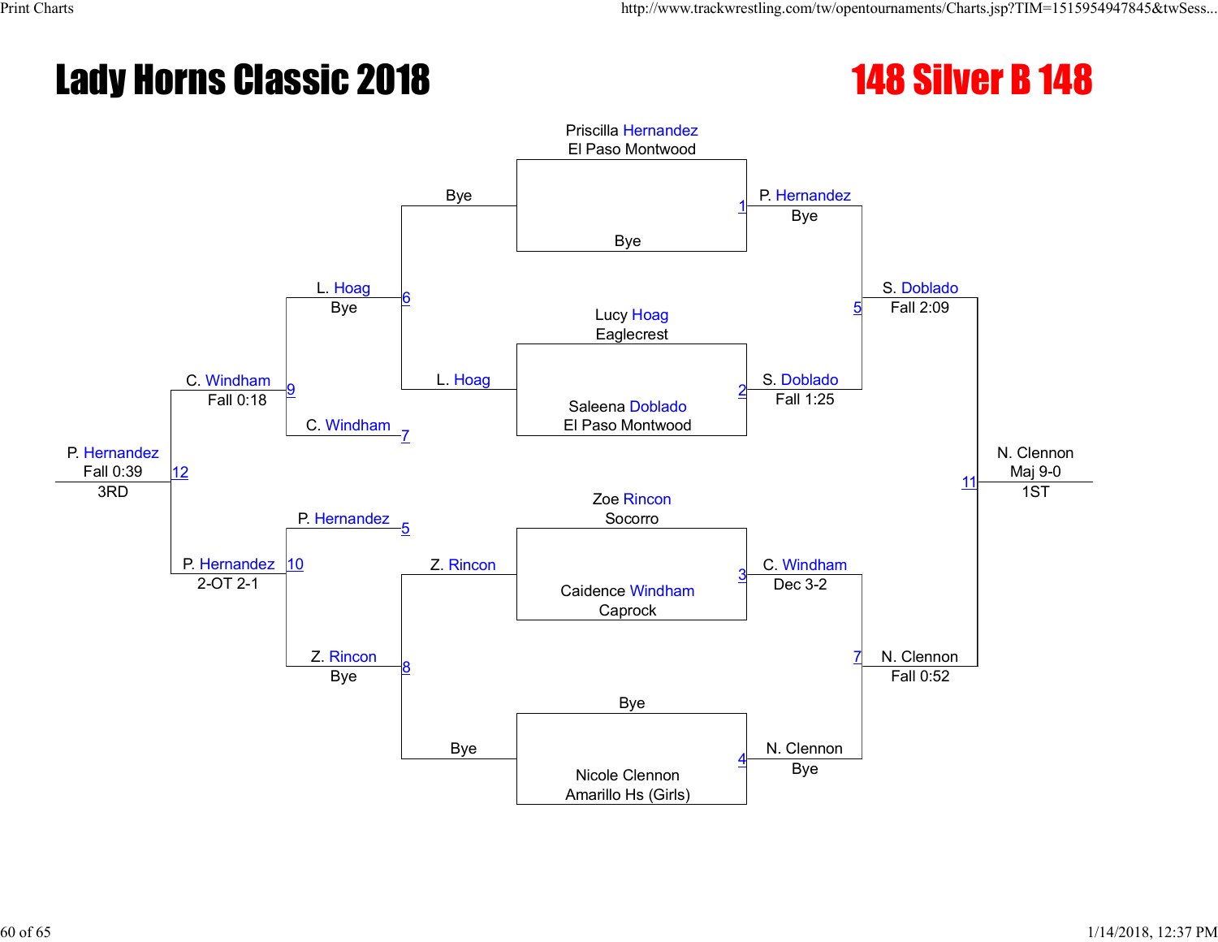# Lady Horns Classic 2018

## 148 Silver B 148

**Championship Bracket**

| Match | Wrestler 1 | Wrestler 2 | Winner | Result |
|---|---|---|---|---|
| 1 | Priscilla Hernandez (El Paso Montwood) | Bye | P. Hernandez | Bye |
| 2 | Lucy Hoag (Eaglecrest) | Saleena Doblado (El Paso Montwood) | S. Doblado | Fall 1:25 |
| 3 | Zoe Rincon (Socorro) | Caidence Windham (Caprock) | C. Windham | Dec 3-2 |
| 4 | Bye | Nicole Clennon (Amarillo Hs (Girls)) | N. Clennon | Bye |
| 5 | P. Hernandez | S. Doblado | S. Doblado | Fall 2:09 |
| 7 | C. Windham | N. Clennon | N. Clennon | Fall 0:52 |
| 11 | S. Doblado | N. Clennon | N. Clennon | Maj 9-0 (1ST) |

**Consolation Bracket**

| Match | Wrestler 1 | Wrestler 2 | Winner | Result |
|---|---|---|---|---|
| 6 | Bye | L. Hoag | L. Hoag | Bye |
| 8 | Z. Rincon | Bye | Z. Rincon | Bye |
| 9 | L. Hoag | C. Windham | C. Windham | Fall 0:18 |
| 10 | P. Hernandez | Z. Rincon | P. Hernandez | 2-OT 2-1 |
| 12 | C. Windham | P. Hernandez | P. Hernandez | Fall 0:39 (3RD) |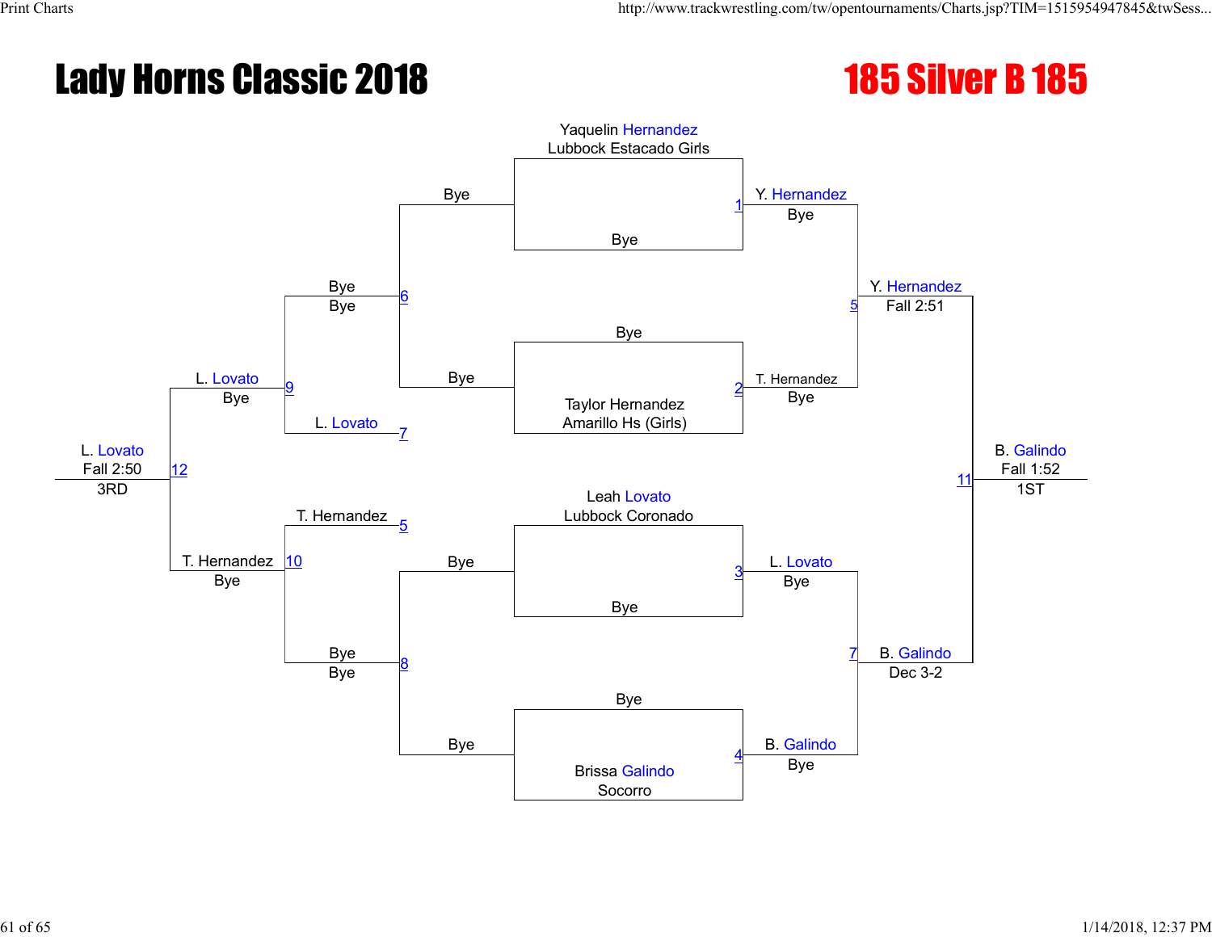# Lady Horns Classic 2018

# 185 Silver B 185

## Championship Bracket

**Match 1:** Yaquelin Hernandez (Lubbock Estacado Girls) vs. Bye — Winner: Y. Hernandez (Bye)

**Match 2:** Bye vs. Taylor Hernandez (Amarillo Hs (Girls)) — Winner: T. Hernandez (Bye)

**Match 3:** Leah Lovato (Lubbock Coronado) vs. Bye — Winner: L. Lovato (Bye)

**Match 4:** Bye vs. Brissa Galindo (Socorro) — Winner: B. Galindo (Bye)

**Match 5:** Y. Hernandez vs. T. Hernandez — Winner: Y. Hernandez (Fall 2:51)

**Match 7:** L. Lovato vs. B. Galindo — Winner: B. Galindo (Dec 3-2)

**Match 11:** Y. Hernandez vs. B. Galindo — Winner: B. Galindo (Fall 1:52) — 1ST

## Consolation Bracket

**Match 6:** Bye vs. Bye — Bye (Bye)

**Match 8:** Bye vs. Bye — Bye (Bye)

**Match 9:** Bye vs. L. Lovato (loser of 7) — Winner: L. Lovato (Bye)

**Match 10:** T. Hernandez (loser of 5) vs. Bye — Winner: T. Hernandez (Bye)

**Match 12:** L. Lovato vs. T. Hernandez — Winner: L. Lovato (Fall 2:50) — 3RD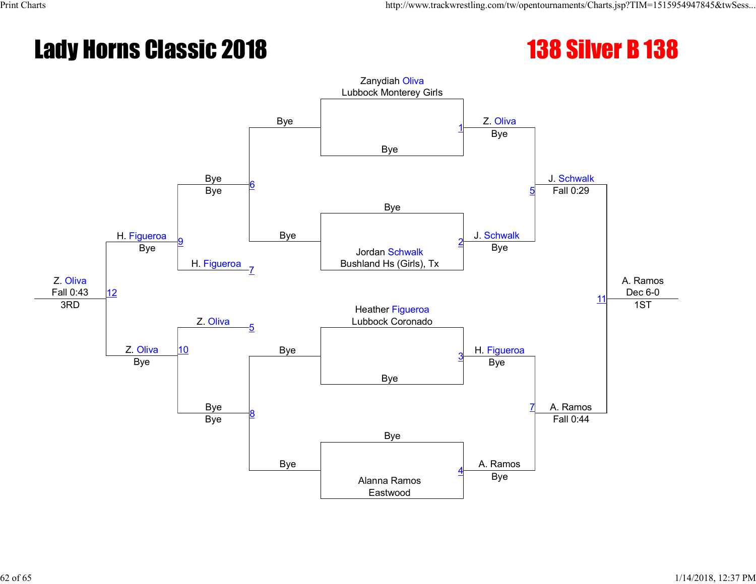# Lady Horns Classic 2018

## 138 Silver B 138

**Championship Bracket**

| Bout | Wrestler 1 | Wrestler 2 | Winner | Result |
|---|---|---|---|---|
| 1 | Zanydiah Oliva (Lubbock Monterey Girls) | Bye | Z. Oliva | Bye |
| 2 | Bye | Jordan Schwalk (Bushland Hs (Girls), Tx) | J. Schwalk | Bye |
| 3 | Heather Figueroa (Lubbock Coronado) | Bye | H. Figueroa | Bye |
| 4 | Bye | Alanna Ramos (Eastwood) | A. Ramos | Bye |
| 5 | Z. Oliva | J. Schwalk | J. Schwalk | Fall 0:29 |
| 7 | H. Figueroa | A. Ramos | A. Ramos | Fall 0:44 |
| 11 | J. Schwalk | A. Ramos | A. Ramos | Dec 6-0 |

**1ST:** A. Ramos — Dec 6-0

**Consolation Bracket**

| Bout | Wrestler 1 | Wrestler 2 | Winner | Result |
|---|---|---|---|---|
| 6 | Bye | Bye | Bye | Bye |
| 8 | Bye | Bye | Bye | Bye |
| 9 | Bye | H. Figueroa (loser of 7) | H. Figueroa | Bye |
| 10 | Z. Oliva (loser of 5) | Bye | Z. Oliva | Bye |
| 12 | H. Figueroa | Z. Oliva | Z. Oliva | Fall 0:43 |

**3RD:** Z. Oliva — Fall 0:43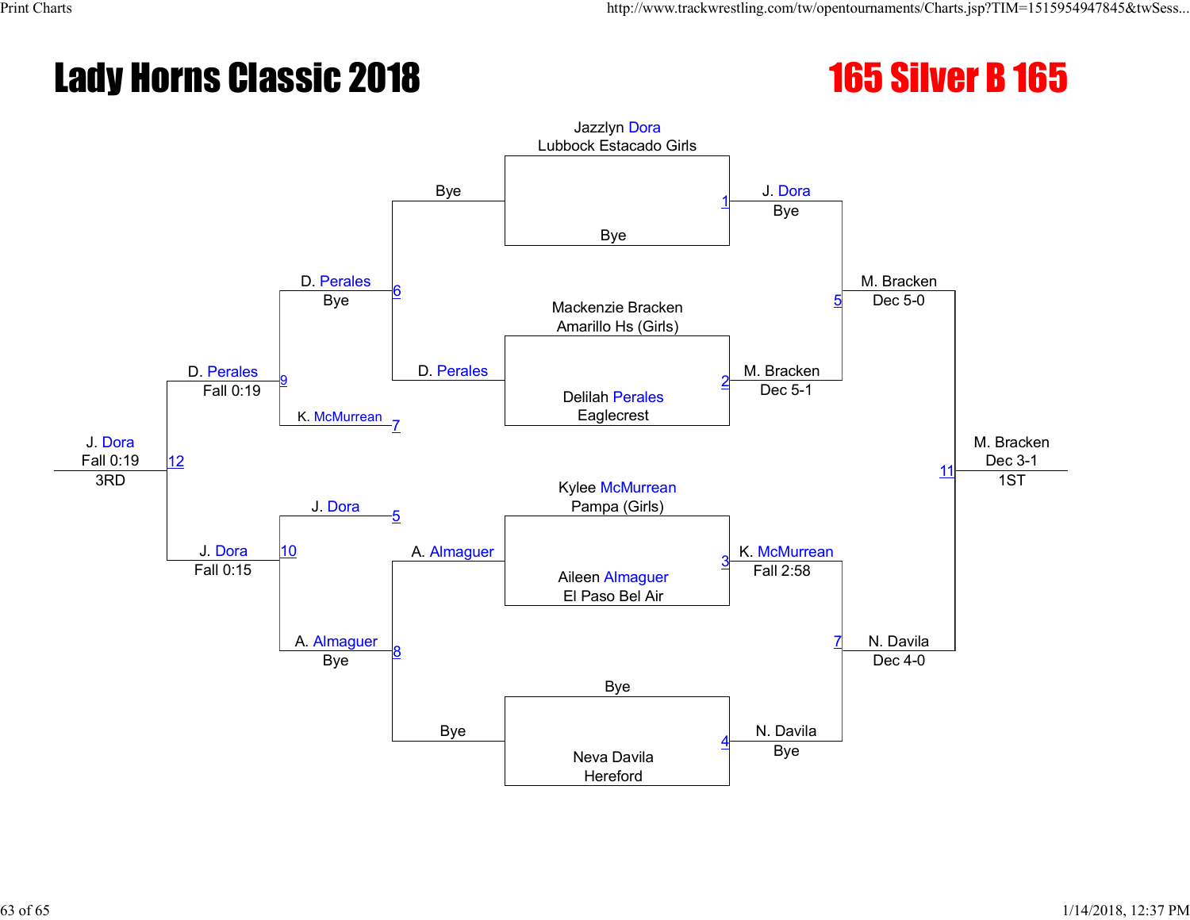# Lady Horns Classic 2018

## 165 Silver B 165

### Championship Bracket

**First Round**

- Match 1: Jazzlyn Dora (Lubbock Estacado Girls) vs. Bye — J. Dora, Bye
- Match 2: Mackenzie Bracken (Amarillo Hs (Girls)) vs. Delilah Perales (Eaglecrest) — M. Bracken, Dec 5-1
- Match 3: Kylee McMurrean (Pampa (Girls)) vs. Aileen Almaguer (El Paso Bel Air) — K. McMurrean, Fall 2:58
- Match 4: Bye vs. Neva Davila (Hereford) — N. Davila, Bye

**Semifinals**

- Match 5: J. Dora vs. M. Bracken — M. Bracken, Dec 5-0
- Match 7: K. McMurrean vs. N. Davila — N. Davila, Dec 4-0

**Final**

- Match 11: M. Bracken vs. N. Davila — M. Bracken, Dec 3-1 — 1ST

### Consolation Bracket

- Match 6: Bye vs. D. Perales — D. Perales, Bye
- Match 8: A. Almaguer vs. Bye — A. Almaguer, Bye
- Match 9: D. Perales vs. K. McMurrean (loser of 7) — D. Perales, Fall 0:19
- Match 10: J. Dora (loser of 5) vs. A. Almaguer — J. Dora, Fall 0:15
- Match 12: D. Perales vs. J. Dora — J. Dora, Fall 0:19 — 3RD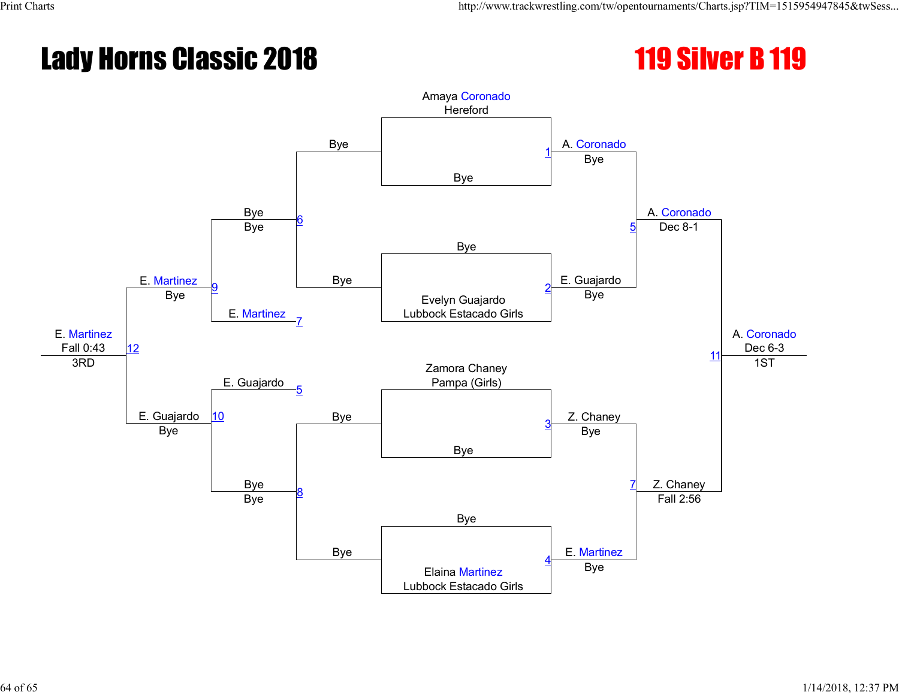# Lady Horns Classic 2018

## 119 Silver B 119

**Championship Bracket**

| Entrant | Round 1 | Semifinals | Finals |
|---|---|---|---|
| Amaya Coronado, Hereford | | | |
| Bye | 1: A. Coronado — Bye | | |
| Bye | | | |
| Evelyn Guajardo, Lubbock Estacado Girls | 2: E. Guajardo — Bye | 5: A. Coronado — Dec 8-1 | |
| Zamora Chaney, Pampa (Girls) | | | |
| Bye | 3: Z. Chaney — Bye | | |
| Bye | | | |
| Elaina Martinez, Lubbock Estacado Girls | 4: E. Martinez — Bye | 7: Z. Chaney — Fall 2:56 | 11: A. Coronado — Dec 6-3 — 1ST |

**Consolation Bracket**

| Match | Competitors | Result |
|---|---|---|
| 6 | Bye vs. Bye | Bye — Bye |
| 8 | Bye vs. Bye | Bye — Bye |
| 9 | Bye vs. E. Martinez (loser of 7) | E. Martinez — Bye |
| 10 | E. Guajardo (loser of 5) vs. Bye | E. Guajardo — Bye |
| 12 | E. Martinez vs. E. Guajardo | E. Martinez — Fall 0:43 — 3RD |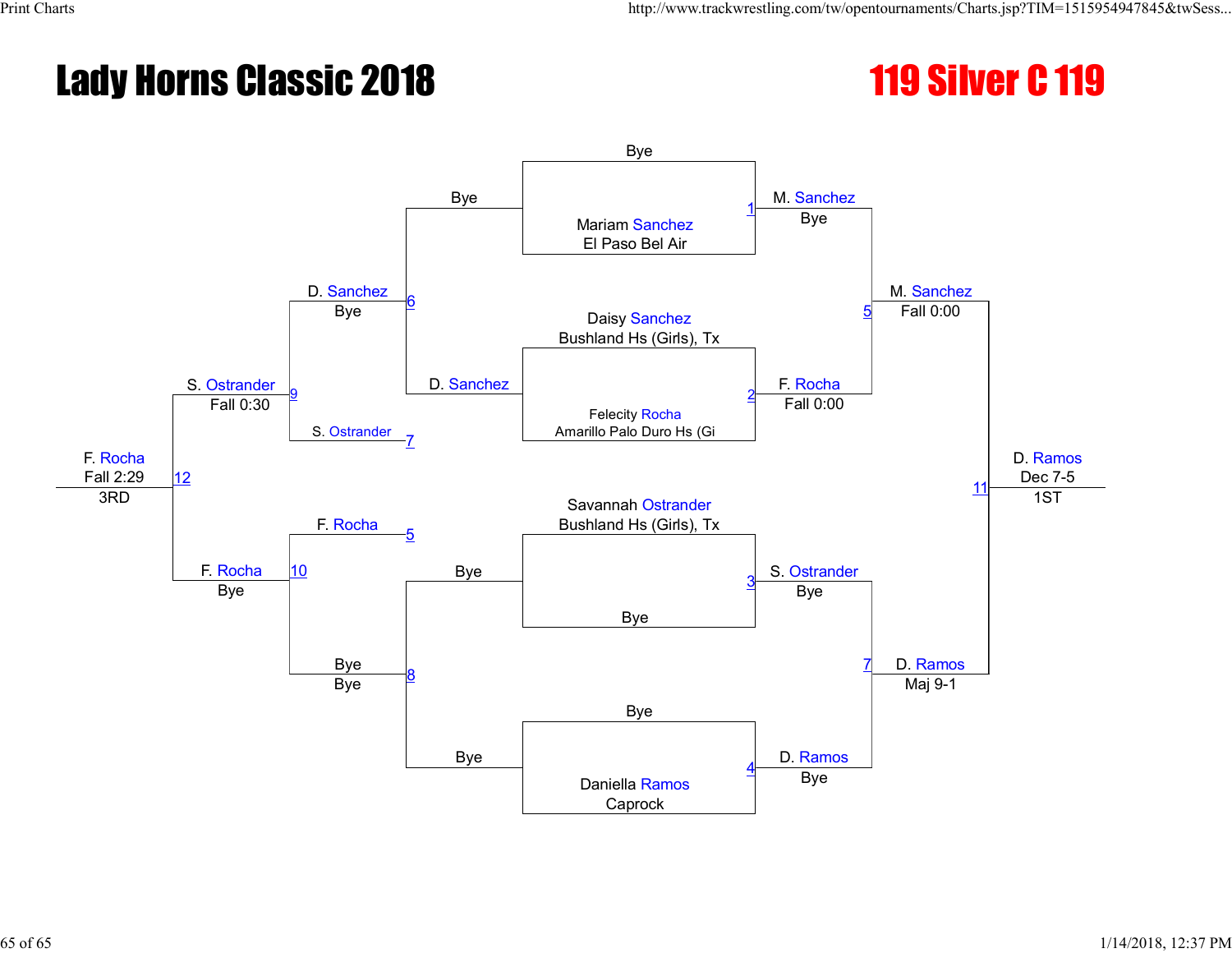# Lady Horns Classic 2018

## 119 Silver C 119

Bye

Bye

Mariam Sanchez
El Paso Bel Air

1

M. Sanchez
Bye

D. Sanchez
Bye

6

Daisy Sanchez
Bushland Hs (Girls), Tx

5

M. Sanchez
Fall 0:00

S. Ostrander
Fall 0:30

9

D. Sanchez

Felecity Rocha
Amarillo Palo Duro Hs (Gi

2

F. Rocha
Fall 0:00

S. Ostrander

7

F. Rocha
Fall 2:29
3RD

12

11

D. Ramos
Dec 7-5
1ST

F. Rocha

5

Savannah Ostrander
Bushland Hs (Girls), Tx

F. Rocha
Bye

10

Bye

3

S. Ostrander
Bye

Bye

Bye
Bye

8

7

D. Ramos
Maj 9-1

Bye

Bye

Daniella Ramos
Caprock

4

D. Ramos
Bye